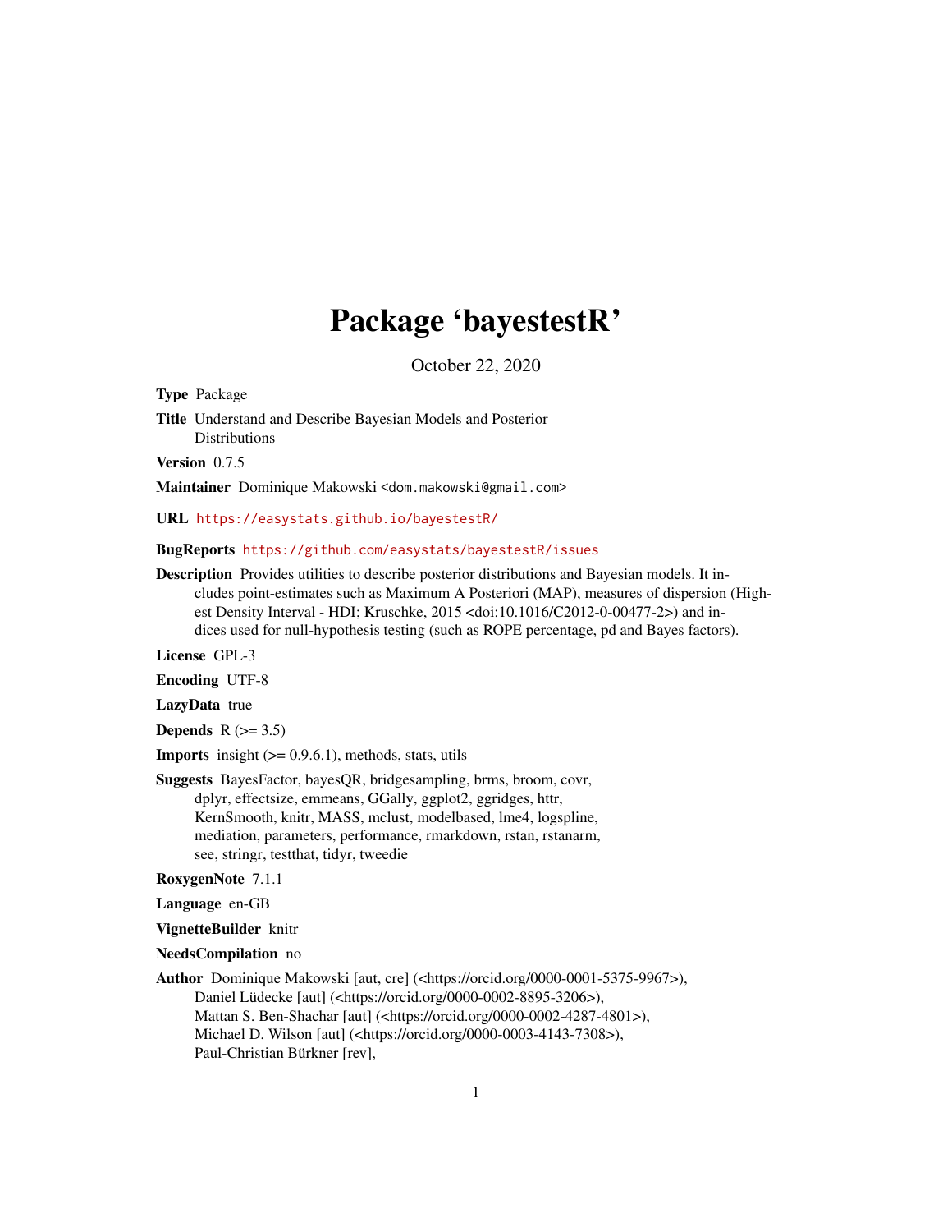# Package 'bayestestR'

October 22, 2020

**Type** Package

**Title** Understand and Describe Bayesian Models and Posterior Distributions

**Version** 0.7.5

**Maintainer** Dominique Makowski <dom.makowski@gmail.com>

**URL** https://easystats.github.io/bayestestR/

**BugReports** https://github.com/easystats/bayestestR/issues

**Description** Provides utilities to describe posterior distributions and Bayesian models. It includes point-estimates such as Maximum A Posteriori (MAP), measures of dispersion (Highest Density Interval - HDI; Kruschke, 2015 <doi:10.1016/C2012-0-00477-2>) and indices used for null-hypothesis testing (such as ROPE percentage, pd and Bayes factors).

**License** GPL-3

**Encoding** UTF-8

**LazyData** true

**Depends** R (>= 3.5)

**Imports** insight (>= 0.9.6.1), methods, stats, utils

**Suggests** BayesFactor, bayesQR, bridgesampling, brms, broom, covr, dplyr, effectsize, emmeans, GGally, ggplot2, ggridges, httr, KernSmooth, knitr, MASS, mclust, modelbased, lme4, logspline, mediation, parameters, performance, rmarkdown, rstan, rstanarm, see, stringr, testthat, tidyr, tweedie

**RoxygenNote** 7.1.1

**Language** en-GB

**VignetteBuilder** knitr

**NeedsCompilation** no

**Author** Dominique Makowski [aut, cre] (<https://orcid.org/0000-0001-5375-9967>),
Daniel Lüdecke [aut] (<https://orcid.org/0000-0002-8895-3206>),
Mattan S. Ben-Shachar [aut] (<https://orcid.org/0000-0002-4287-4801>),
Michael D. Wilson [aut] (<https://orcid.org/0000-0003-4143-7308>),
Paul-Christian Bürkner [rev],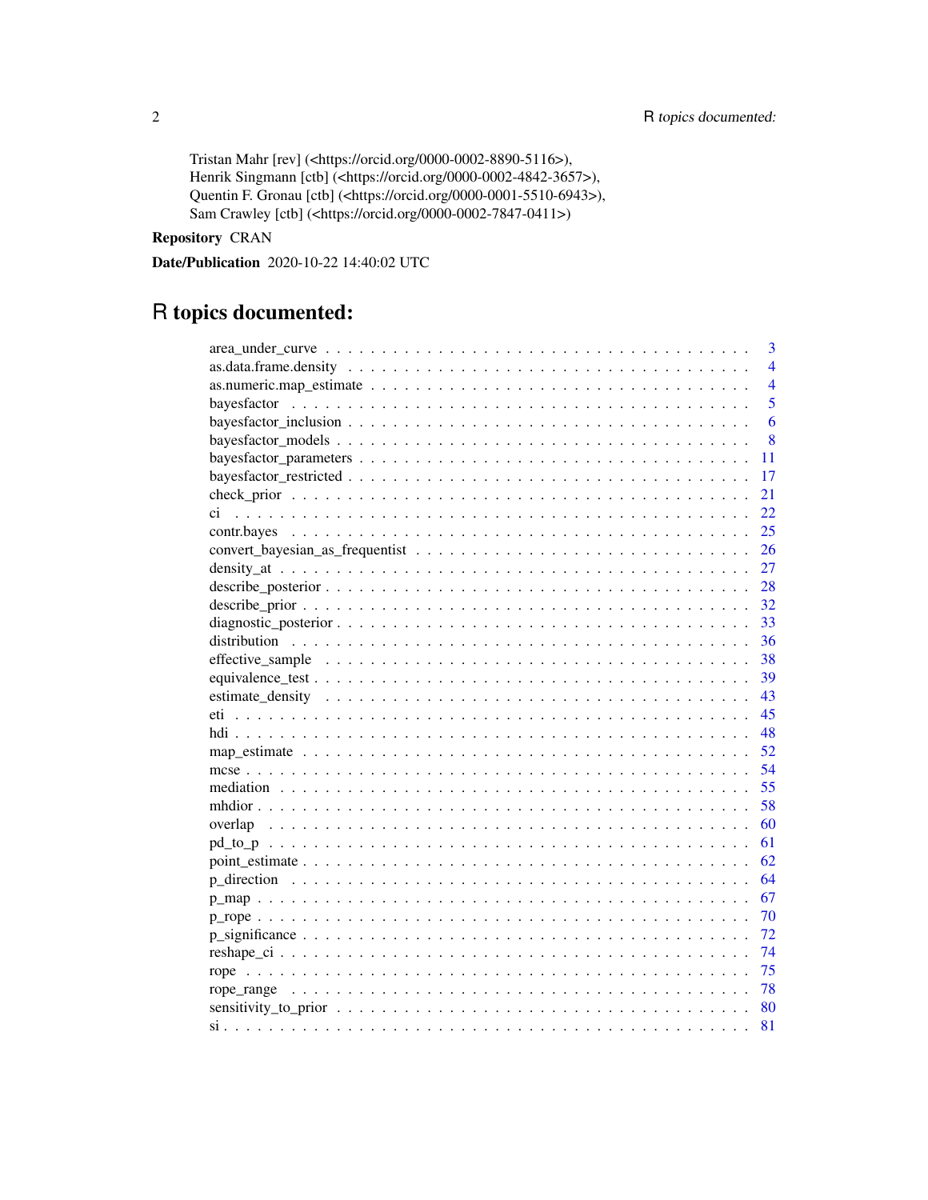Tristan Mahr [rev] (<https://orcid.org/0000-0002-8890-5116>),
Henrik Singmann [ctb] (<https://orcid.org/0000-0002-4842-3657>),
Quentin F. Gronau [ctb] (<https://orcid.org/0000-0001-5510-6943>),
Sam Crawley [ctb] (<https://orcid.org/0000-0002-7847-0411>)

**Repository** CRAN

**Date/Publication** 2020-10-22 14:40:02 UTC

# R topics documented:

| | |
|---|---|
| area_under_curve | 3 |
| as.data.frame.density | 4 |
| as.numeric.map_estimate | 4 |
| bayesfactor | 5 |
| bayesfactor_inclusion | 6 |
| bayesfactor_models | 8 |
| bayesfactor_parameters | 11 |
| bayesfactor_restricted | 17 |
| check_prior | 21 |
| ci | 22 |
| contr.bayes | 25 |
| convert_bayesian_as_frequentist | 26 |
| density_at | 27 |
| describe_posterior | 28 |
| describe_prior | 32 |
| diagnostic_posterior | 33 |
| distribution | 36 |
| effective_sample | 38 |
| equivalence_test | 39 |
| estimate_density | 43 |
| eti | 45 |
| hdi | 48 |
| map_estimate | 52 |
| mcse | 54 |
| mediation | 55 |
| mhdior | 58 |
| overlap | 60 |
| pd_to_p | 61 |
| point_estimate | 62 |
| p_direction | 64 |
| p_map | 67 |
| p_rope | 70 |
| p_significance | 72 |
| reshape_ci | 74 |
| rope | 75 |
| rope_range | 78 |
| sensitivity_to_prior | 80 |
| si | 81 |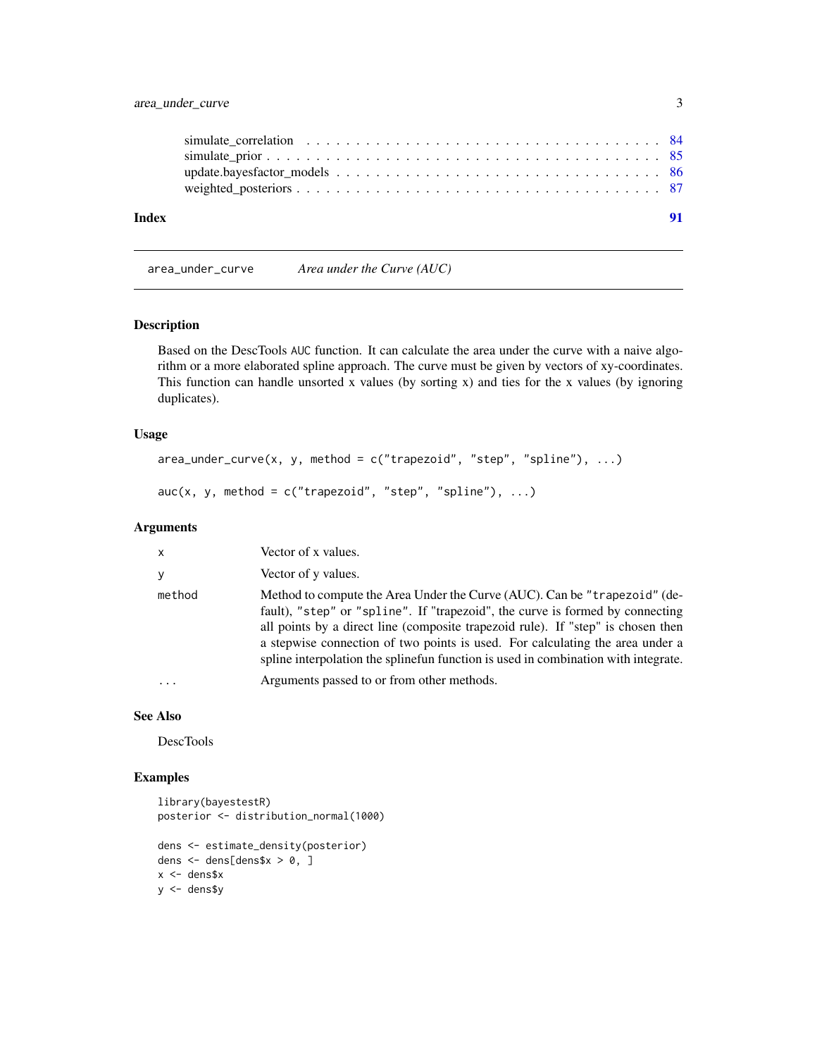| | |
|---|---|
| simulate_correlation | 84 |
| simulate_prior | 85 |
| update.bayesfactor_models | 86 |
| weighted_posteriors | 87 |

**Index** **91**

---

`area_under_curve` *Area under the Curve (AUC)*

---

## Description

Based on the DescTools `AUC` function. It can calculate the area under the curve with a naive algorithm or a more elaborated spline approach. The curve must be given by vectors of xy-coordinates. This function can handle unsorted x values (by sorting x) and ties for the x values (by ignoring duplicates).

## Usage

```
area_under_curve(x, y, method = c("trapezoid", "step", "spline"), ...)

auc(x, y, method = c("trapezoid", "step", "spline"), ...)
```

## Arguments

| | |
|---|---|
| `x` | Vector of x values. |
| `y` | Vector of y values. |
| `method` | Method to compute the Area Under the Curve (AUC). Can be `"trapezoid"` (default), `"step"` or `"spline"`. If "trapezoid", the curve is formed by connecting all points by a direct line (composite trapezoid rule). If "step" is chosen then a stepwise connection of two points is used. For calculating the area under a spline interpolation the splinefun function is used in combination with integrate. |
| `...` | Arguments passed to or from other methods. |

## See Also

DescTools

## Examples

```
library(bayestestR)
posterior <- distribution_normal(1000)

dens <- estimate_density(posterior)
dens <- dens[dens$x > 0, ]
x <- dens$x
y <- dens$y
```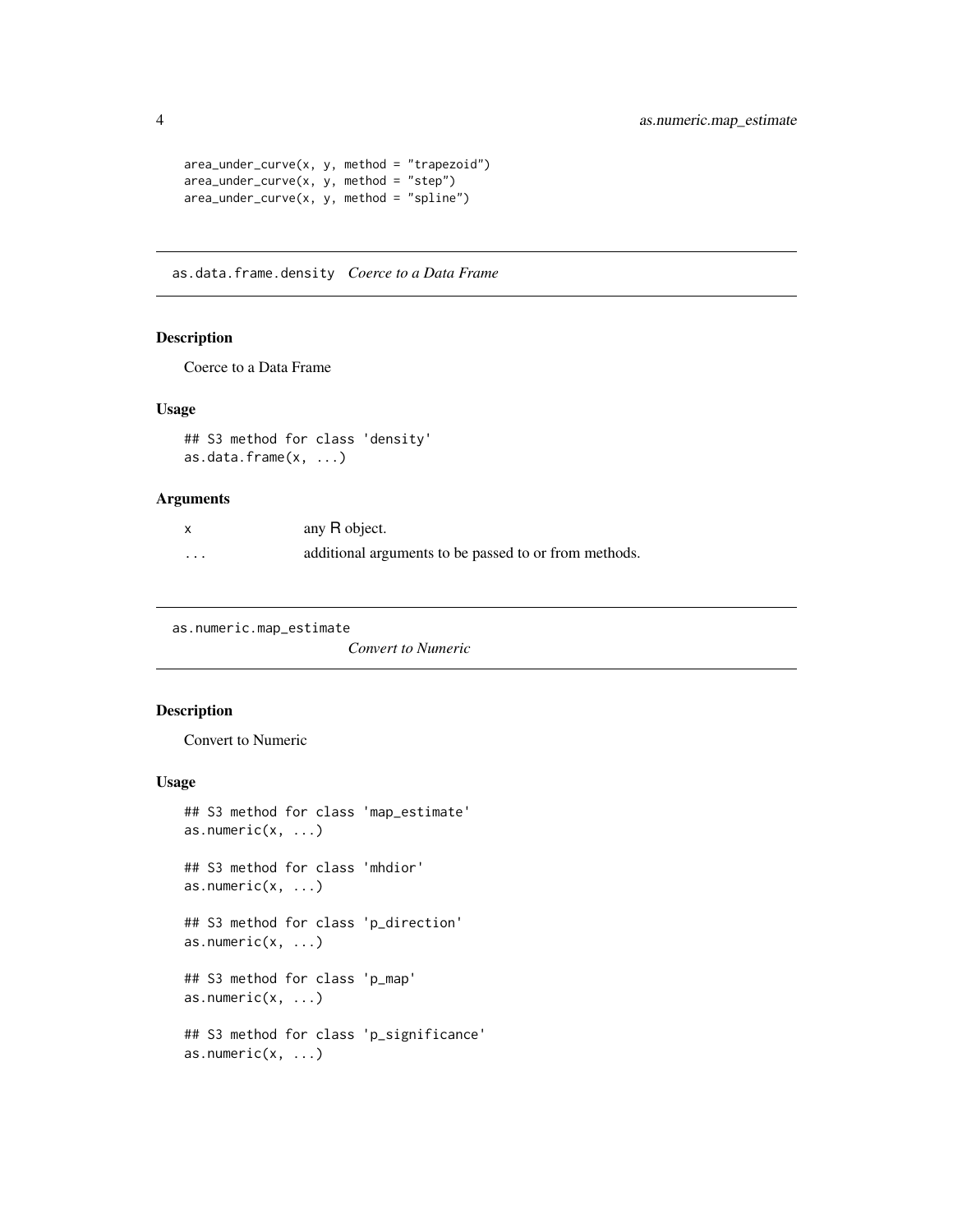```
area_under_curve(x, y, method = "trapezoid")
area_under_curve(x, y, method = "step")
area_under_curve(x, y, method = "spline")
```

---

## as.data.frame.density *Coerce to a Data Frame*

### Description

Coerce to a Data Frame

### Usage

```
## S3 method for class 'density'
as.data.frame(x, ...)
```

### Arguments

| | |
|---|---|
| x | any R object. |
| ... | additional arguments to be passed to or from methods. |

---

## as.numeric.map_estimate *Convert to Numeric*

### Description

Convert to Numeric

### Usage

```
## S3 method for class 'map_estimate'
as.numeric(x, ...)

## S3 method for class 'mhdior'
as.numeric(x, ...)

## S3 method for class 'p_direction'
as.numeric(x, ...)

## S3 method for class 'p_map'
as.numeric(x, ...)

## S3 method for class 'p_significance'
as.numeric(x, ...)
```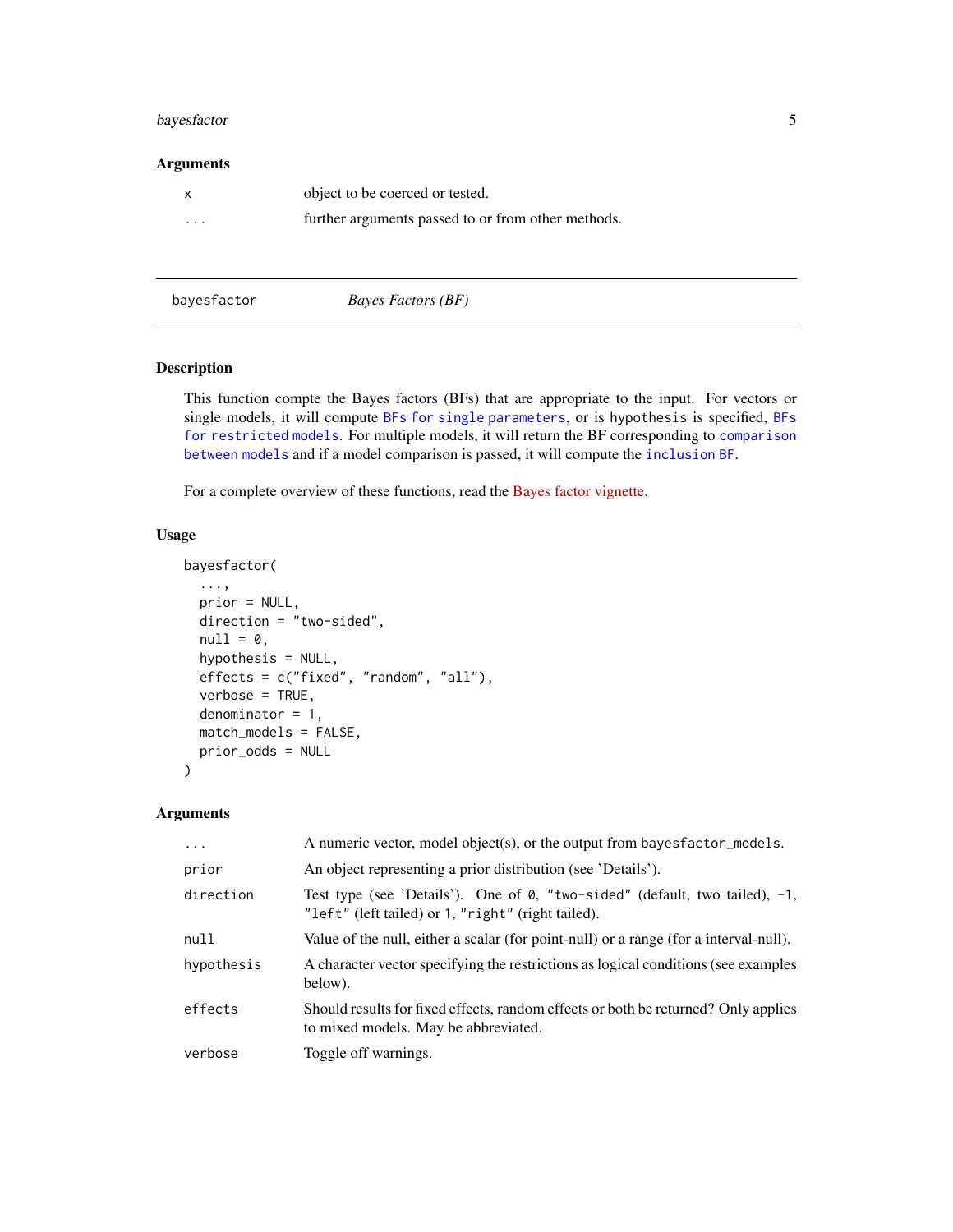### Arguments

| | |
|---|---|
| `x` | object to be coerced or tested. |
| `...` | further arguments passed to or from other methods. |

---

## bayesfactor — *Bayes Factors (BF)*

### Description

This function compte the Bayes factors (BFs) that are appropriate to the input. For vectors or single models, it will compute `BFs for single parameters`, or is `hypothesis` is specified, `BFs for restricted models`. For multiple models, it will return the BF corresponding to `comparison between models` and if a model comparison is passed, it will compute the `inclusion BF`.

For a complete overview of these functions, read the Bayes factor vignette.

### Usage

```
bayesfactor(
  ...,
  prior = NULL,
  direction = "two-sided",
  null = 0,
  hypothesis = NULL,
  effects = c("fixed", "random", "all"),
  verbose = TRUE,
  denominator = 1,
  match_models = FALSE,
  prior_odds = NULL
)
```

### Arguments

| | |
|---|---|
| `...` | A numeric vector, model object(s), or the output from `bayesfactor_models`. |
| `prior` | An object representing a prior distribution (see 'Details'). |
| `direction` | Test type (see 'Details'). One of `0`, `"two-sided"` (default, two tailed), `-1`, `"left"` (left tailed) or `1`, `"right"` (right tailed). |
| `null` | Value of the null, either a scalar (for point-null) or a range (for a interval-null). |
| `hypothesis` | A character vector specifying the restrictions as logical conditions (see examples below). |
| `effects` | Should results for fixed effects, random effects or both be returned? Only applies to mixed models. May be abbreviated. |
| `verbose` | Toggle off warnings. |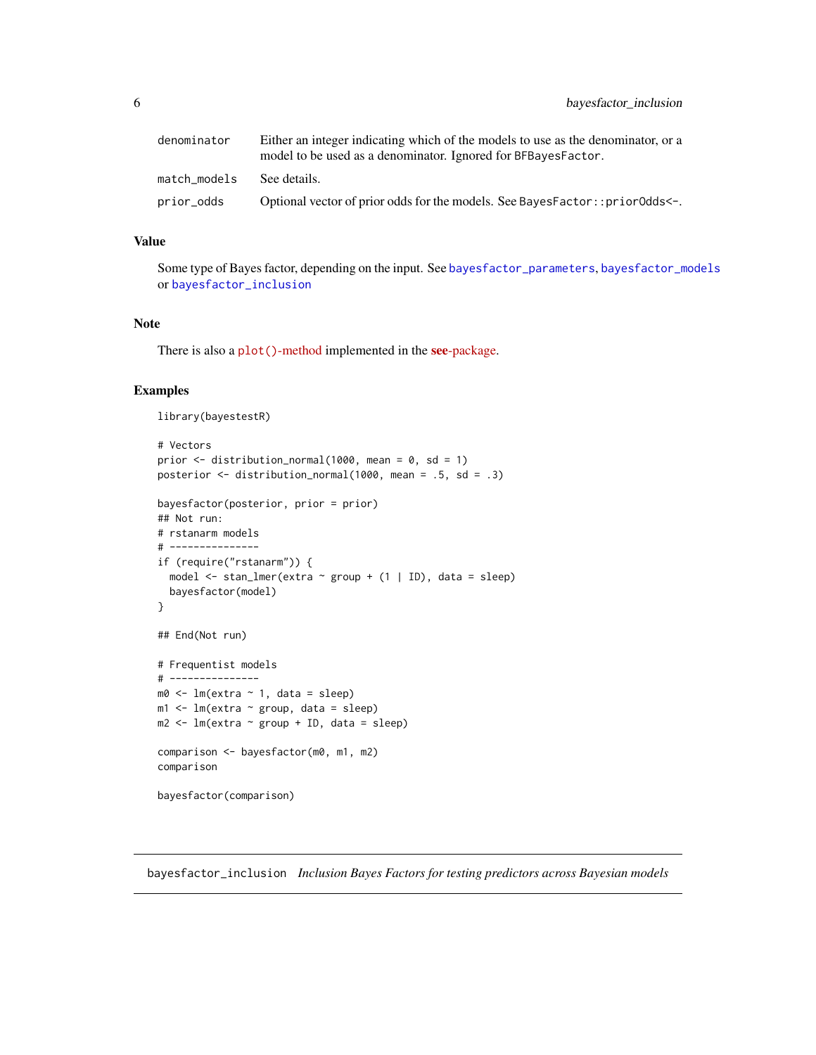| | |
|---|---|
| denominator | Either an integer indicating which of the models to use as the denominator, or a model to be used as a denominator. Ignored for BFBayesFactor. |
| match_models | See details. |
| prior_odds | Optional vector of prior odds for the models. See BayesFactor::priorOdds<-. |

## Value

Some type of Bayes factor, depending on the input. See bayesfactor_parameters, bayesfactor_models or bayesfactor_inclusion

## Note

There is also a plot()-method implemented in the **see**-package.

## Examples

```
library(bayestestR)

# Vectors
prior <- distribution_normal(1000, mean = 0, sd = 1)
posterior <- distribution_normal(1000, mean = .5, sd = .3)

bayesfactor(posterior, prior = prior)
## Not run:
# rstanarm models
# ---------------
if (require("rstanarm")) {
  model <- stan_lmer(extra ~ group + (1 | ID), data = sleep)
  bayesfactor(model)
}

## End(Not run)

# Frequentist models
# ---------------
m0 <- lm(extra ~ 1, data = sleep)
m1 <- lm(extra ~ group, data = sleep)
m2 <- lm(extra ~ group + ID, data = sleep)

comparison <- bayesfactor(m0, m1, m2)
comparison

bayesfactor(comparison)
```

# bayesfactor_inclusion *Inclusion Bayes Factors for testing predictors across Bayesian models*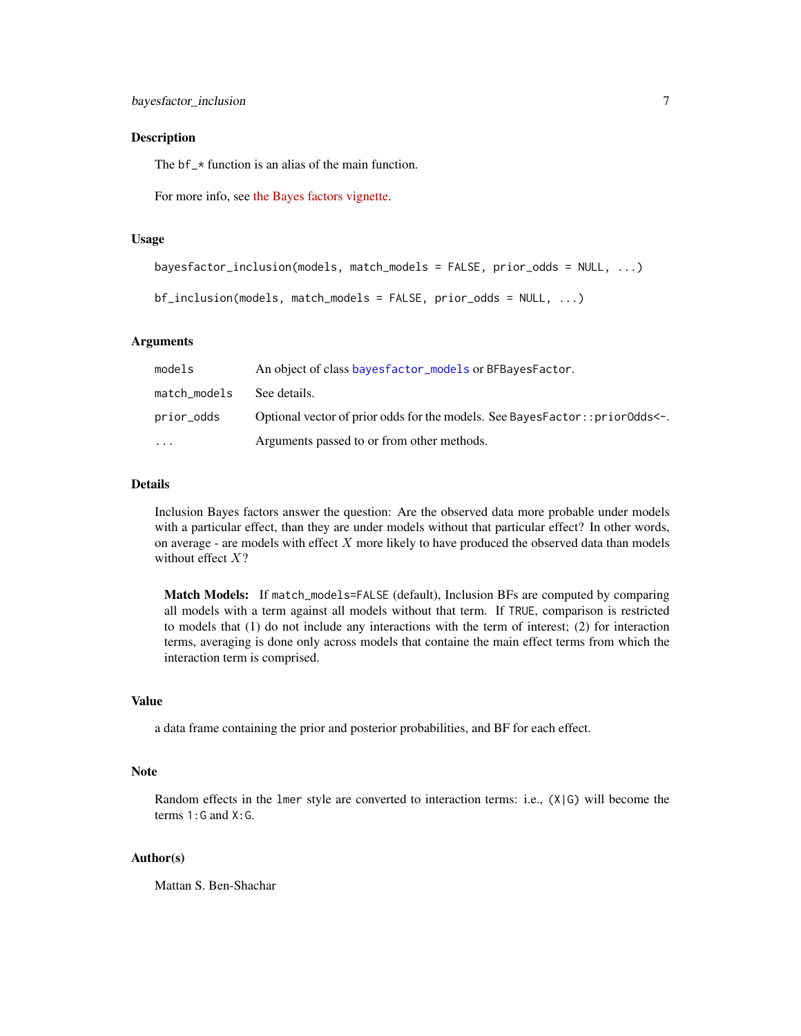## Description

The bf_* function is an alias of the main function.

For more info, see the Bayes factors vignette.

## Usage

```
bayesfactor_inclusion(models, match_models = FALSE, prior_odds = NULL, ...)

bf_inclusion(models, match_models = FALSE, prior_odds = NULL, ...)
```

## Arguments

| | |
|---|---|
| `models` | An object of class `bayesfactor_models` or `BFBayesFactor`. |
| `match_models` | See details. |
| `prior_odds` | Optional vector of prior odds for the models. See `BayesFactor::priorOdds<-`. |
| `...` | Arguments passed to or from other methods. |

## Details

Inclusion Bayes factors answer the question: Are the observed data more probable under models with a particular effect, than they are under models without that particular effect? In other words, on average - are models with effect $X$ more likely to have produced the observed data than models without effect $X$?

**Match Models:** If `match_models=FALSE` (default), Inclusion BFs are computed by comparing all models with a term against all models without that term. If `TRUE`, comparison is restricted to models that (1) do not include any interactions with the term of interest; (2) for interaction terms, averaging is done only across models that containe the main effect terms from which the interaction term is comprised.

## Value

a data frame containing the prior and posterior probabilities, and BF for each effect.

## Note

Random effects in the `lmer` style are converted to interaction terms: i.e., `(X|G)` will become the terms `1:G` and `X:G`.

## Author(s)

Mattan S. Ben-Shachar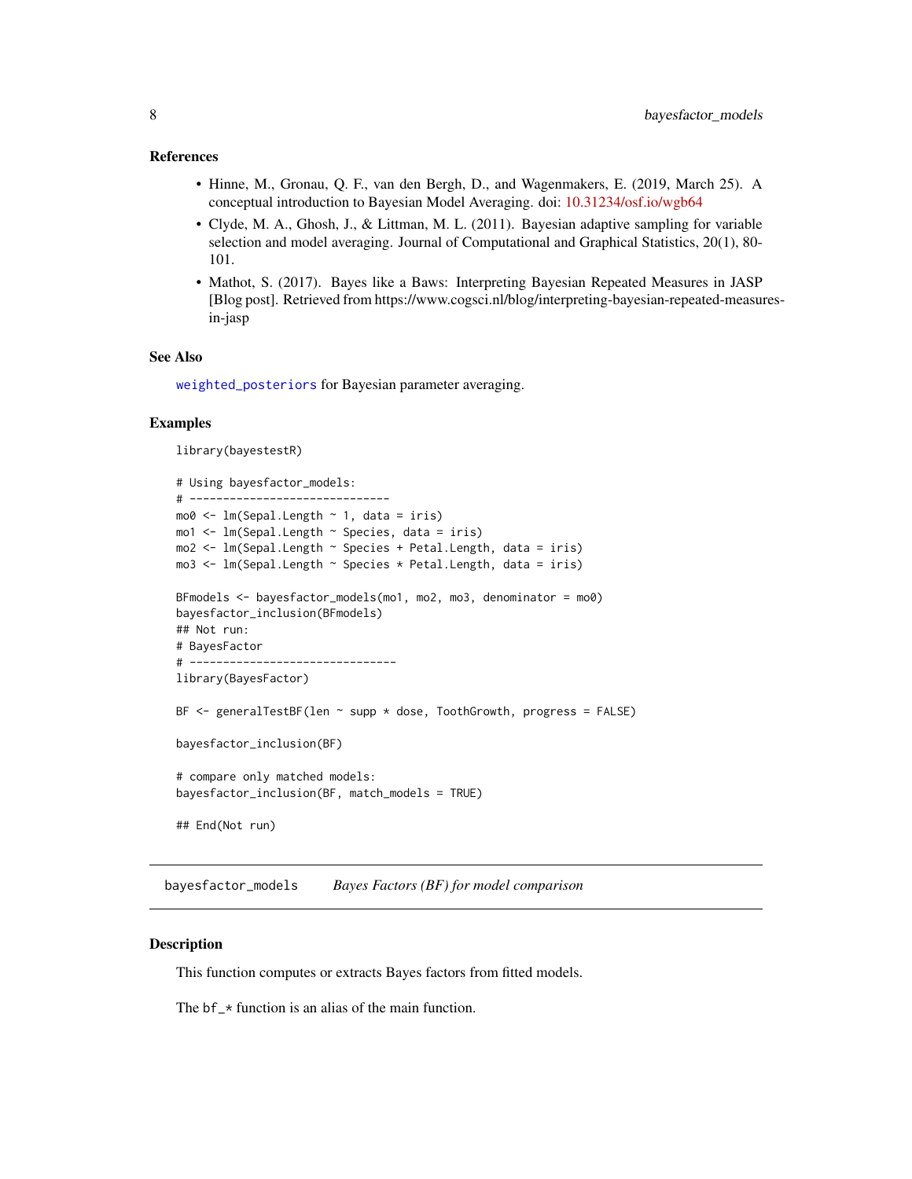### References

- Hinne, M., Gronau, Q. F., van den Bergh, D., and Wagenmakers, E. (2019, March 25). A conceptual introduction to Bayesian Model Averaging. doi: 10.31234/osf.io/wgb64
- Clyde, M. A., Ghosh, J., & Littman, M. L. (2011). Bayesian adaptive sampling for variable selection and model averaging. Journal of Computational and Graphical Statistics, 20(1), 80-101.
- Mathot, S. (2017). Bayes like a Baws: Interpreting Bayesian Repeated Measures in JASP [Blog post]. Retrieved from https://www.cogsci.nl/blog/interpreting-bayesian-repeated-measures-in-jasp

### See Also

`weighted_posteriors` for Bayesian parameter averaging.

### Examples

```
library(bayestestR)

# Using bayesfactor_models:
# ------------------------------
mo0 <- lm(Sepal.Length ~ 1, data = iris)
mo1 <- lm(Sepal.Length ~ Species, data = iris)
mo2 <- lm(Sepal.Length ~ Species + Petal.Length, data = iris)
mo3 <- lm(Sepal.Length ~ Species * Petal.Length, data = iris)

BFmodels <- bayesfactor_models(mo1, mo2, mo3, denominator = mo0)
bayesfactor_inclusion(BFmodels)
## Not run:
# BayesFactor
# -------------------------------
library(BayesFactor)

BF <- generalTestBF(len ~ supp * dose, ToothGrowth, progress = FALSE)

bayesfactor_inclusion(BF)

# compare only matched models:
bayesfactor_inclusion(BF, match_models = TRUE)

## End(Not run)
```

---

## bayesfactor_models *Bayes Factors (BF) for model comparison*

### Description

This function computes or extracts Bayes factors from fitted models.

The bf_* function is an alias of the main function.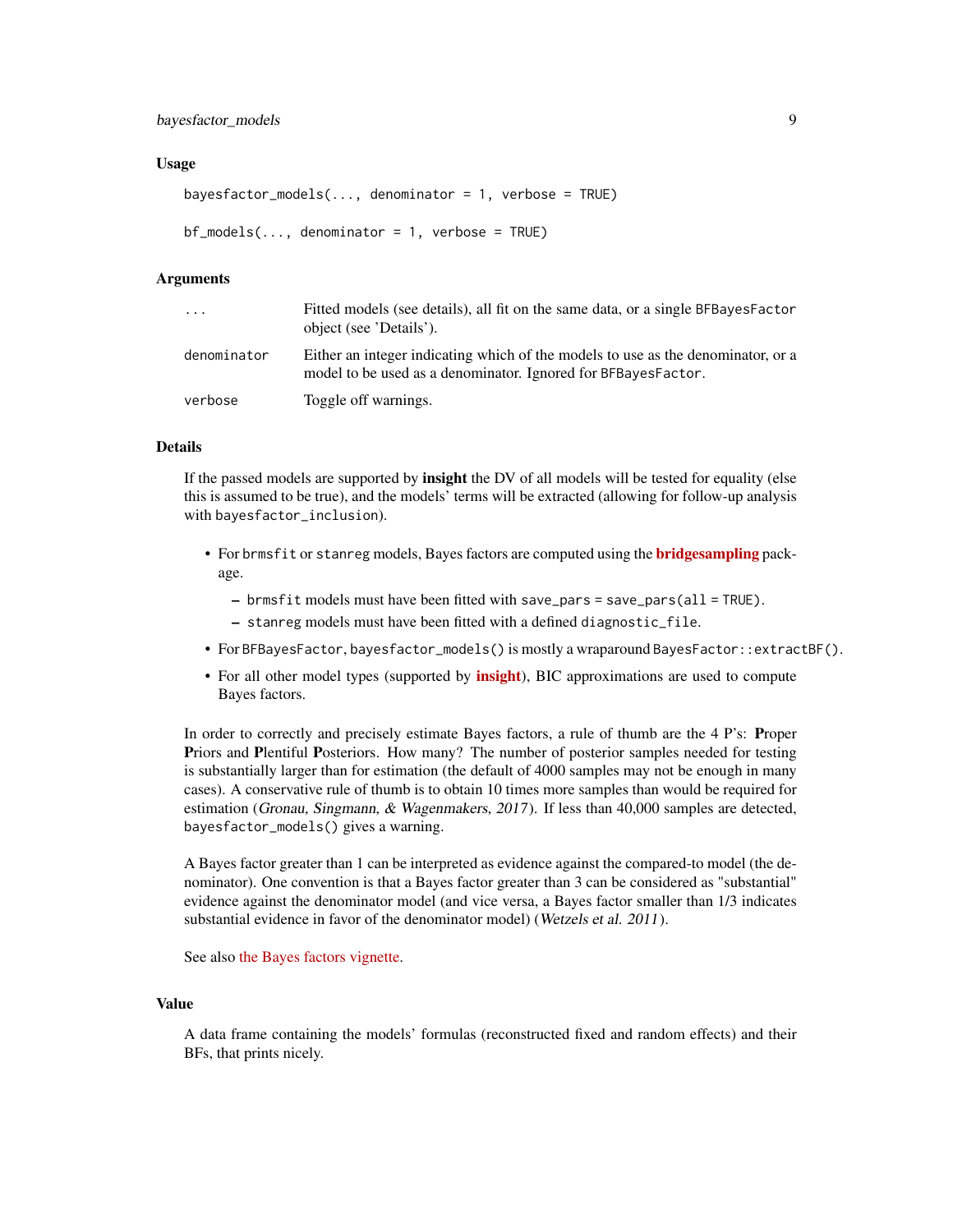## Usage

```
bayesfactor_models(..., denominator = 1, verbose = TRUE)

bf_models(..., denominator = 1, verbose = TRUE)
```

## Arguments

| | |
|---|---|
| `...` | Fitted models (see details), all fit on the same data, or a single `BFBayesFactor` object (see 'Details'). |
| `denominator` | Either an integer indicating which of the models to use as the denominator, or a model to be used as a denominator. Ignored for `BFBayesFactor`. |
| `verbose` | Toggle off warnings. |

## Details

If the passed models are supported by **insight** the DV of all models will be tested for equality (else this is assumed to be true), and the models' terms will be extracted (allowing for follow-up analysis with `bayesfactor_inclusion`).

- For `brmsfit` or `stanreg` models, Bayes factors are computed using the **bridgesampling** package.
  - `brmsfit` models must have been fitted with `save_pars = save_pars(all = TRUE)`.
  - `stanreg` models must have been fitted with a defined `diagnostic_file`.
- For `BFBayesFactor`, `bayesfactor_models()` is mostly a wraparound `BayesFactor::extractBF()`.
- For all other model types (supported by **insight**), BIC approximations are used to compute Bayes factors.

In order to correctly and precisely estimate Bayes factors, a rule of thumb are the 4 P's: **P**roper **P**riors and **P**lentiful **P**osteriors. How many? The number of posterior samples needed for testing is substantially larger than for estimation (the default of 4000 samples may not be enough in many cases). A conservative rule of thumb is to obtain 10 times more samples than would be required for estimation (*Gronau, Singmann, & Wagenmakers, 2017*). If less than 40,000 samples are detected, `bayesfactor_models()` gives a warning.

A Bayes factor greater than 1 can be interpreted as evidence against the compared-to model (the denominator). One convention is that a Bayes factor greater than 3 can be considered as "substantial" evidence against the denominator model (and vice versa, a Bayes factor smaller than 1/3 indicates substantial evidence in favor of the denominator model) (*Wetzels et al. 2011*).

See also the Bayes factors vignette.

## Value

A data frame containing the models' formulas (reconstructed fixed and random effects) and their BFs, that prints nicely.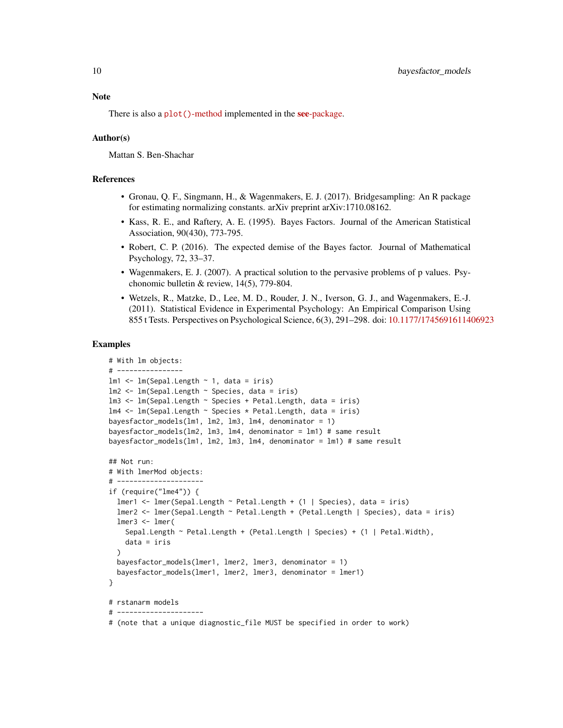## Note

There is also a `plot()`-method implemented in the **see**-package.

## Author(s)

Mattan S. Ben-Shachar

## References

- Gronau, Q. F., Singmann, H., & Wagenmakers, E. J. (2017). Bridgesampling: An R package for estimating normalizing constants. arXiv preprint arXiv:1710.08162.
- Kass, R. E., and Raftery, A. E. (1995). Bayes Factors. Journal of the American Statistical Association, 90(430), 773-795.
- Robert, C. P. (2016). The expected demise of the Bayes factor. Journal of Mathematical Psychology, 72, 33–37.
- Wagenmakers, E. J. (2007). A practical solution to the pervasive problems of p values. Psychonomic bulletin & review, 14(5), 779-804.
- Wetzels, R., Matzke, D., Lee, M. D., Rouder, J. N., Iverson, G. J., and Wagenmakers, E.-J. (2011). Statistical Evidence in Experimental Psychology: An Empirical Comparison Using 855 t Tests. Perspectives on Psychological Science, 6(3), 291–298. doi: 10.1177/1745691611406923

## Examples

```
# With lm objects:
# ----------------
lm1 <- lm(Sepal.Length ~ 1, data = iris)
lm2 <- lm(Sepal.Length ~ Species, data = iris)
lm3 <- lm(Sepal.Length ~ Species + Petal.Length, data = iris)
lm4 <- lm(Sepal.Length ~ Species * Petal.Length, data = iris)
bayesfactor_models(lm1, lm2, lm3, lm4, denominator = 1)
bayesfactor_models(lm2, lm3, lm4, denominator = lm1) # same result
bayesfactor_models(lm1, lm2, lm3, lm4, denominator = lm1) # same result

## Not run:
# With lmerMod objects:
# ---------------------
if (require("lme4")) {
  lmer1 <- lmer(Sepal.Length ~ Petal.Length + (1 | Species), data = iris)
  lmer2 <- lmer(Sepal.Length ~ Petal.Length + (Petal.Length | Species), data = iris)
  lmer3 <- lmer(
    Sepal.Length ~ Petal.Length + (Petal.Length | Species) + (1 | Petal.Width),
    data = iris
  )
  bayesfactor_models(lmer1, lmer2, lmer3, denominator = 1)
  bayesfactor_models(lmer1, lmer2, lmer3, denominator = lmer1)
}

# rstanarm models
# ---------------------
# (note that a unique diagnostic_file MUST be specified in order to work)
```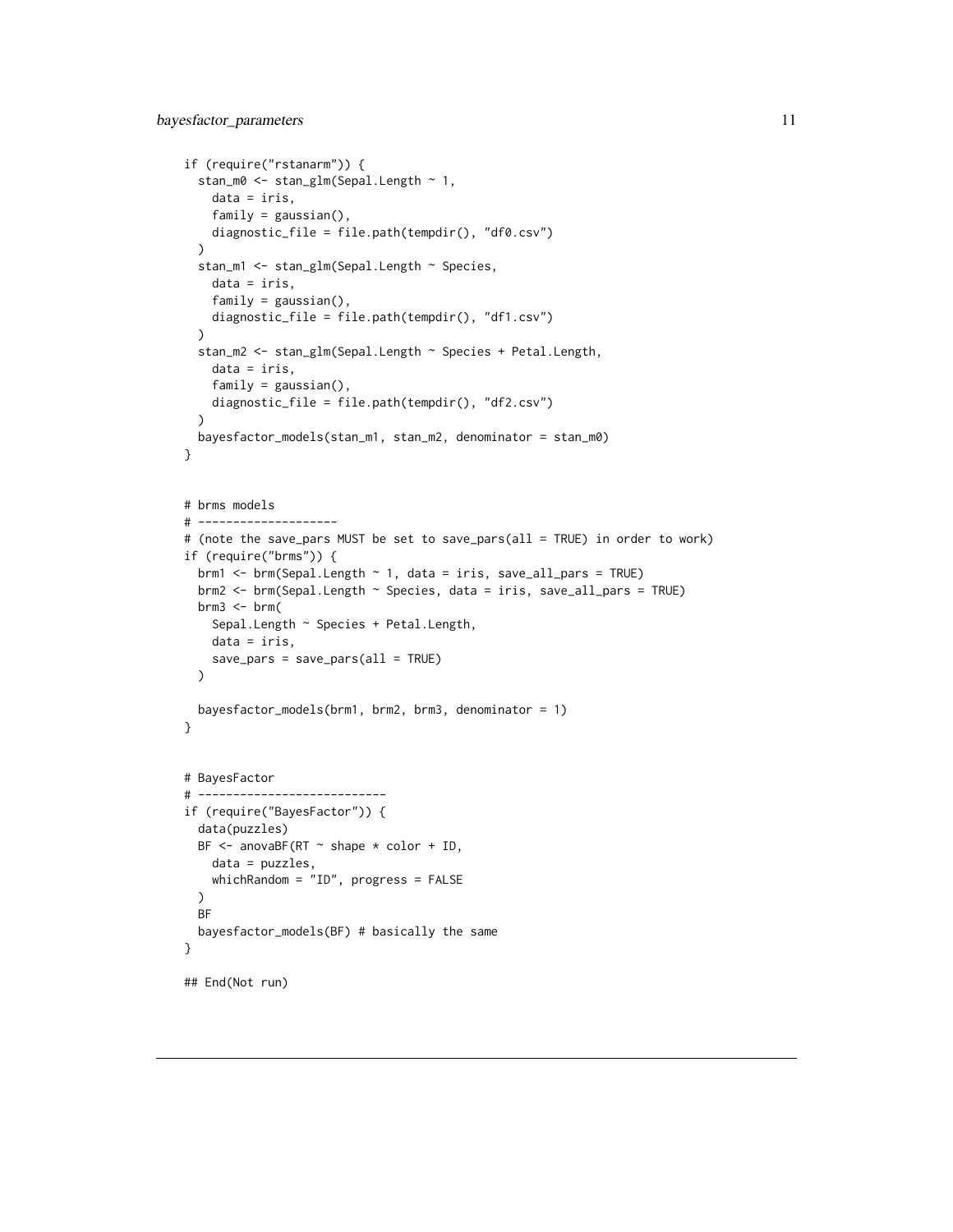```
if (require("rstanarm")) {
  stan_m0 <- stan_glm(Sepal.Length ~ 1,
    data = iris,
    family = gaussian(),
    diagnostic_file = file.path(tempdir(), "df0.csv")
  )
  stan_m1 <- stan_glm(Sepal.Length ~ Species,
    data = iris,
    family = gaussian(),
    diagnostic_file = file.path(tempdir(), "df1.csv")
  )
  stan_m2 <- stan_glm(Sepal.Length ~ Species + Petal.Length,
    data = iris,
    family = gaussian(),
    diagnostic_file = file.path(tempdir(), "df2.csv")
  )
  bayesfactor_models(stan_m1, stan_m2, denominator = stan_m0)
}


# brms models
# --------------------
# (note the save_pars MUST be set to save_pars(all = TRUE) in order to work)
if (require("brms")) {
  brm1 <- brm(Sepal.Length ~ 1, data = iris, save_all_pars = TRUE)
  brm2 <- brm(Sepal.Length ~ Species, data = iris, save_all_pars = TRUE)
  brm3 <- brm(
    Sepal.Length ~ Species + Petal.Length,
    data = iris,
    save_pars = save_pars(all = TRUE)
  )

  bayesfactor_models(brm1, brm2, brm3, denominator = 1)
}


# BayesFactor
# ---------------------------
if (require("BayesFactor")) {
  data(puzzles)
  BF <- anovaBF(RT ~ shape * color + ID,
    data = puzzles,
    whichRandom = "ID", progress = FALSE
  )
  BF
  bayesfactor_models(BF) # basically the same
}

## End(Not run)
```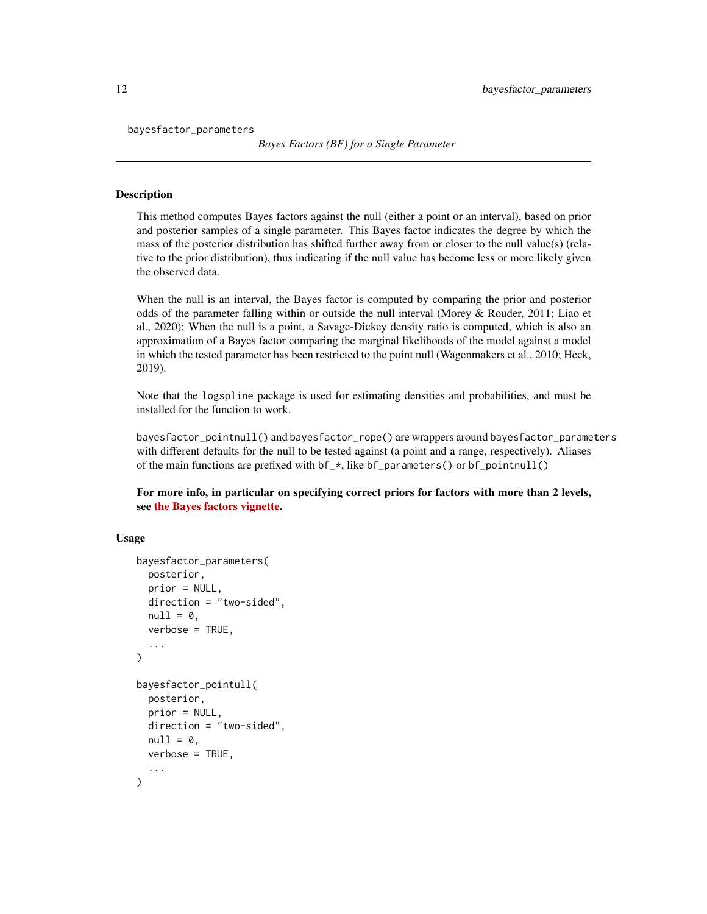# bayesfactor_parameters

*Bayes Factors (BF) for a Single Parameter*

## Description

This method computes Bayes factors against the null (either a point or an interval), based on prior and posterior samples of a single parameter. This Bayes factor indicates the degree by which the mass of the posterior distribution has shifted further away from or closer to the null value(s) (relative to the prior distribution), thus indicating if the null value has become less or more likely given the observed data.

When the null is an interval, the Bayes factor is computed by comparing the prior and posterior odds of the parameter falling within or outside the null interval (Morey & Rouder, 2011; Liao et al., 2020); When the null is a point, a Savage-Dickey density ratio is computed, which is also an approximation of a Bayes factor comparing the marginal likelihoods of the model against a model in which the tested parameter has been restricted to the point null (Wagenmakers et al., 2010; Heck, 2019).

Note that the `logspline` package is used for estimating densities and probabilities, and must be installed for the function to work.

`bayesfactor_pointnull()` and `bayesfactor_rope()` are wrappers around `bayesfactor_parameters` with different defaults for the null to be tested against (a point and a range, respectively). Aliases of the main functions are prefixed with `bf_*`, like `bf_parameters()` or `bf_pointnull()`

**For more info, in particular on specifying correct priors for factors with more than 2 levels, see the Bayes factors vignette.**

## Usage

```
bayesfactor_parameters(
  posterior,
  prior = NULL,
  direction = "two-sided",
  null = 0,
  verbose = TRUE,
  ...
)

bayesfactor_pointull(
  posterior,
  prior = NULL,
  direction = "two-sided",
  null = 0,
  verbose = TRUE,
  ...
)
```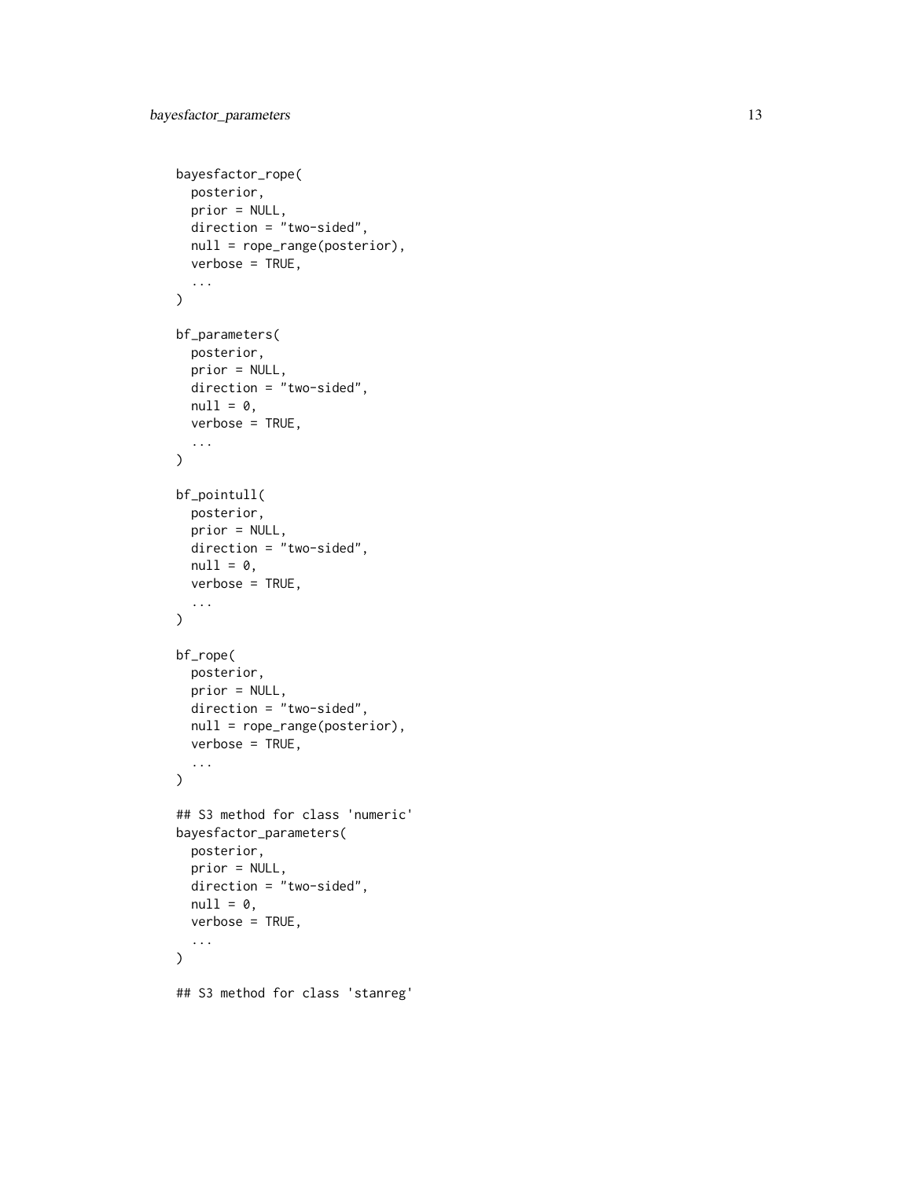```
bayesfactor_rope(
  posterior,
  prior = NULL,
  direction = "two-sided",
  null = rope_range(posterior),
  verbose = TRUE,
  ...
)

bf_parameters(
  posterior,
  prior = NULL,
  direction = "two-sided",
  null = 0,
  verbose = TRUE,
  ...
)

bf_pointull(
  posterior,
  prior = NULL,
  direction = "two-sided",
  null = 0,
  verbose = TRUE,
  ...
)

bf_rope(
  posterior,
  prior = NULL,
  direction = "two-sided",
  null = rope_range(posterior),
  verbose = TRUE,
  ...
)

## S3 method for class 'numeric'
bayesfactor_parameters(
  posterior,
  prior = NULL,
  direction = "two-sided",
  null = 0,
  verbose = TRUE,
  ...
)

## S3 method for class 'stanreg'
```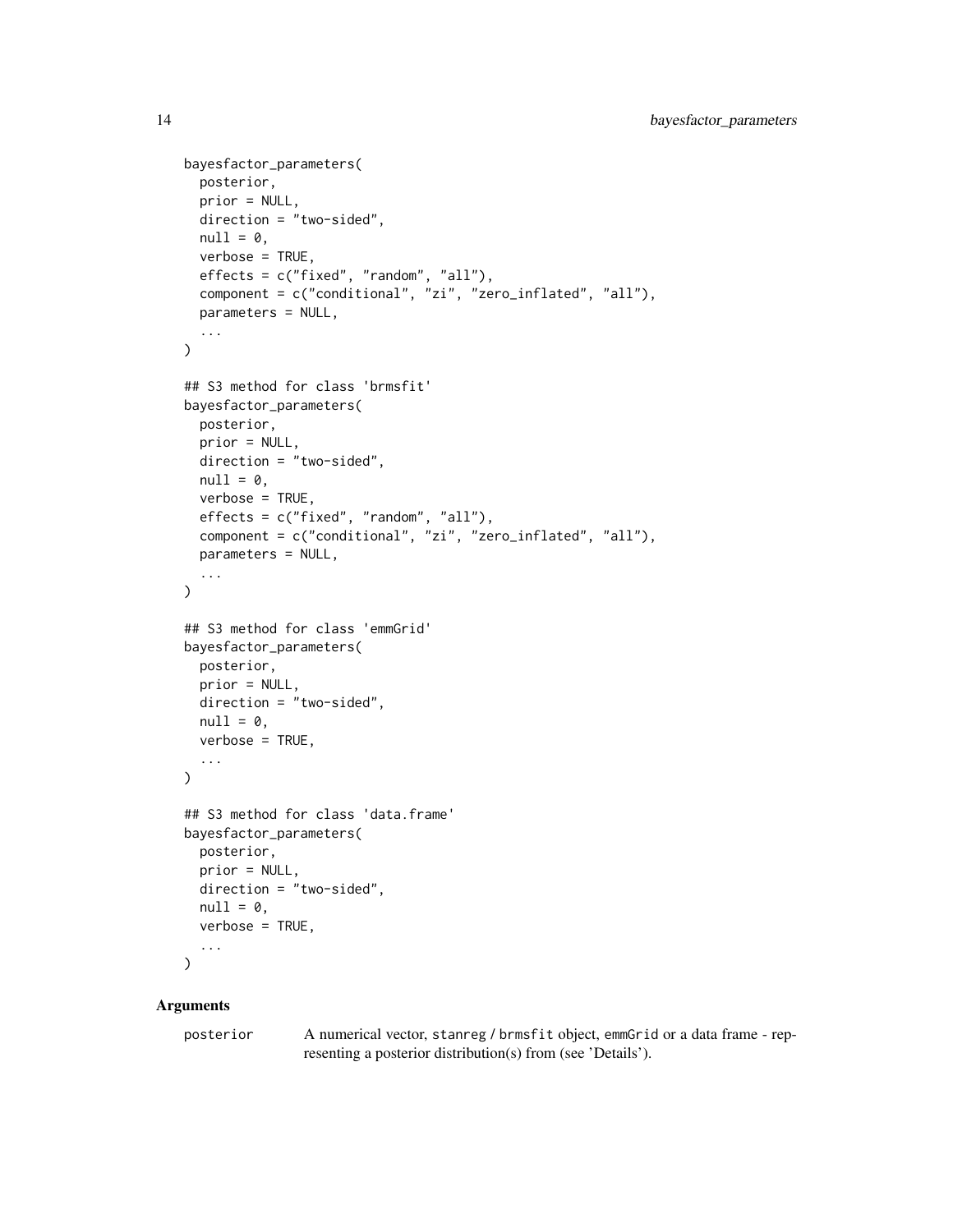```
bayesfactor_parameters(
  posterior,
  prior = NULL,
  direction = "two-sided",
  null = 0,
  verbose = TRUE,
  effects = c("fixed", "random", "all"),
  component = c("conditional", "zi", "zero_inflated", "all"),
  parameters = NULL,
  ...
)

## S3 method for class 'brmsfit'
bayesfactor_parameters(
  posterior,
  prior = NULL,
  direction = "two-sided",
  null = 0,
  verbose = TRUE,
  effects = c("fixed", "random", "all"),
  component = c("conditional", "zi", "zero_inflated", "all"),
  parameters = NULL,
  ...
)

## S3 method for class 'emmGrid'
bayesfactor_parameters(
  posterior,
  prior = NULL,
  direction = "two-sided",
  null = 0,
  verbose = TRUE,
  ...
)

## S3 method for class 'data.frame'
bayesfactor_parameters(
  posterior,
  prior = NULL,
  direction = "two-sided",
  null = 0,
  verbose = TRUE,
  ...
)
```

## Arguments

posterior    A numerical vector, stanreg / brmsfit object, emmGrid or a data frame - representing a posterior distribution(s) from (see 'Details').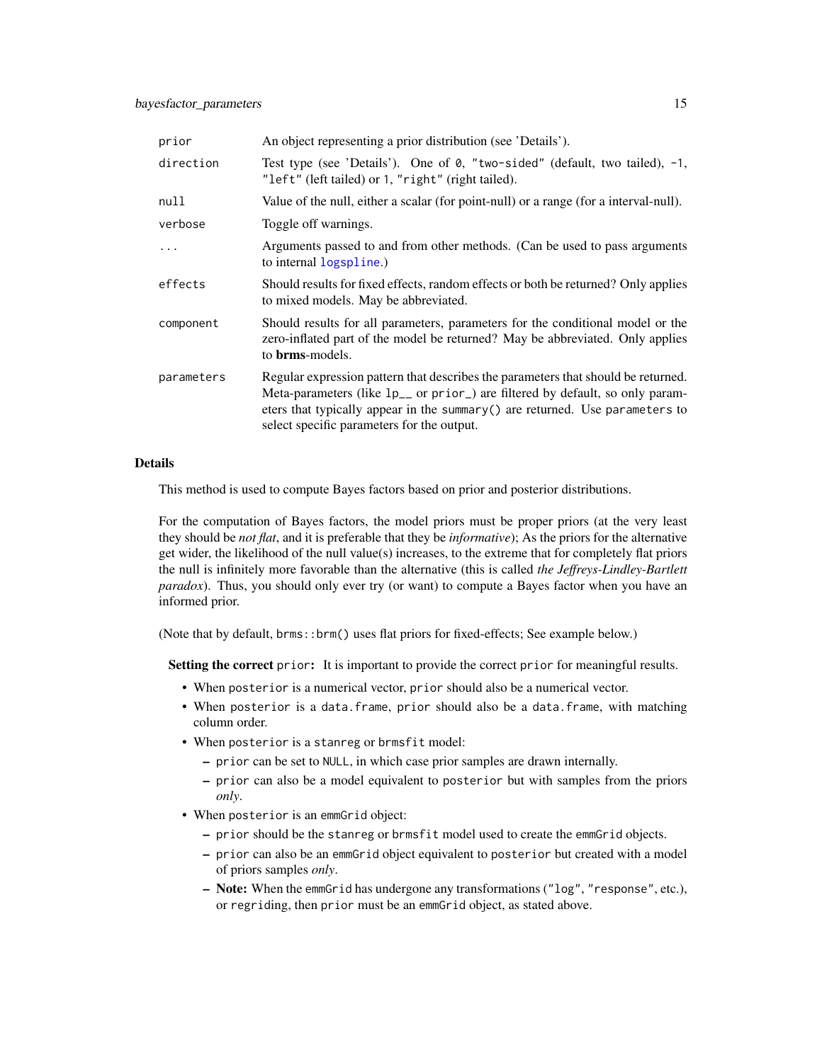| | |
|---|---|
| `prior` | An object representing a prior distribution (see 'Details'). |
| `direction` | Test type (see 'Details'). One of `0`, `"two-sided"` (default, two tailed), `-1`, `"left"` (left tailed) or `1`, `"right"` (right tailed). |
| `null` | Value of the null, either a scalar (for point-null) or a range (for a interval-null). |
| `verbose` | Toggle off warnings. |
| `...` | Arguments passed to and from other methods. (Can be used to pass arguments to internal `logspline`.) |
| `effects` | Should results for fixed effects, random effects or both be returned? Only applies to mixed models. May be abbreviated. |
| `component` | Should results for all parameters, parameters for the conditional model or the zero-inflated part of the model be returned? May be abbreviated. Only applies to **brms**-models. |
| `parameters` | Regular expression pattern that describes the parameters that should be returned. Meta-parameters (like `lp__` or `prior_`) are filtered by default, so only parameters that typically appear in the `summary()` are returned. Use `parameters` to select specific parameters for the output. |

### Details

This method is used to compute Bayes factors based on prior and posterior distributions.

For the computation of Bayes factors, the model priors must be proper priors (at the very least they should be *not flat*, and it is preferable that they be *informative*); As the priors for the alternative get wider, the likelihood of the null value(s) increases, to the extreme that for completely flat priors the null is infinitely more favorable than the alternative (this is called *the Jeffreys-Lindley-Bartlett paradox*). Thus, you should only ever try (or want) to compute a Bayes factor when you have an informed prior.

(Note that by default, `brms::brm()` uses flat priors for fixed-effects; See example below.)

**Setting the correct `prior`:** It is important to provide the correct `prior` for meaningful results.

- When `posterior` is a numerical vector, `prior` should also be a numerical vector.
- When `posterior` is a `data.frame`, `prior` should also be a `data.frame`, with matching column order.
- When `posterior` is a `stanreg` or `brmsfit` model:
  - `prior` can be set to `NULL`, in which case prior samples are drawn internally.
  - `prior` can also be a model equivalent to `posterior` but with samples from the priors *only*.
- When `posterior` is an `emmGrid` object:
  - `prior` should be the `stanreg` or `brmsfit` model used to create the `emmGrid` objects.
  - `prior` can also be an `emmGrid` object equivalent to `posterior` but created with a model of priors samples *only*.
  - **Note:** When the `emmGrid` has undergone any transformations (`"log"`, `"response"`, etc.), or `regrid`ing, then `prior` must be an `emmGrid` object, as stated above.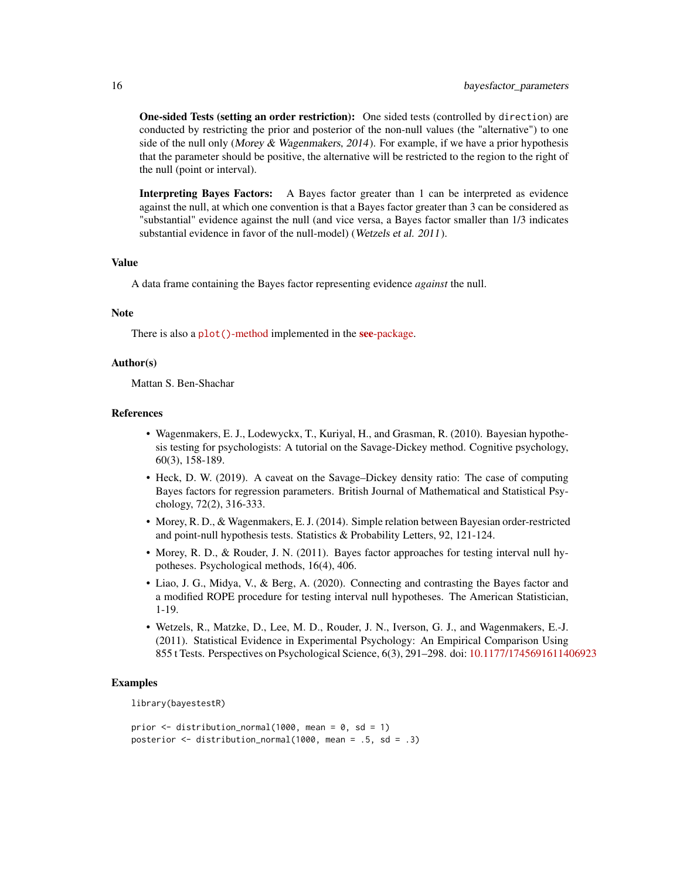**One-sided Tests (setting an order restriction):** One sided tests (controlled by `direction`) are conducted by restricting the prior and posterior of the non-null values (the "alternative") to one side of the null only (*Morey & Wagenmakers, 2014*). For example, if we have a prior hypothesis that the parameter should be positive, the alternative will be restricted to the region to the right of the null (point or interval).

**Interpreting Bayes Factors:** A Bayes factor greater than 1 can be interpreted as evidence against the null, at which one convention is that a Bayes factor greater than 3 can be considered as "substantial" evidence against the null (and vice versa, a Bayes factor smaller than 1/3 indicates substantial evidence in favor of the null-model) (*Wetzels et al. 2011*).

## Value

A data frame containing the Bayes factor representing evidence *against* the null.

## Note

There is also a `plot()`-method implemented in the **see**-package.

## Author(s)

Mattan S. Ben-Shachar

## References

- Wagenmakers, E. J., Lodewyckx, T., Kuriyal, H., and Grasman, R. (2010). Bayesian hypothesis testing for psychologists: A tutorial on the Savage-Dickey method. Cognitive psychology, 60(3), 158-189.
- Heck, D. W. (2019). A caveat on the Savage–Dickey density ratio: The case of computing Bayes factors for regression parameters. British Journal of Mathematical and Statistical Psychology, 72(2), 316-333.
- Morey, R. D., & Wagenmakers, E. J. (2014). Simple relation between Bayesian order-restricted and point-null hypothesis tests. Statistics & Probability Letters, 92, 121-124.
- Morey, R. D., & Rouder, J. N. (2011). Bayes factor approaches for testing interval null hypotheses. Psychological methods, 16(4), 406.
- Liao, J. G., Midya, V., & Berg, A. (2020). Connecting and contrasting the Bayes factor and a modified ROPE procedure for testing interval null hypotheses. The American Statistician, 1-19.
- Wetzels, R., Matzke, D., Lee, M. D., Rouder, J. N., Iverson, G. J., and Wagenmakers, E.-J. (2011). Statistical Evidence in Experimental Psychology: An Empirical Comparison Using 855 t Tests. Perspectives on Psychological Science, 6(3), 291–298. doi: 10.1177/1745691611406923

## Examples

```
library(bayestestR)

prior <- distribution_normal(1000, mean = 0, sd = 1)
posterior <- distribution_normal(1000, mean = .5, sd = .3)
```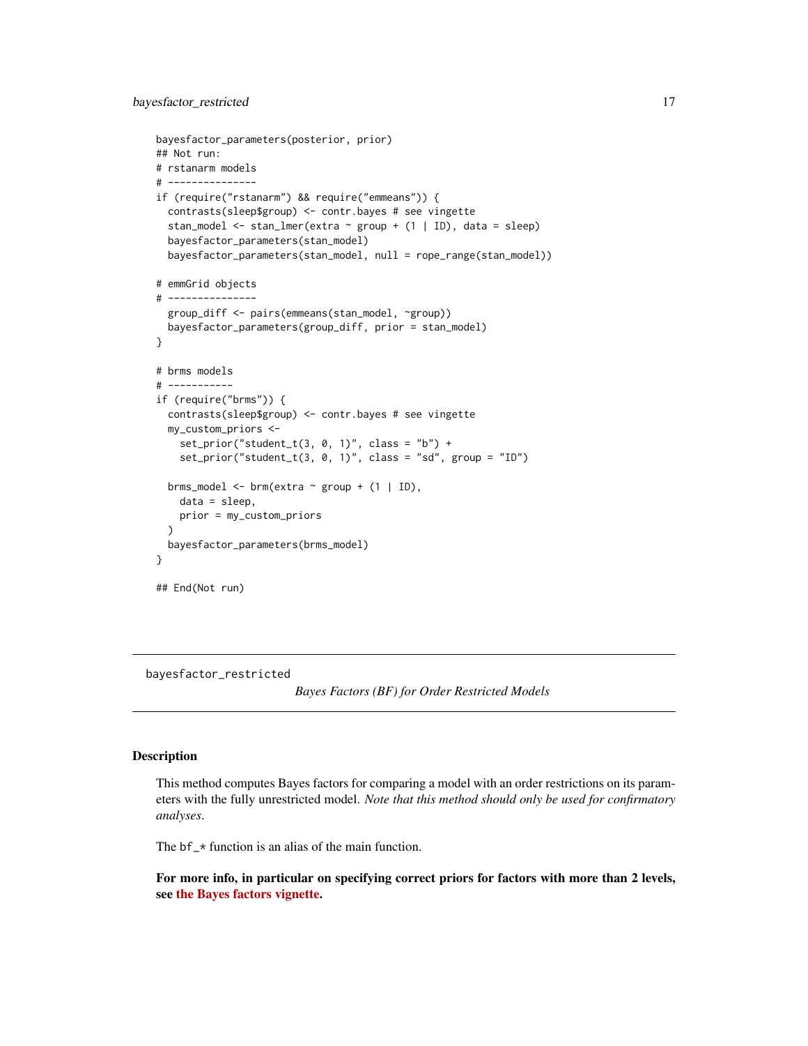```
bayesfactor_parameters(posterior, prior)
## Not run:
# rstanarm models
# ---------------
if (require("rstanarm") && require("emmeans")) {
  contrasts(sleep$group) <- contr.bayes # see vingette
  stan_model <- stan_lmer(extra ~ group + (1 | ID), data = sleep)
  bayesfactor_parameters(stan_model)
  bayesfactor_parameters(stan_model, null = rope_range(stan_model))

# emmGrid objects
# ---------------
  group_diff <- pairs(emmeans(stan_model, ~group))
  bayesfactor_parameters(group_diff, prior = stan_model)
}

# brms models
# -----------
if (require("brms")) {
  contrasts(sleep$group) <- contr.bayes # see vingette
  my_custom_priors <-
    set_prior("student_t(3, 0, 1)", class = "b") +
    set_prior("student_t(3, 0, 1)", class = "sd", group = "ID")

  brms_model <- brm(extra ~ group + (1 | ID),
    data = sleep,
    prior = my_custom_priors
  )
  bayesfactor_parameters(brms_model)
}

## End(Not run)
```

---

bayesfactor_restricted        *Bayes Factors (BF) for Order Restricted Models*

---

## Description

This method computes Bayes factors for comparing a model with an order restrictions on its parameters with the fully unrestricted model. *Note that this method should only be used for confirmatory analyses.*

The bf_* function is an alias of the main function.

**For more info, in particular on specifying correct priors for factors with more than 2 levels, see the Bayes factors vignette.**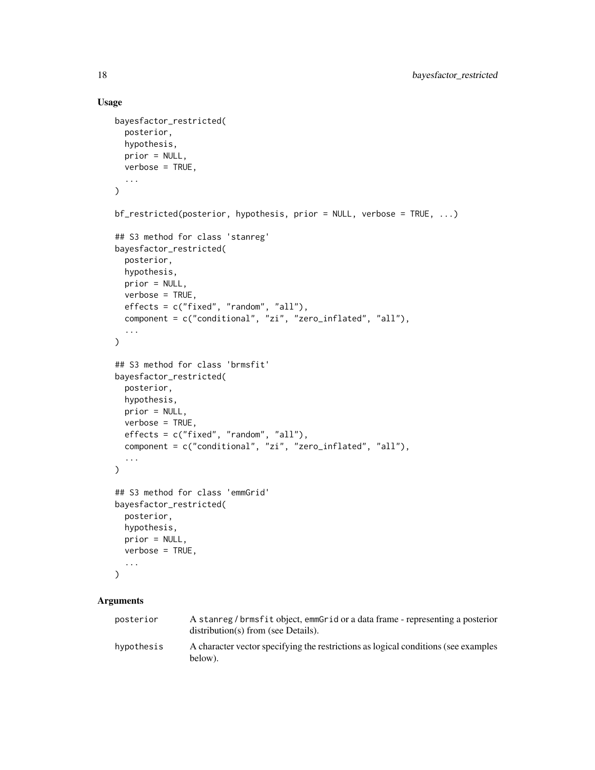## Usage

```
bayesfactor_restricted(
  posterior,
  hypothesis,
  prior = NULL,
  verbose = TRUE,
  ...
)

bf_restricted(posterior, hypothesis, prior = NULL, verbose = TRUE, ...)

## S3 method for class 'stanreg'
bayesfactor_restricted(
  posterior,
  hypothesis,
  prior = NULL,
  verbose = TRUE,
  effects = c("fixed", "random", "all"),
  component = c("conditional", "zi", "zero_inflated", "all"),
  ...
)

## S3 method for class 'brmsfit'
bayesfactor_restricted(
  posterior,
  hypothesis,
  prior = NULL,
  verbose = TRUE,
  effects = c("fixed", "random", "all"),
  component = c("conditional", "zi", "zero_inflated", "all"),
  ...
)

## S3 method for class 'emmGrid'
bayesfactor_restricted(
  posterior,
  hypothesis,
  prior = NULL,
  verbose = TRUE,
  ...
)
```

## Arguments

| | |
|---|---|
| posterior | A stanreg / brmsfit object, emmGrid or a data frame - representing a posterior distribution(s) from (see Details). |
| hypothesis | A character vector specifying the restrictions as logical conditions (see examples below). |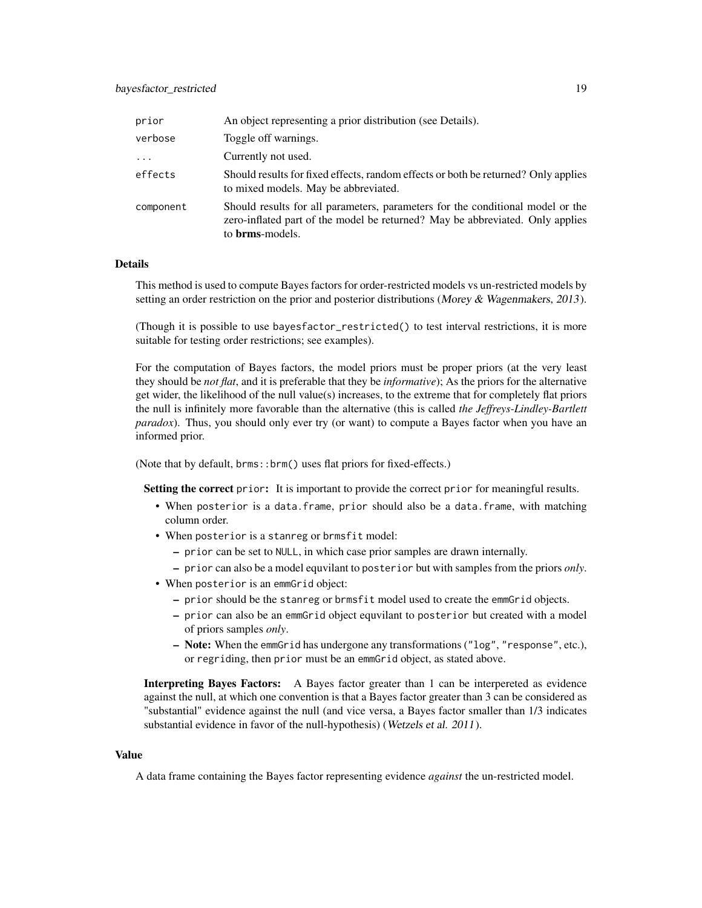| | |
|---|---|
| `prior` | An object representing a prior distribution (see Details). |
| `verbose` | Toggle off warnings. |
| `...` | Currently not used. |
| `effects` | Should results for fixed effects, random effects or both be returned? Only applies to mixed models. May be abbreviated. |
| `component` | Should results for all parameters, parameters for the conditional model or the zero-inflated part of the model be returned? May be abbreviated. Only applies to **brms**-models. |

### Details

This method is used to compute Bayes factors for order-restricted models vs un-restricted models by setting an order restriction on the prior and posterior distributions (*Morey & Wagenmakers, 2013*).

(Though it is possible to use `bayesfactor_restricted()` to test interval restrictions, it is more suitable for testing order restrictions; see examples).

For the computation of Bayes factors, the model priors must be proper priors (at the very least they should be *not flat*, and it is preferable that they be *informative*); As the priors for the alternative get wider, the likelihood of the null value(s) increases, to the extreme that for completely flat priors the null is infinitely more favorable than the alternative (this is called *the Jeffreys-Lindley-Bartlett paradox*). Thus, you should only ever try (or want) to compute a Bayes factor when you have an informed prior.

(Note that by default, `brms::brm()` uses flat priors for fixed-effects.)

**Setting the correct `prior`:** It is important to provide the correct `prior` for meaningful results.

- When `posterior` is a `data.frame`, `prior` should also be a `data.frame`, with matching column order.
- When `posterior` is a `stanreg` or `brmsfit` model:
  - `prior` can be set to `NULL`, in which case prior samples are drawn internally.
  - `prior` can also be a model equvilant to `posterior` but with samples from the priors *only*.
- When `posterior` is an `emmGrid` object:
  - `prior` should be the `stanreg` or `brmsfit` model used to create the `emmGrid` objects.
  - `prior` can also be an `emmGrid` object equvilant to `posterior` but created with a model of priors samples *only*.
  - **Note:** When the `emmGrid` has undergone any transformations (`"log"`, `"response"`, etc.), or `regriding`, then `prior` must be an `emmGrid` object, as stated above.

**Interpreting Bayes Factors:** A Bayes factor greater than 1 can be interpereted as evidence against the null, at which one convention is that a Bayes factor greater than 3 can be considered as "substantial" evidence against the null (and vice versa, a Bayes factor smaller than 1/3 indicates substantial evidence in favor of the null-hypothesis) (*Wetzels et al. 2011*).

### Value

A data frame containing the Bayes factor representing evidence *against* the un-restricted model.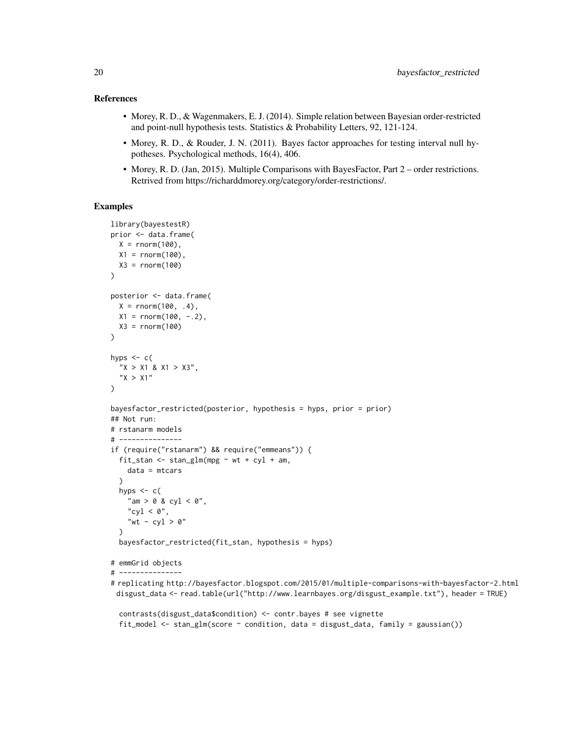## References

- Morey, R. D., & Wagenmakers, E. J. (2014). Simple relation between Bayesian order-restricted and point-null hypothesis tests. Statistics & Probability Letters, 92, 121-124.
- Morey, R. D., & Rouder, J. N. (2011). Bayes factor approaches for testing interval null hypotheses. Psychological methods, 16(4), 406.
- Morey, R. D. (Jan, 2015). Multiple Comparisons with BayesFactor, Part 2 – order restrictions. Retrived from https://richarddmorey.org/category/order-restrictions/.

## Examples

```
library(bayestestR)
prior <- data.frame(
  X = rnorm(100),
  X1 = rnorm(100),
  X3 = rnorm(100)
)

posterior <- data.frame(
  X = rnorm(100, .4),
  X1 = rnorm(100, -.2),
  X3 = rnorm(100)
)

hyps <- c(
  "X > X1 & X1 > X3",
  "X > X1"
)

bayesfactor_restricted(posterior, hypothesis = hyps, prior = prior)
## Not run:
# rstanarm models
# ---------------
if (require("rstanarm") && require("emmeans")) {
  fit_stan <- stan_glm(mpg ~ wt + cyl + am,
    data = mtcars
  )
  hyps <- c(
    "am > 0 & cyl < 0",
    "cyl < 0",
    "wt - cyl > 0"
  )
  bayesfactor_restricted(fit_stan, hypothesis = hyps)

# emmGrid objects
# ---------------
# replicating http://bayesfactor.blogspot.com/2015/01/multiple-comparisons-with-bayesfactor-2.html
 disgust_data <- read.table(url("http://www.learnbayes.org/disgust_example.txt"), header = TRUE)

  contrasts(disgust_data$condition) <- contr.bayes # see vignette
  fit_model <- stan_glm(score ~ condition, data = disgust_data, family = gaussian())
```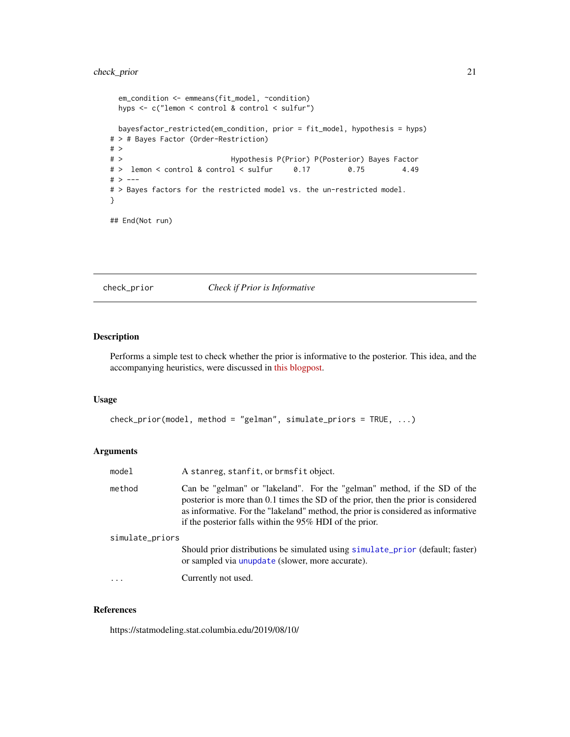```
  em_condition <- emmeans(fit_model, ~condition)
  hyps <- c("lemon < control & control < sulfur")

  bayesfactor_restricted(em_condition, prior = fit_model, hypothesis = hyps)
# > # Bayes Factor (Order-Restriction)
# >
# >                          Hypothesis P(Prior) P(Posterior) Bayes Factor
# >  lemon < control & control < sulfur     0.17         0.75         4.49
# > ---
# > Bayes factors for the restricted model vs. the un-restricted model.
}

## End(Not run)
```

---

`check_prior` *Check if Prior is Informative*

---

## Description

Performs a simple test to check whether the prior is informative to the posterior. This idea, and the accompanying heuristics, were discussed in this blogpost.

## Usage

```
check_prior(model, method = "gelman", simulate_priors = TRUE, ...)
```

## Arguments

| | |
|---|---|
| `model` | A `stanreg`, `stanfit`, or `brmsfit` object. |
| `method` | Can be "gelman" or "lakeland". For the "gelman" method, if the SD of the posterior is more than 0.1 times the SD of the prior, then the prior is considered as informative. For the "lakeland" method, the prior is considered as informative if the posterior falls within the 95% HDI of the prior. |
| `simulate_priors` | Should prior distributions be simulated using `simulate_prior` (default; faster) or sampled via `unupdate` (slower, more accurate). |
| `...` | Currently not used. |

## References

https://statmodeling.stat.columbia.edu/2019/08/10/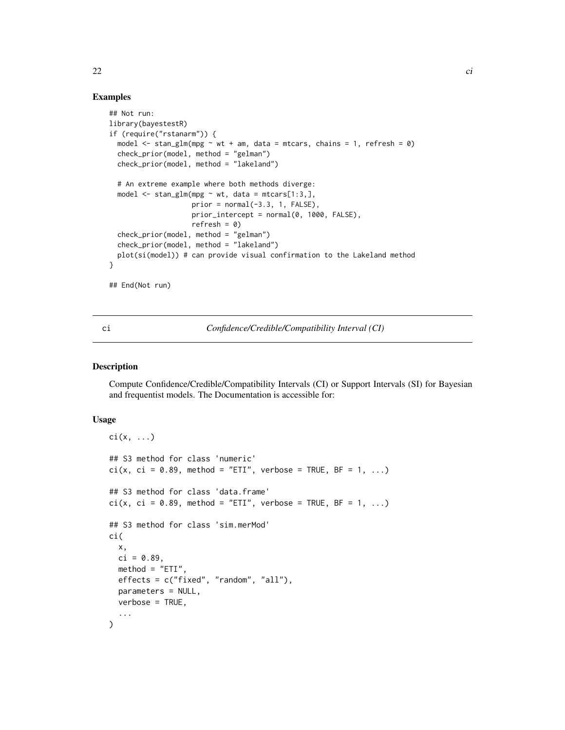## Examples

```
## Not run:
library(bayestestR)
if (require("rstanarm")) {
  model <- stan_glm(mpg ~ wt + am, data = mtcars, chains = 1, refresh = 0)
  check_prior(model, method = "gelman")
  check_prior(model, method = "lakeland")

  # An extreme example where both methods diverge:
  model <- stan_glm(mpg ~ wt, data = mtcars[1:3,],
                    prior = normal(-3.3, 1, FALSE),
                    prior_intercept = normal(0, 1000, FALSE),
                    refresh = 0)
  check_prior(model, method = "gelman")
  check_prior(model, method = "lakeland")
  plot(si(model)) # can provide visual confirmation to the Lakeland method
}

## End(Not run)
```

---

ci — *Confidence/Credible/Compatibility Interval (CI)*

---

## Description

Compute Confidence/Credible/Compatibility Intervals (CI) or Support Intervals (SI) for Bayesian and frequentist models. The Documentation is accessible for:

## Usage

```
ci(x, ...)

## S3 method for class 'numeric'
ci(x, ci = 0.89, method = "ETI", verbose = TRUE, BF = 1, ...)

## S3 method for class 'data.frame'
ci(x, ci = 0.89, method = "ETI", verbose = TRUE, BF = 1, ...)

## S3 method for class 'sim.merMod'
ci(
  x,
  ci = 0.89,
  method = "ETI",
  effects = c("fixed", "random", "all"),
  parameters = NULL,
  verbose = TRUE,
  ...
)
```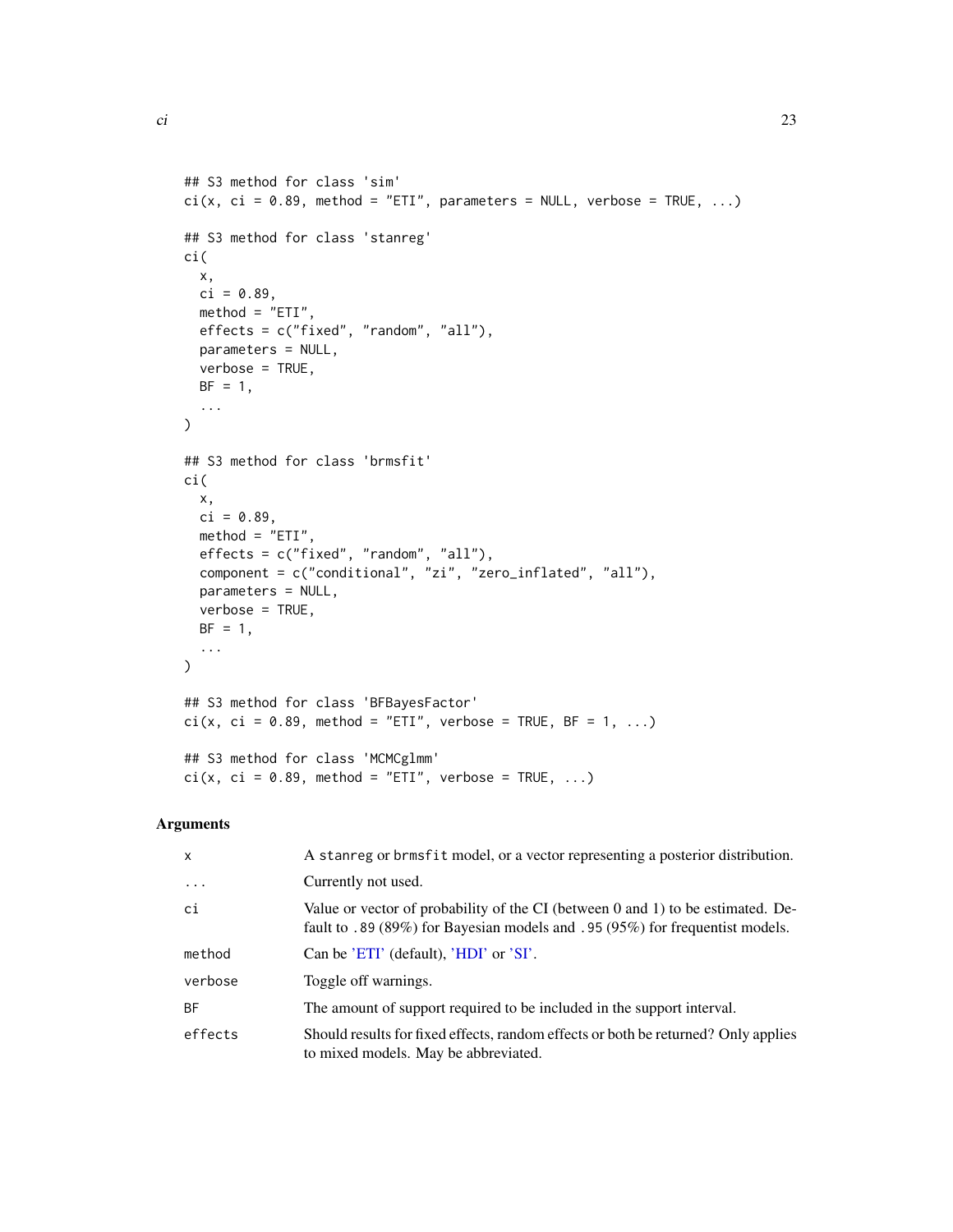```
## S3 method for class 'sim'
ci(x, ci = 0.89, method = "ETI", parameters = NULL, verbose = TRUE, ...)

## S3 method for class 'stanreg'
ci(
  x,
  ci = 0.89,
  method = "ETI",
  effects = c("fixed", "random", "all"),
  parameters = NULL,
  verbose = TRUE,
  BF = 1,
  ...
)

## S3 method for class 'brmsfit'
ci(
  x,
  ci = 0.89,
  method = "ETI",
  effects = c("fixed", "random", "all"),
  component = c("conditional", "zi", "zero_inflated", "all"),
  parameters = NULL,
  verbose = TRUE,
  BF = 1,
  ...
)

## S3 method for class 'BFBayesFactor'
ci(x, ci = 0.89, method = "ETI", verbose = TRUE, BF = 1, ...)

## S3 method for class 'MCMCglmm'
ci(x, ci = 0.89, method = "ETI", verbose = TRUE, ...)
```

## Arguments

| | |
|---|---|
| `x` | A `stanreg` or `brmsfit` model, or a vector representing a posterior distribution. |
| `...` | Currently not used. |
| `ci` | Value or vector of probability of the CI (between 0 and 1) to be estimated. Default to `.89` (89%) for Bayesian models and `.95` (95%) for frequentist models. |
| `method` | Can be 'ETI' (default), 'HDI' or 'SI'. |
| `verbose` | Toggle off warnings. |
| `BF` | The amount of support required to be included in the support interval. |
| `effects` | Should results for fixed effects, random effects or both be returned? Only applies to mixed models. May be abbreviated. |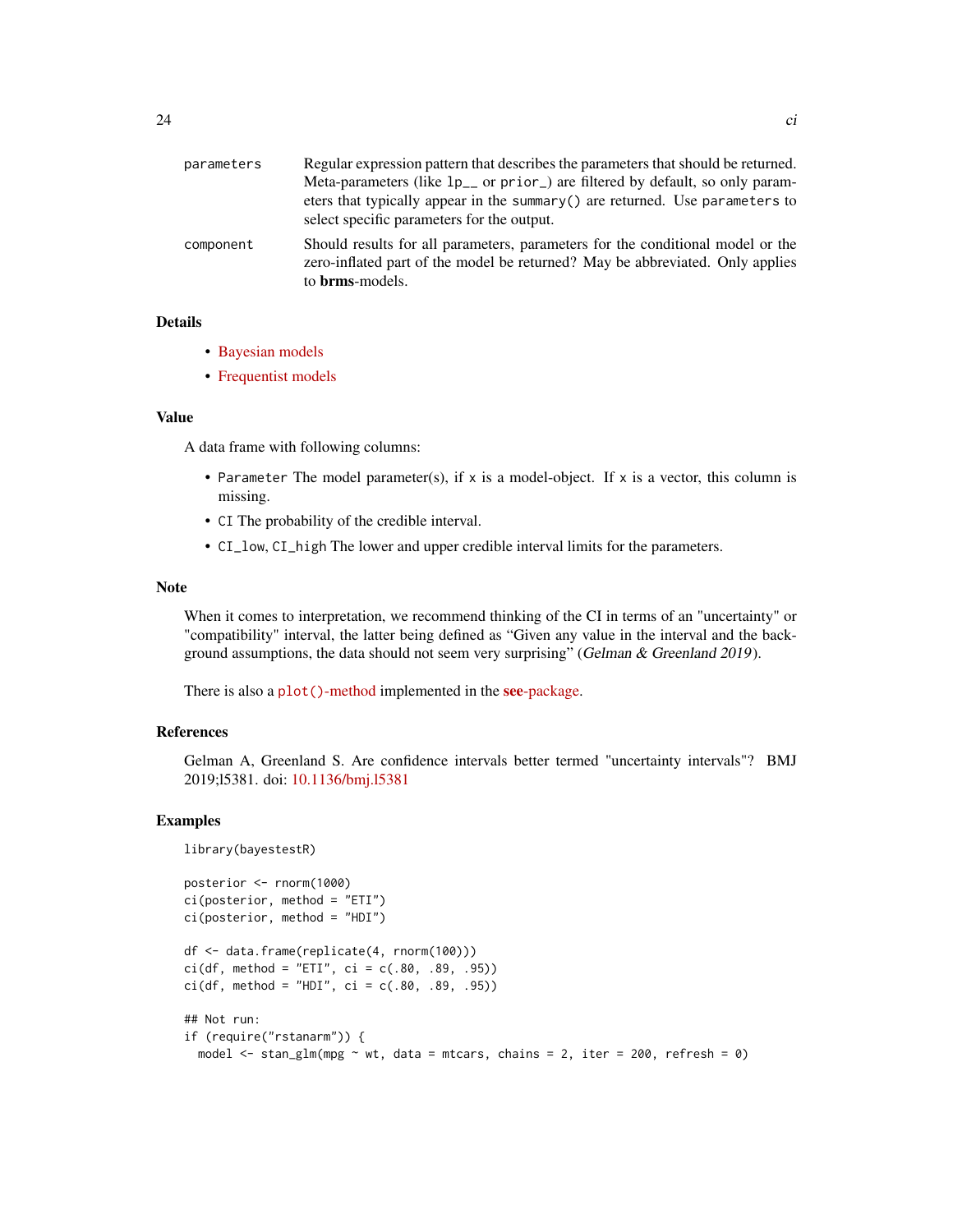| | |
|---|---|
| parameters | Regular expression pattern that describes the parameters that should be returned. Meta-parameters (like `lp__` or `prior_`) are filtered by default, so only parameters that typically appear in the `summary()` are returned. Use `parameters` to select specific parameters for the output. |
| component | Should results for all parameters, parameters for the conditional model or the zero-inflated part of the model be returned? May be abbreviated. Only applies to **brms**-models. |

## Details

- Bayesian models
- Frequentist models

## Value

A data frame with following columns:

- `Parameter` The model parameter(s), if `x` is a model-object. If `x` is a vector, this column is missing.
- `CI` The probability of the credible interval.
- `CI_low`, `CI_high` The lower and upper credible interval limits for the parameters.

## Note

When it comes to interpretation, we recommend thinking of the CI in terms of an "uncertainty" or "compatibility" interval, the latter being defined as "Given any value in the interval and the background assumptions, the data should not seem very surprising" (*Gelman & Greenland 2019*).

There is also a `plot()`-method implemented in the **see**-package.

## References

Gelman A, Greenland S. Are confidence intervals better termed "uncertainty intervals"? BMJ 2019;l5381. doi: 10.1136/bmj.l5381

## Examples

```
library(bayestestR)

posterior <- rnorm(1000)
ci(posterior, method = "ETI")
ci(posterior, method = "HDI")

df <- data.frame(replicate(4, rnorm(100)))
ci(df, method = "ETI", ci = c(.80, .89, .95))
ci(df, method = "HDI", ci = c(.80, .89, .95))

## Not run:
if (require("rstanarm")) {
  model <- stan_glm(mpg ~ wt, data = mtcars, chains = 2, iter = 200, refresh = 0)
```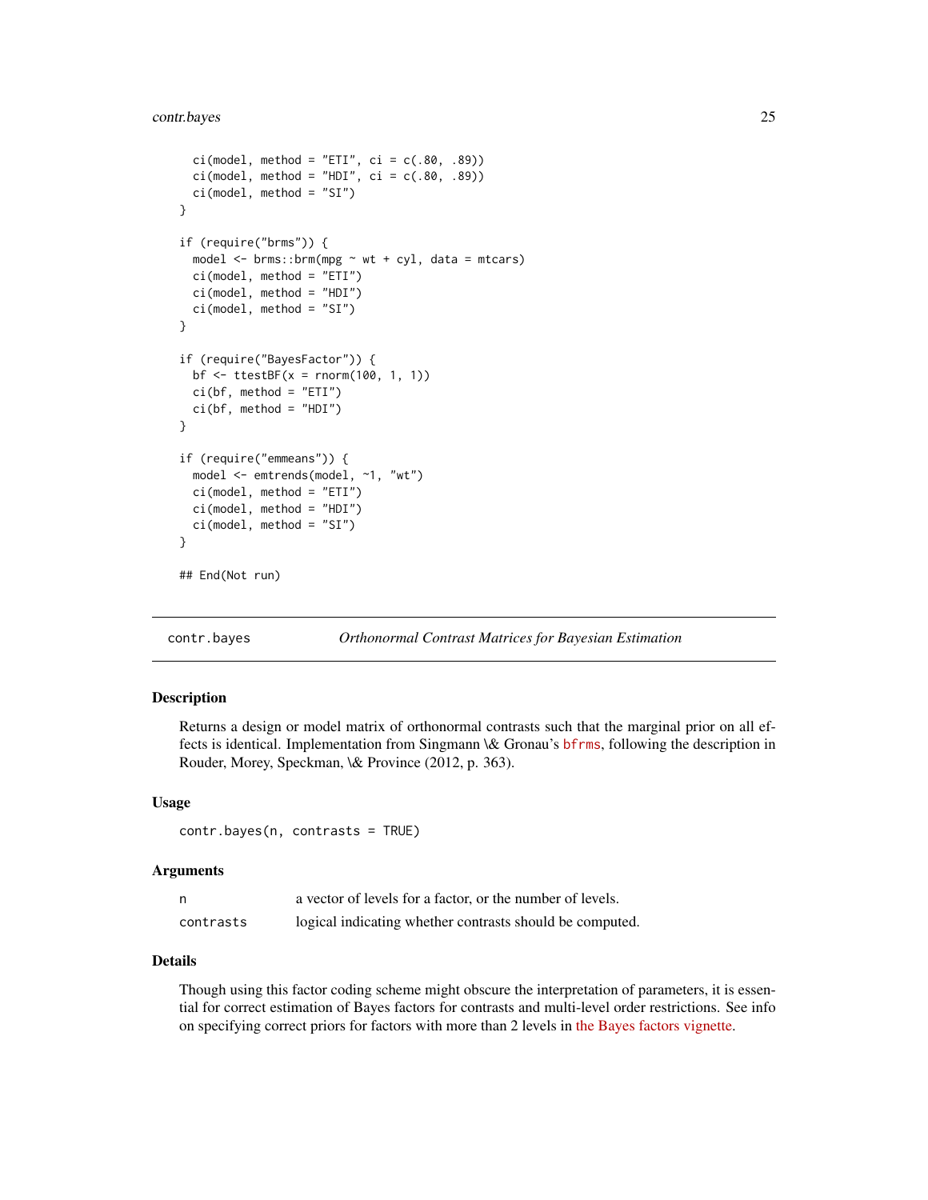```
  ci(model, method = "ETI", ci = c(.80, .89))
  ci(model, method = "HDI", ci = c(.80, .89))
  ci(model, method = "SI")
}

if (require("brms")) {
  model <- brms::brm(mpg ~ wt + cyl, data = mtcars)
  ci(model, method = "ETI")
  ci(model, method = "HDI")
  ci(model, method = "SI")
}

if (require("BayesFactor")) {
  bf <- ttestBF(x = rnorm(100, 1, 1))
  ci(bf, method = "ETI")
  ci(bf, method = "HDI")
}

if (require("emmeans")) {
  model <- emtrends(model, ~1, "wt")
  ci(model, method = "ETI")
  ci(model, method = "HDI")
  ci(model, method = "SI")
}

## End(Not run)
```

## contr.bayes — *Orthonormal Contrast Matrices for Bayesian Estimation*

### Description

Returns a design or model matrix of orthonormal contrasts such that the marginal prior on all effects is identical. Implementation from Singmann \& Gronau's bfrms, following the description in Rouder, Morey, Speckman, \& Province (2012, p. 363).

### Usage

```
contr.bayes(n, contrasts = TRUE)
```

### Arguments

| | |
|---|---|
| n | a vector of levels for a factor, or the number of levels. |
| contrasts | logical indicating whether contrasts should be computed. |

### Details

Though using this factor coding scheme might obscure the interpretation of parameters, it is essential for correct estimation of Bayes factors for contrasts and multi-level order restrictions. See info on specifying correct priors for factors with more than 2 levels in the Bayes factors vignette.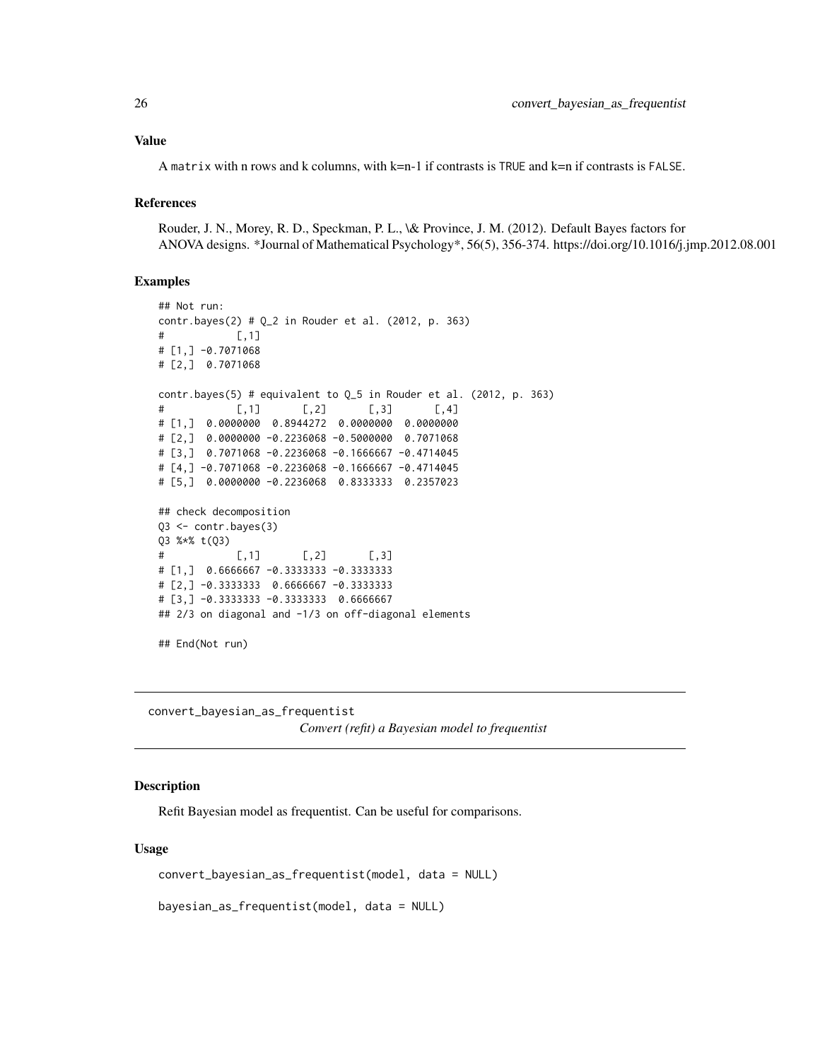## Value

A `matrix` with n rows and k columns, with k=n-1 if contrasts is `TRUE` and k=n if contrasts is `FALSE`.

## References

Rouder, J. N., Morey, R. D., Speckman, P. L., \& Province, J. M. (2012). Default Bayes factors for ANOVA designs. *Journal of Mathematical Psychology*, 56(5), 356-374. https://doi.org/10.1016/j.jmp.2012.08.001

## Examples

```
## Not run:
contr.bayes(2) # Q_2 in Rouder et al. (2012, p. 363)
#            [,1]
# [1,] -0.7071068
# [2,]  0.7071068

contr.bayes(5) # equivalent to Q_5 in Rouder et al. (2012, p. 363)
#            [,1]       [,2]       [,3]       [,4]
# [1,]  0.0000000  0.8944272  0.0000000  0.0000000
# [2,]  0.0000000 -0.2236068 -0.5000000  0.7071068
# [3,]  0.7071068 -0.2236068 -0.1666667 -0.4714045
# [4,] -0.7071068 -0.2236068 -0.1666667 -0.4714045
# [5,]  0.0000000 -0.2236068  0.8333333  0.2357023

## check decomposition
Q3 <- contr.bayes(3)
Q3 %*% t(Q3)
#            [,1]       [,2]       [,3]
# [1,]  0.6666667 -0.3333333 -0.3333333
# [2,] -0.3333333  0.6666667 -0.3333333
# [3,] -0.3333333 -0.3333333  0.6666667
## 2/3 on diagonal and -1/3 on off-diagonal elements

## End(Not run)
```

---

# convert_bayesian_as_frequentist — *Convert (refit) a Bayesian model to frequentist*

## Description

Refit Bayesian model as frequentist. Can be useful for comparisons.

## Usage

```
convert_bayesian_as_frequentist(model, data = NULL)

bayesian_as_frequentist(model, data = NULL)
```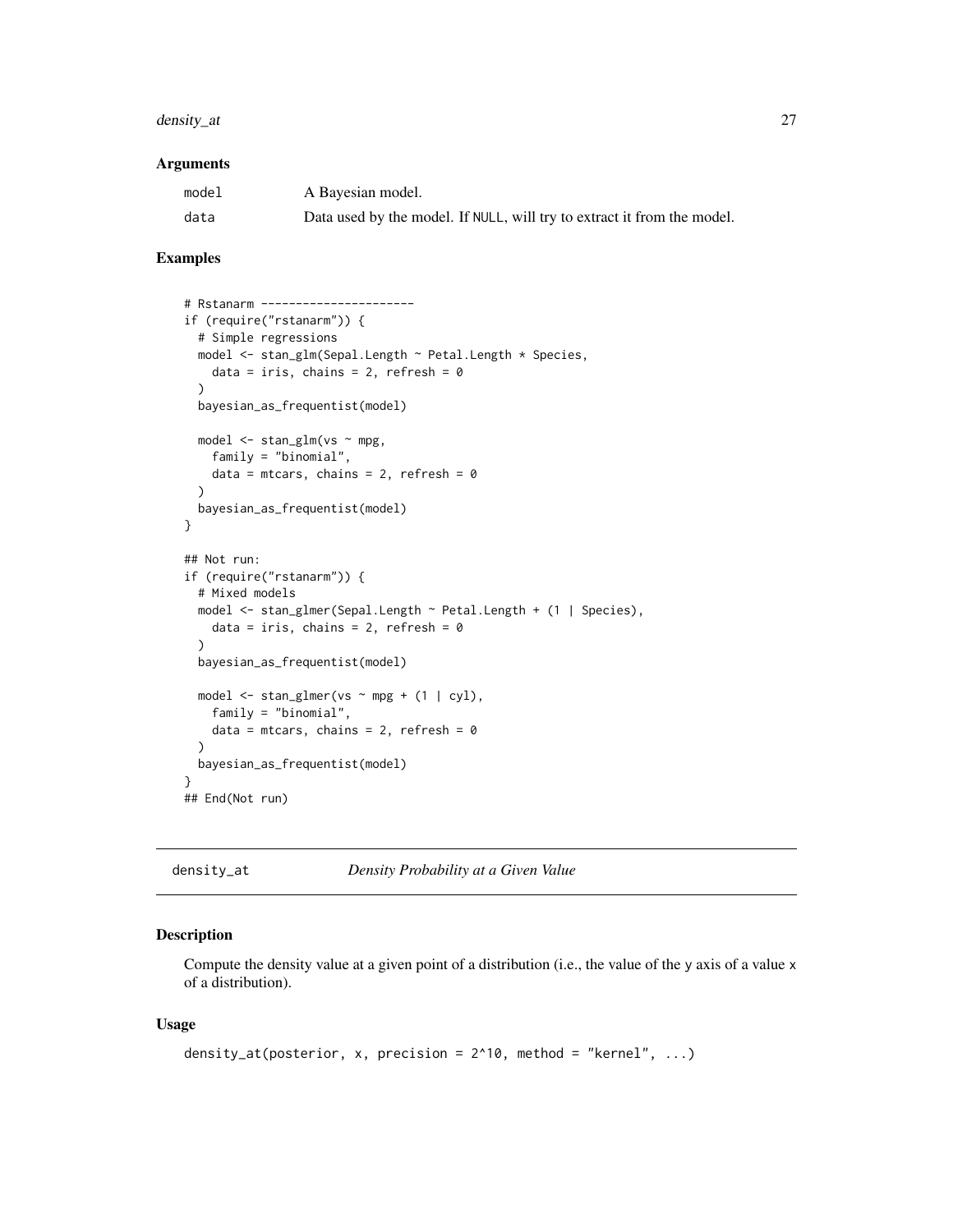### Arguments

| | |
|---|---|
| `model` | A Bayesian model. |
| `data` | Data used by the model. If `NULL`, will try to extract it from the model. |

### Examples

```
# Rstanarm ----------------------
if (require("rstanarm")) {
  # Simple regressions
  model <- stan_glm(Sepal.Length ~ Petal.Length * Species,
    data = iris, chains = 2, refresh = 0
  )
  bayesian_as_frequentist(model)

  model <- stan_glm(vs ~ mpg,
    family = "binomial",
    data = mtcars, chains = 2, refresh = 0
  )
  bayesian_as_frequentist(model)
}

## Not run:
if (require("rstanarm")) {
  # Mixed models
  model <- stan_glmer(Sepal.Length ~ Petal.Length + (1 | Species),
    data = iris, chains = 2, refresh = 0
  )
  bayesian_as_frequentist(model)

  model <- stan_glmer(vs ~ mpg + (1 | cyl),
    family = "binomial",
    data = mtcars, chains = 2, refresh = 0
  )
  bayesian_as_frequentist(model)
}
## End(Not run)
```

---

## density_at — *Density Probability at a Given Value*

### Description

Compute the density value at a given point of a distribution (i.e., the value of the `y` axis of a value `x` of a distribution).

### Usage

```
density_at(posterior, x, precision = 2^10, method = "kernel", ...)
```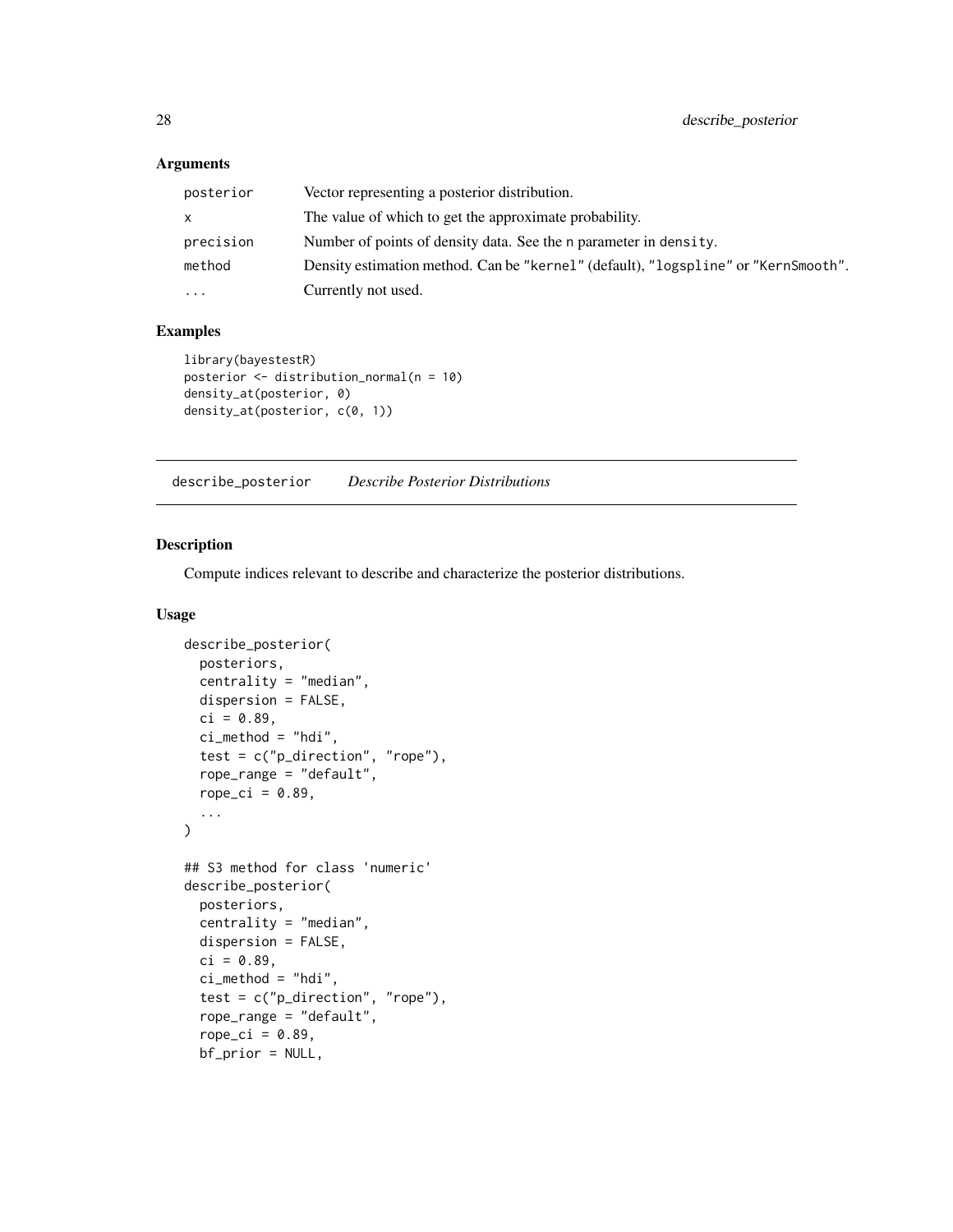### Arguments

| | |
|---|---|
| `posterior` | Vector representing a posterior distribution. |
| `x` | The value of which to get the approximate probability. |
| `precision` | Number of points of density data. See the `n` parameter in `density`. |
| `method` | Density estimation method. Can be `"kernel"` (default), `"logspline"` or `"KernSmooth"`. |
| `...` | Currently not used. |

### Examples

```
library(bayestestR)
posterior <- distribution_normal(n = 10)
density_at(posterior, 0)
density_at(posterior, c(0, 1))
```

---

## describe_posterior    *Describe Posterior Distributions*

---

### Description

Compute indices relevant to describe and characterize the posterior distributions.

### Usage

```
describe_posterior(
  posteriors,
  centrality = "median",
  dispersion = FALSE,
  ci = 0.89,
  ci_method = "hdi",
  test = c("p_direction", "rope"),
  rope_range = "default",
  rope_ci = 0.89,
  ...
)

## S3 method for class 'numeric'
describe_posterior(
  posteriors,
  centrality = "median",
  dispersion = FALSE,
  ci = 0.89,
  ci_method = "hdi",
  test = c("p_direction", "rope"),
  rope_range = "default",
  rope_ci = 0.89,
  bf_prior = NULL,
```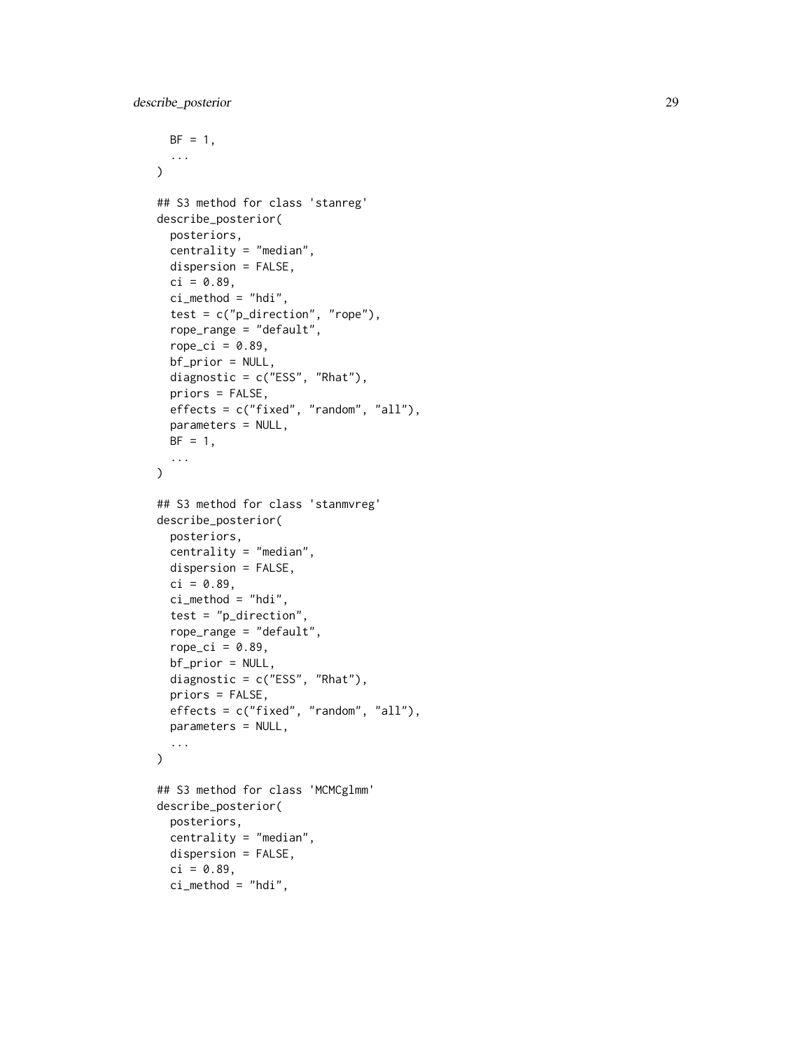```
  BF = 1,
  ...
)

## S3 method for class 'stanreg'
describe_posterior(
  posteriors,
  centrality = "median",
  dispersion = FALSE,
  ci = 0.89,
  ci_method = "hdi",
  test = c("p_direction", "rope"),
  rope_range = "default",
  rope_ci = 0.89,
  bf_prior = NULL,
  diagnostic = c("ESS", "Rhat"),
  priors = FALSE,
  effects = c("fixed", "random", "all"),
  parameters = NULL,
  BF = 1,
  ...
)

## S3 method for class 'stanmvreg'
describe_posterior(
  posteriors,
  centrality = "median",
  dispersion = FALSE,
  ci = 0.89,
  ci_method = "hdi",
  test = "p_direction",
  rope_range = "default",
  rope_ci = 0.89,
  bf_prior = NULL,
  diagnostic = c("ESS", "Rhat"),
  priors = FALSE,
  effects = c("fixed", "random", "all"),
  parameters = NULL,
  ...
)

## S3 method for class 'MCMCglmm'
describe_posterior(
  posteriors,
  centrality = "median",
  dispersion = FALSE,
  ci = 0.89,
  ci_method = "hdi",
```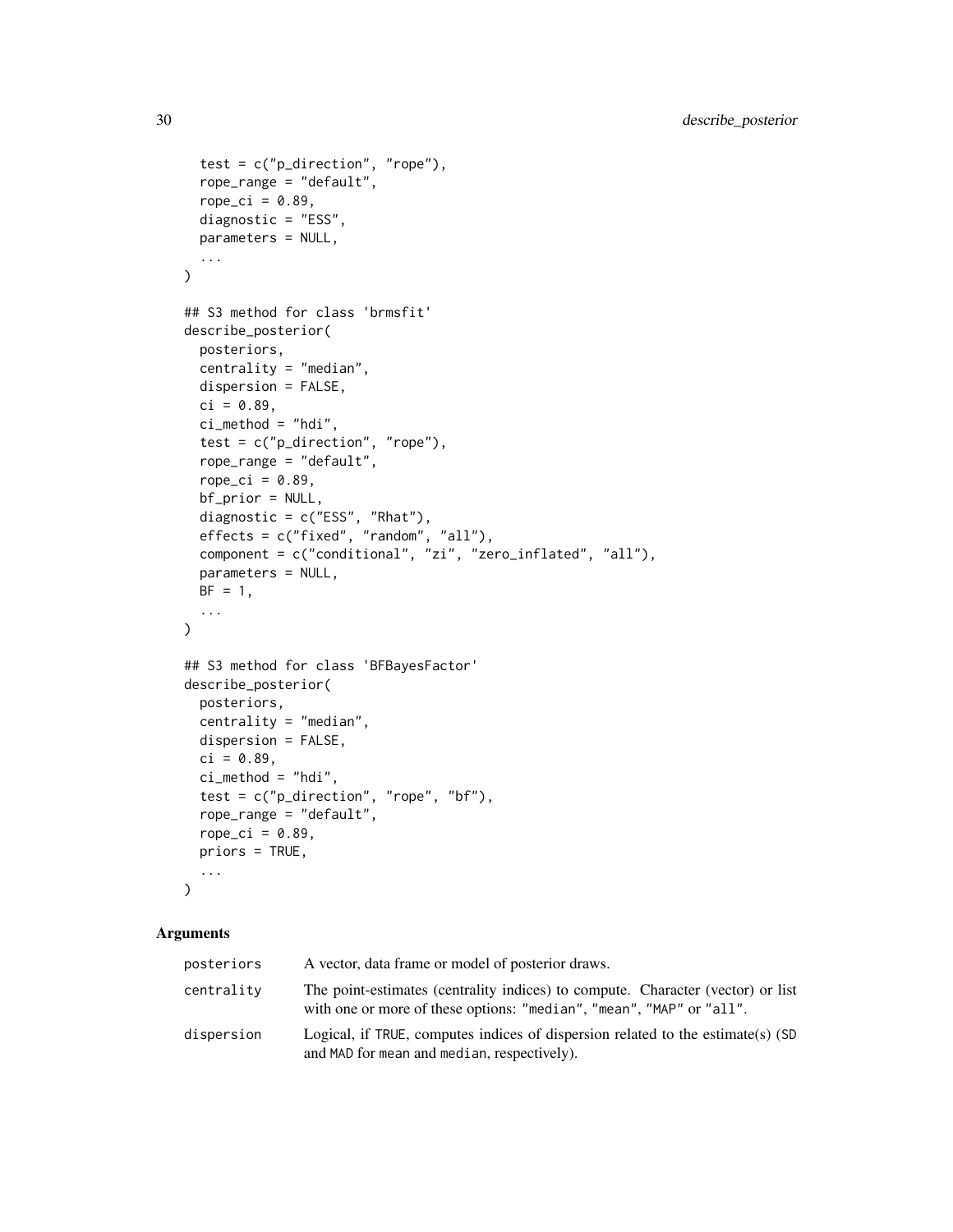```
  test = c("p_direction", "rope"),
  rope_range = "default",
  rope_ci = 0.89,
  diagnostic = "ESS",
  parameters = NULL,
  ...
)

## S3 method for class 'brmsfit'
describe_posterior(
  posteriors,
  centrality = "median",
  dispersion = FALSE,
  ci = 0.89,
  ci_method = "hdi",
  test = c("p_direction", "rope"),
  rope_range = "default",
  rope_ci = 0.89,
  bf_prior = NULL,
  diagnostic = c("ESS", "Rhat"),
  effects = c("fixed", "random", "all"),
  component = c("conditional", "zi", "zero_inflated", "all"),
  parameters = NULL,
  BF = 1,
  ...
)

## S3 method for class 'BFBayesFactor'
describe_posterior(
  posteriors,
  centrality = "median",
  dispersion = FALSE,
  ci = 0.89,
  ci_method = "hdi",
  test = c("p_direction", "rope", "bf"),
  rope_range = "default",
  rope_ci = 0.89,
  priors = TRUE,
  ...
)
```

### Arguments

| | |
|---|---|
| posteriors | A vector, data frame or model of posterior draws. |
| centrality | The point-estimates (centrality indices) to compute. Character (vector) or list with one or more of these options: "median", "mean", "MAP" or "all". |
| dispersion | Logical, if TRUE, computes indices of dispersion related to the estimate(s) (SD and MAD for mean and median, respectively). |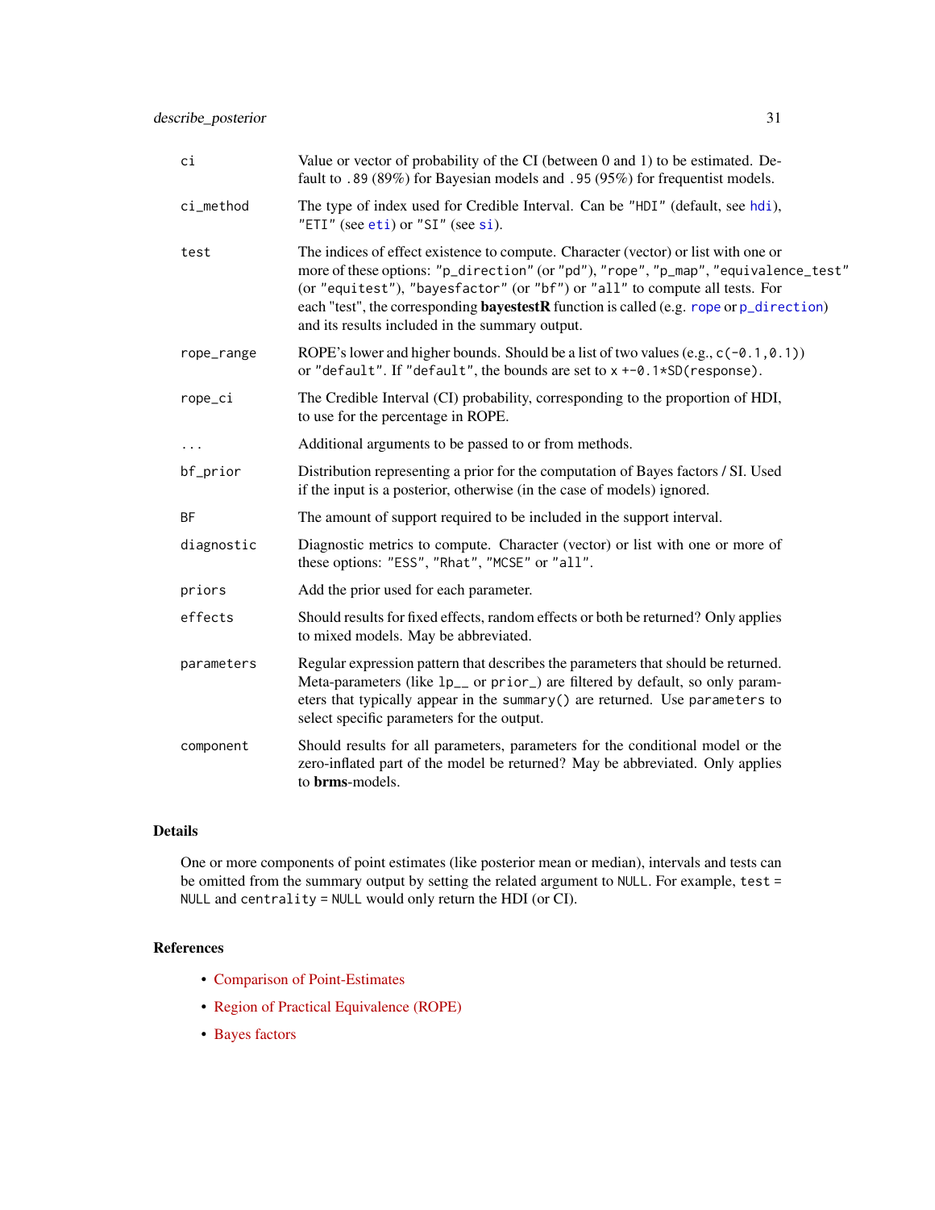| | |
|---|---|
| `ci` | Value or vector of probability of the CI (between 0 and 1) to be estimated. Default to `.89` (89%) for Bayesian models and `.95` (95%) for frequentist models. |
| `ci_method` | The type of index used for Credible Interval. Can be `"HDI"` (default, see hdi), `"ETI"` (see eti) or `"SI"` (see si). |
| `test` | The indices of effect existence to compute. Character (vector) or list with one or more of these options: `"p_direction"` (or `"pd"`), `"rope"`, `"p_map"`, `"equivalence_test"` (or `"equitest"`), `"bayesfactor"` (or `"bf"`) or `"all"` to compute all tests. For each "test", the corresponding **bayestestR** function is called (e.g. rope or p_direction) and its results included in the summary output. |
| `rope_range` | ROPE's lower and higher bounds. Should be a list of two values (e.g., `c(-0.1,0.1)`) or `"default"`. If `"default"`, the bounds are set to `x +-0.1*SD(response)`. |
| `rope_ci` | The Credible Interval (CI) probability, corresponding to the proportion of HDI, to use for the percentage in ROPE. |
| `...` | Additional arguments to be passed to or from methods. |
| `bf_prior` | Distribution representing a prior for the computation of Bayes factors / SI. Used if the input is a posterior, otherwise (in the case of models) ignored. |
| `BF` | The amount of support required to be included in the support interval. |
| `diagnostic` | Diagnostic metrics to compute. Character (vector) or list with one or more of these options: `"ESS"`, `"Rhat"`, `"MCSE"` or `"all"`. |
| `priors` | Add the prior used for each parameter. |
| `effects` | Should results for fixed effects, random effects or both be returned? Only applies to mixed models. May be abbreviated. |
| `parameters` | Regular expression pattern that describes the parameters that should be returned. Meta-parameters (like `lp__` or `prior_`) are filtered by default, so only parameters that typically appear in the `summary()` are returned. Use `parameters` to select specific parameters for the output. |
| `component` | Should results for all parameters, parameters for the conditional model or the zero-inflated part of the model be returned? May be abbreviated. Only applies to **brms**-models. |

## Details

One or more components of point estimates (like posterior mean or median), intervals and tests can be omitted from the summary output by setting the related argument to `NULL`. For example, `test = NULL` and `centrality = NULL` would only return the HDI (or CI).

## References

- Comparison of Point-Estimates
- Region of Practical Equivalence (ROPE)
- Bayes factors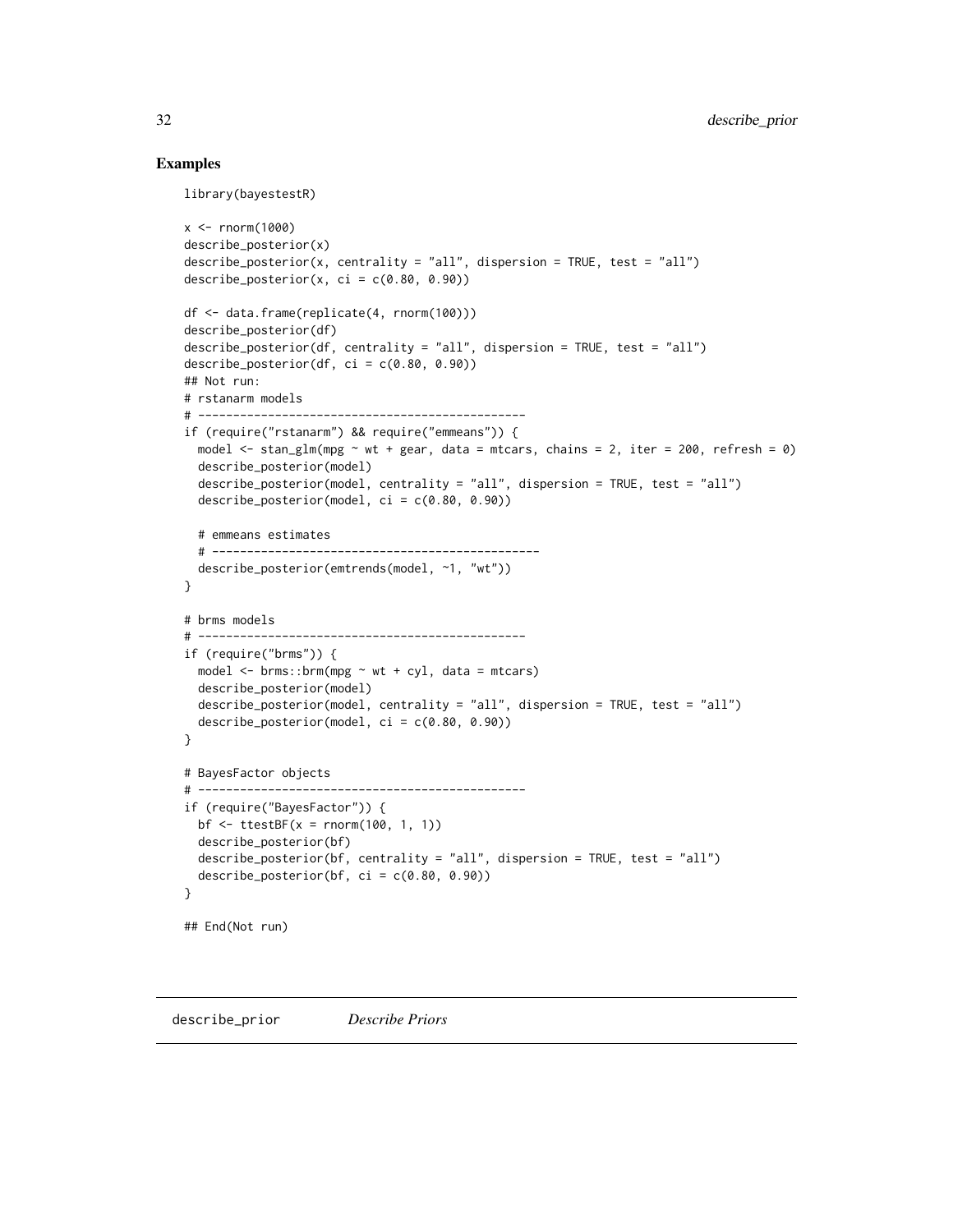## Examples

```
library(bayestestR)

x <- rnorm(1000)
describe_posterior(x)
describe_posterior(x, centrality = "all", dispersion = TRUE, test = "all")
describe_posterior(x, ci = c(0.80, 0.90))

df <- data.frame(replicate(4, rnorm(100)))
describe_posterior(df)
describe_posterior(df, centrality = "all", dispersion = TRUE, test = "all")
describe_posterior(df, ci = c(0.80, 0.90))
## Not run:
# rstanarm models
# -----------------------------------------------
if (require("rstanarm") && require("emmeans")) {
  model <- stan_glm(mpg ~ wt + gear, data = mtcars, chains = 2, iter = 200, refresh = 0)
  describe_posterior(model)
  describe_posterior(model, centrality = "all", dispersion = TRUE, test = "all")
  describe_posterior(model, ci = c(0.80, 0.90))

  # emmeans estimates
  # -----------------------------------------------
  describe_posterior(emtrends(model, ~1, "wt"))
}

# brms models
# -----------------------------------------------
if (require("brms")) {
  model <- brms::brm(mpg ~ wt + cyl, data = mtcars)
  describe_posterior(model)
  describe_posterior(model, centrality = "all", dispersion = TRUE, test = "all")
  describe_posterior(model, ci = c(0.80, 0.90))
}

# BayesFactor objects
# -----------------------------------------------
if (require("BayesFactor")) {
  bf <- ttestBF(x = rnorm(100, 1, 1))
  describe_posterior(bf)
  describe_posterior(bf, centrality = "all", dispersion = TRUE, test = "all")
  describe_posterior(bf, ci = c(0.80, 0.90))
}

## End(Not run)
```

---

describe_prior &nbsp;&nbsp;&nbsp; *Describe Priors*

---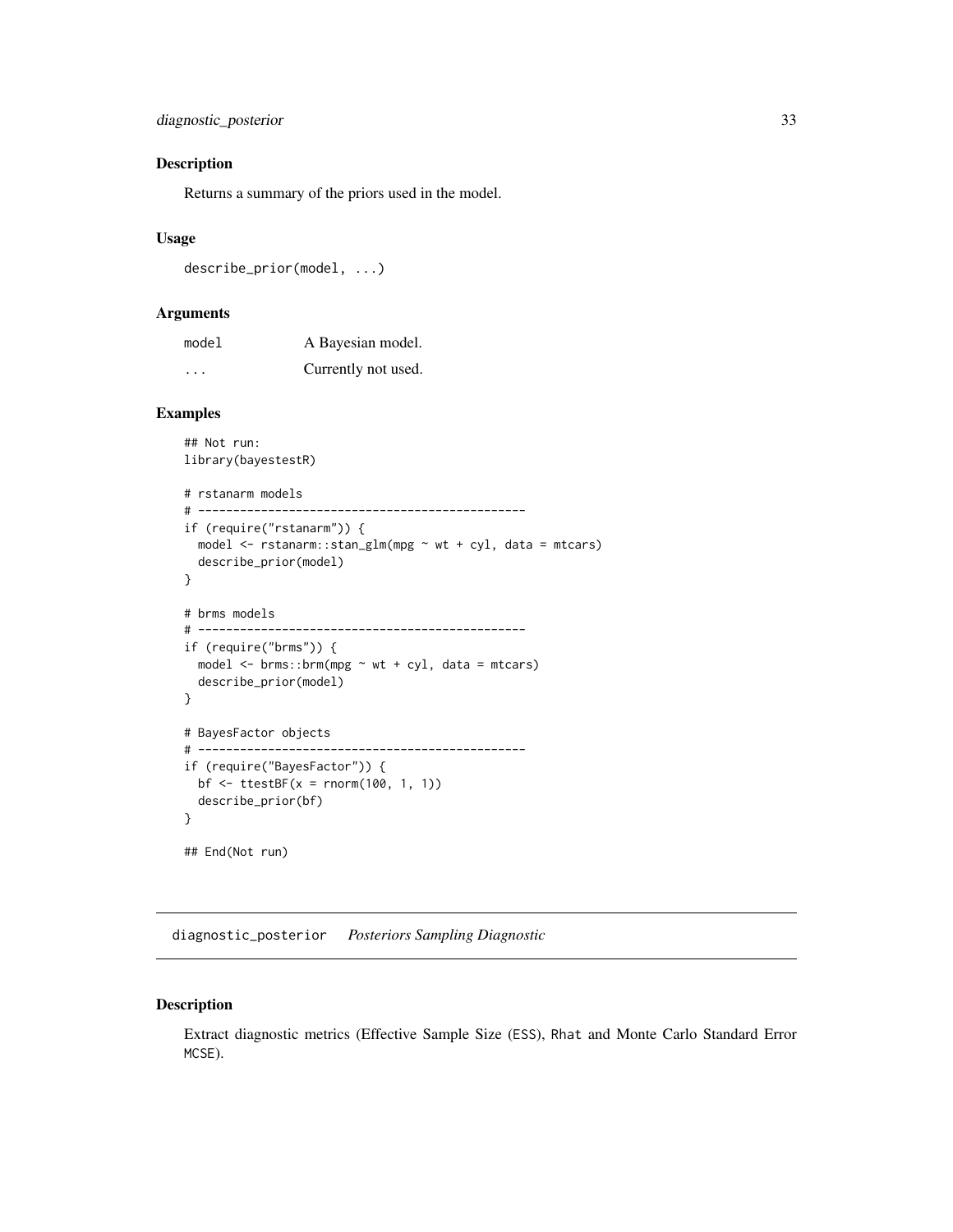## Description

Returns a summary of the priors used in the model.

## Usage

```
describe_prior(model, ...)
```

## Arguments

| | |
|---|---|
| model | A Bayesian model. |
| ... | Currently not used. |

## Examples

```
## Not run:
library(bayestestR)

# rstanarm models
# -----------------------------------------------
if (require("rstanarm")) {
  model <- rstanarm::stan_glm(mpg ~ wt + cyl, data = mtcars)
  describe_prior(model)
}

# brms models
# -----------------------------------------------
if (require("brms")) {
  model <- brms::brm(mpg ~ wt + cyl, data = mtcars)
  describe_prior(model)
}

# BayesFactor objects
# -----------------------------------------------
if (require("BayesFactor")) {
  bf <- ttestBF(x = rnorm(100, 1, 1))
  describe_prior(bf)
}

## End(Not run)
```

---

# diagnostic_posterior *Posteriors Sampling Diagnostic*

## Description

Extract diagnostic metrics (Effective Sample Size (ESS), Rhat and Monte Carlo Standard Error MCSE).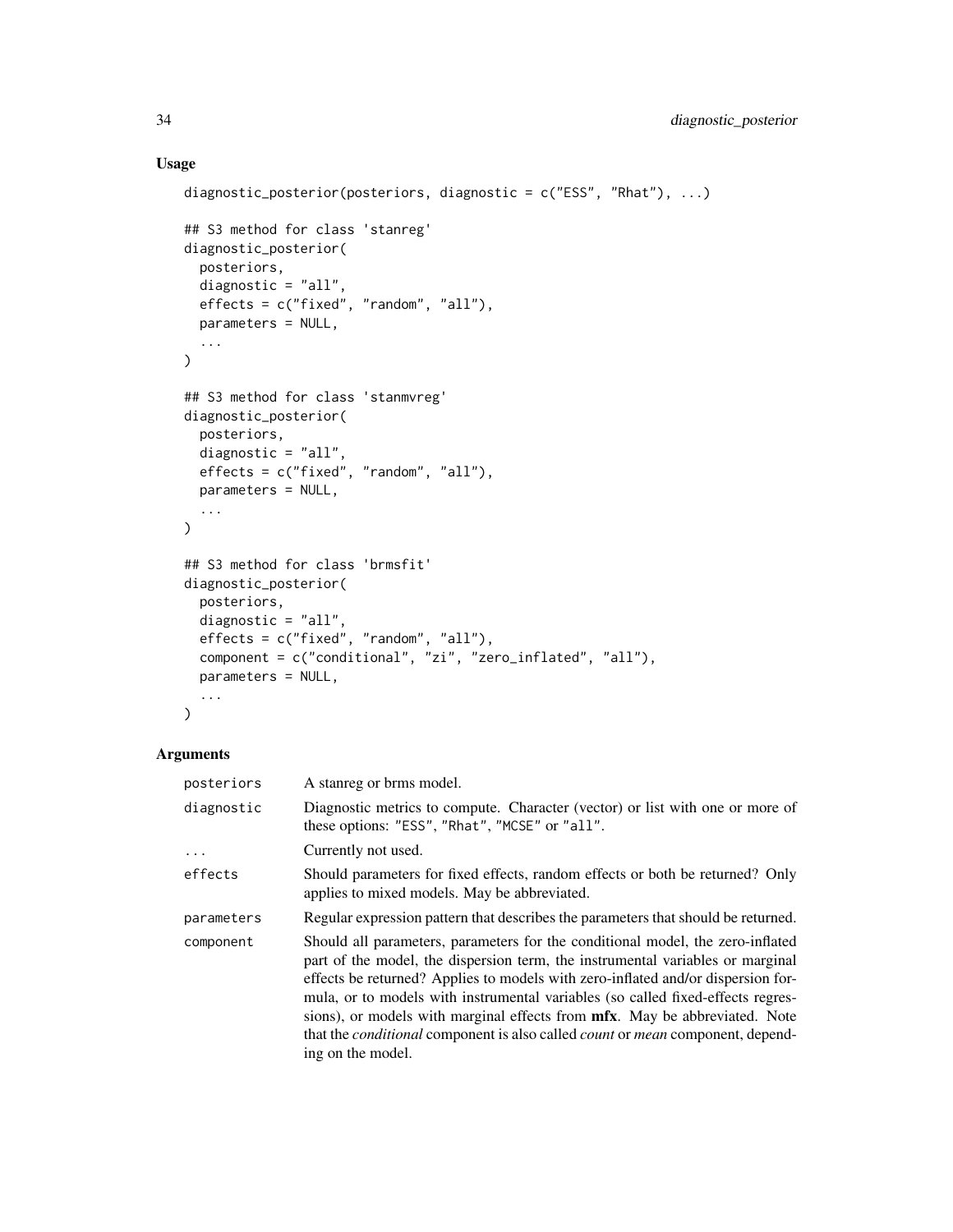## Usage

```
diagnostic_posterior(posteriors, diagnostic = c("ESS", "Rhat"), ...)

## S3 method for class 'stanreg'
diagnostic_posterior(
  posteriors,
  diagnostic = "all",
  effects = c("fixed", "random", "all"),
  parameters = NULL,
  ...
)

## S3 method for class 'stanmvreg'
diagnostic_posterior(
  posteriors,
  diagnostic = "all",
  effects = c("fixed", "random", "all"),
  parameters = NULL,
  ...
)

## S3 method for class 'brmsfit'
diagnostic_posterior(
  posteriors,
  diagnostic = "all",
  effects = c("fixed", "random", "all"),
  component = c("conditional", "zi", "zero_inflated", "all"),
  parameters = NULL,
  ...
)
```

## Arguments

| | |
|---|---|
| `posteriors` | A stanreg or brms model. |
| `diagnostic` | Diagnostic metrics to compute. Character (vector) or list with one or more of these options: `"ESS"`, `"Rhat"`, `"MCSE"` or `"all"`. |
| `...` | Currently not used. |
| `effects` | Should parameters for fixed effects, random effects or both be returned? Only applies to mixed models. May be abbreviated. |
| `parameters` | Regular expression pattern that describes the parameters that should be returned. |
| `component` | Should all parameters, parameters for the conditional model, the zero-inflated part of the model, the dispersion term, the instrumental variables or marginal effects be returned? Applies to models with zero-inflated and/or dispersion formula, or to models with instrumental variables (so called fixed-effects regressions), or models with marginal effects from **mfx**. May be abbreviated. Note that the *conditional* component is also called *count* or *mean* component, depending on the model. |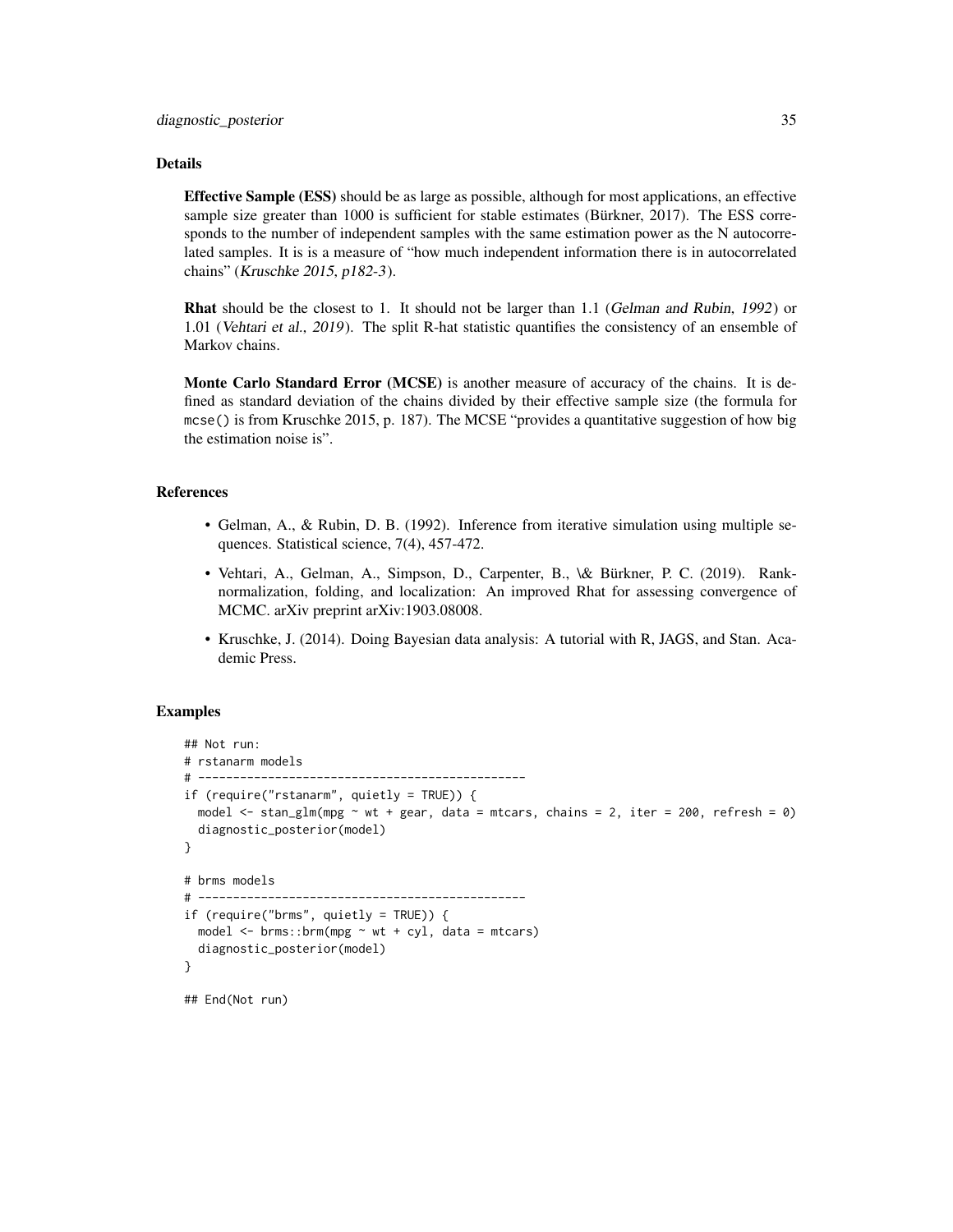## Details

**Effective Sample (ESS)** should be as large as possible, although for most applications, an effective sample size greater than 1000 is sufficient for stable estimates (Bürkner, 2017). The ESS corresponds to the number of independent samples with the same estimation power as the N autocorrelated samples. It is is a measure of "how much independent information there is in autocorrelated chains" (*Kruschke 2015, p182-3*).

**Rhat** should be the closest to 1. It should not be larger than 1.1 (*Gelman and Rubin, 1992*) or 1.01 (*Vehtari et al., 2019*). The split R-hat statistic quantifies the consistency of an ensemble of Markov chains.

**Monte Carlo Standard Error (MCSE)** is another measure of accuracy of the chains. It is defined as standard deviation of the chains divided by their effective sample size (the formula for `mcse()` is from Kruschke 2015, p. 187). The MCSE "provides a quantitative suggestion of how big the estimation noise is".

## References

- Gelman, A., & Rubin, D. B. (1992). Inference from iterative simulation using multiple sequences. Statistical science, 7(4), 457-472.
- Vehtari, A., Gelman, A., Simpson, D., Carpenter, B., \& Bürkner, P. C. (2019). Rank-normalization, folding, and localization: An improved Rhat for assessing convergence of MCMC. arXiv preprint arXiv:1903.08008.
- Kruschke, J. (2014). Doing Bayesian data analysis: A tutorial with R, JAGS, and Stan. Academic Press.

## Examples

```
## Not run:
# rstanarm models
# -----------------------------------------------
if (require("rstanarm", quietly = TRUE)) {
  model <- stan_glm(mpg ~ wt + gear, data = mtcars, chains = 2, iter = 200, refresh = 0)
  diagnostic_posterior(model)
}

# brms models
# -----------------------------------------------
if (require("brms", quietly = TRUE)) {
  model <- brms::brm(mpg ~ wt + cyl, data = mtcars)
  diagnostic_posterior(model)
}

## End(Not run)
```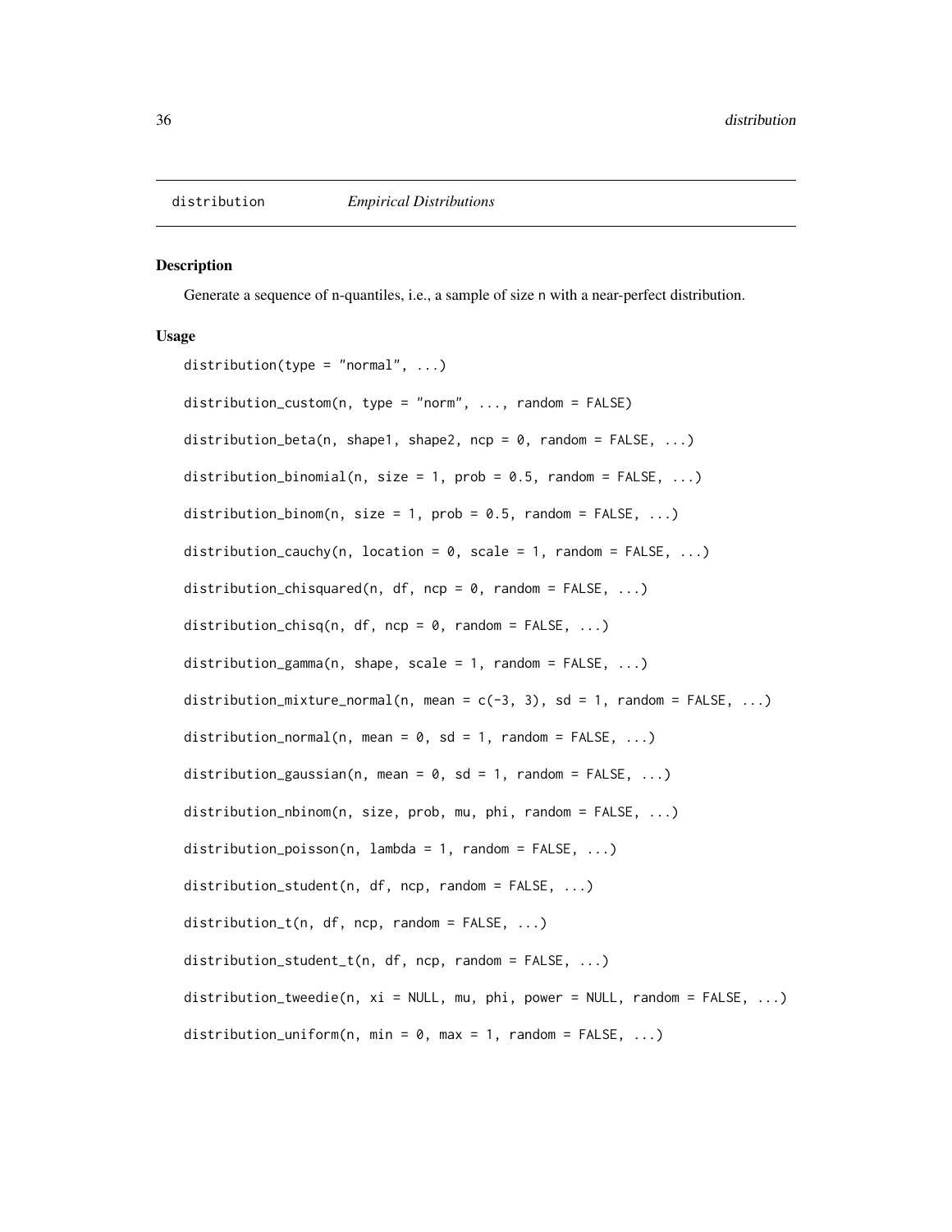# distribution *Empirical Distributions*

## Description

Generate a sequence of n-quantiles, i.e., a sample of size n with a near-perfect distribution.

## Usage

```
distribution(type = "normal", ...)

distribution_custom(n, type = "norm", ..., random = FALSE)

distribution_beta(n, shape1, shape2, ncp = 0, random = FALSE, ...)

distribution_binomial(n, size = 1, prob = 0.5, random = FALSE, ...)

distribution_binom(n, size = 1, prob = 0.5, random = FALSE, ...)

distribution_cauchy(n, location = 0, scale = 1, random = FALSE, ...)

distribution_chisquared(n, df, ncp = 0, random = FALSE, ...)

distribution_chisq(n, df, ncp = 0, random = FALSE, ...)

distribution_gamma(n, shape, scale = 1, random = FALSE, ...)

distribution_mixture_normal(n, mean = c(-3, 3), sd = 1, random = FALSE, ...)

distribution_normal(n, mean = 0, sd = 1, random = FALSE, ...)

distribution_gaussian(n, mean = 0, sd = 1, random = FALSE, ...)

distribution_nbinom(n, size, prob, mu, phi, random = FALSE, ...)

distribution_poisson(n, lambda = 1, random = FALSE, ...)

distribution_student(n, df, ncp, random = FALSE, ...)

distribution_t(n, df, ncp, random = FALSE, ...)

distribution_student_t(n, df, ncp, random = FALSE, ...)

distribution_tweedie(n, xi = NULL, mu, phi, power = NULL, random = FALSE, ...)

distribution_uniform(n, min = 0, max = 1, random = FALSE, ...)
```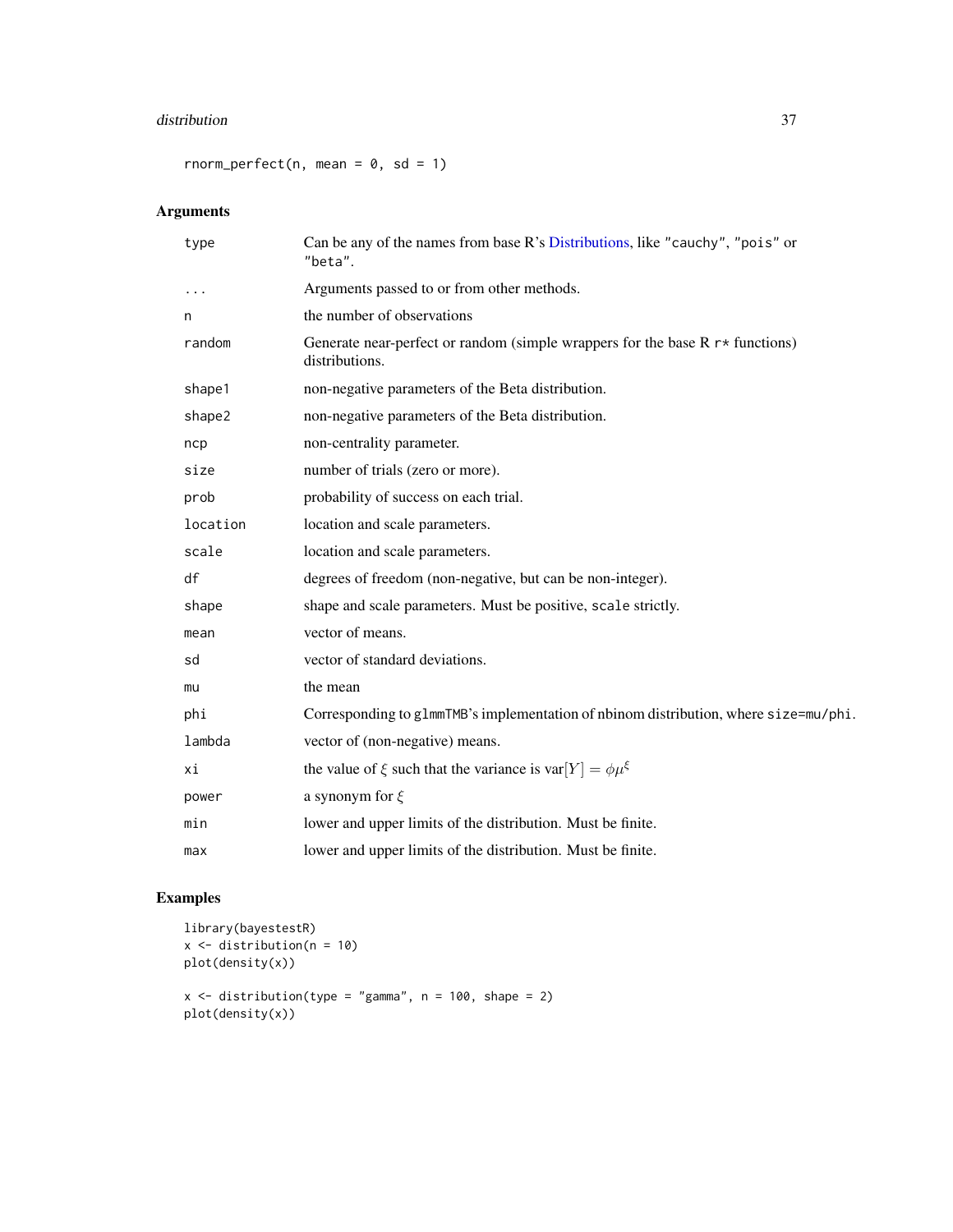```
rnorm_perfect(n, mean = 0, sd = 1)
```

## Arguments

| | |
|---|---|
| type | Can be any of the names from base R's Distributions, like "cauchy", "pois" or "beta". |
| ... | Arguments passed to or from other methods. |
| n | the number of observations |
| random | Generate near-perfect or random (simple wrappers for the base R r* functions) distributions. |
| shape1 | non-negative parameters of the Beta distribution. |
| shape2 | non-negative parameters of the Beta distribution. |
| ncp | non-centrality parameter. |
| size | number of trials (zero or more). |
| prob | probability of success on each trial. |
| location | location and scale parameters. |
| scale | location and scale parameters. |
| df | degrees of freedom (non-negative, but can be non-integer). |
| shape | shape and scale parameters. Must be positive, scale strictly. |
| mean | vector of means. |
| sd | vector of standard deviations. |
| mu | the mean |
| phi | Corresponding to glmmTMB's implementation of nbinom distribution, where size=mu/phi. |
| lambda | vector of (non-negative) means. |
| xi | the value of $\xi$ such that the variance is $\text{var}[Y] = \phi\mu^{\xi}$ |
| power | a synonym for $\xi$ |
| min | lower and upper limits of the distribution. Must be finite. |
| max | lower and upper limits of the distribution. Must be finite. |

## Examples

```
library(bayestestR)
x <- distribution(n = 10)
plot(density(x))

x <- distribution(type = "gamma", n = 100, shape = 2)
plot(density(x))
```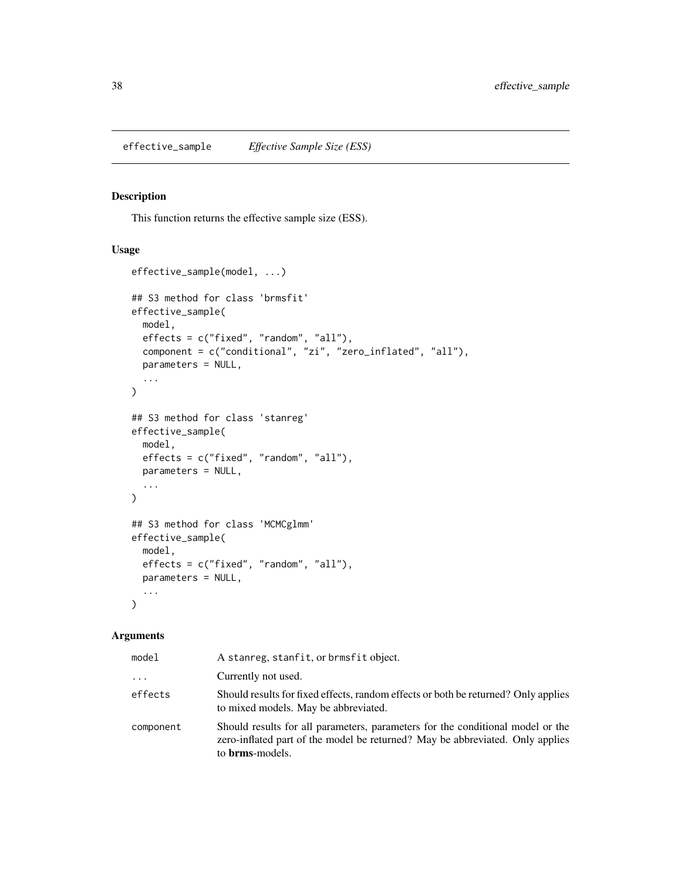## effective_sample — *Effective Sample Size (ESS)*

### Description

This function returns the effective sample size (ESS).

### Usage

```
effective_sample(model, ...)

## S3 method for class 'brmsfit'
effective_sample(
  model,
  effects = c("fixed", "random", "all"),
  component = c("conditional", "zi", "zero_inflated", "all"),
  parameters = NULL,
  ...
)

## S3 method for class 'stanreg'
effective_sample(
  model,
  effects = c("fixed", "random", "all"),
  parameters = NULL,
  ...
)

## S3 method for class 'MCMCglmm'
effective_sample(
  model,
  effects = c("fixed", "random", "all"),
  parameters = NULL,
  ...
)
```

### Arguments

| | |
|---|---|
| model | A stanreg, stanfit, or brmsfit object. |
| ... | Currently not used. |
| effects | Should results for fixed effects, random effects or both be returned? Only applies to mixed models. May be abbreviated. |
| component | Should results for all parameters, parameters for the conditional model or the zero-inflated part of the model be returned? May be abbreviated. Only applies to **brms**-models. |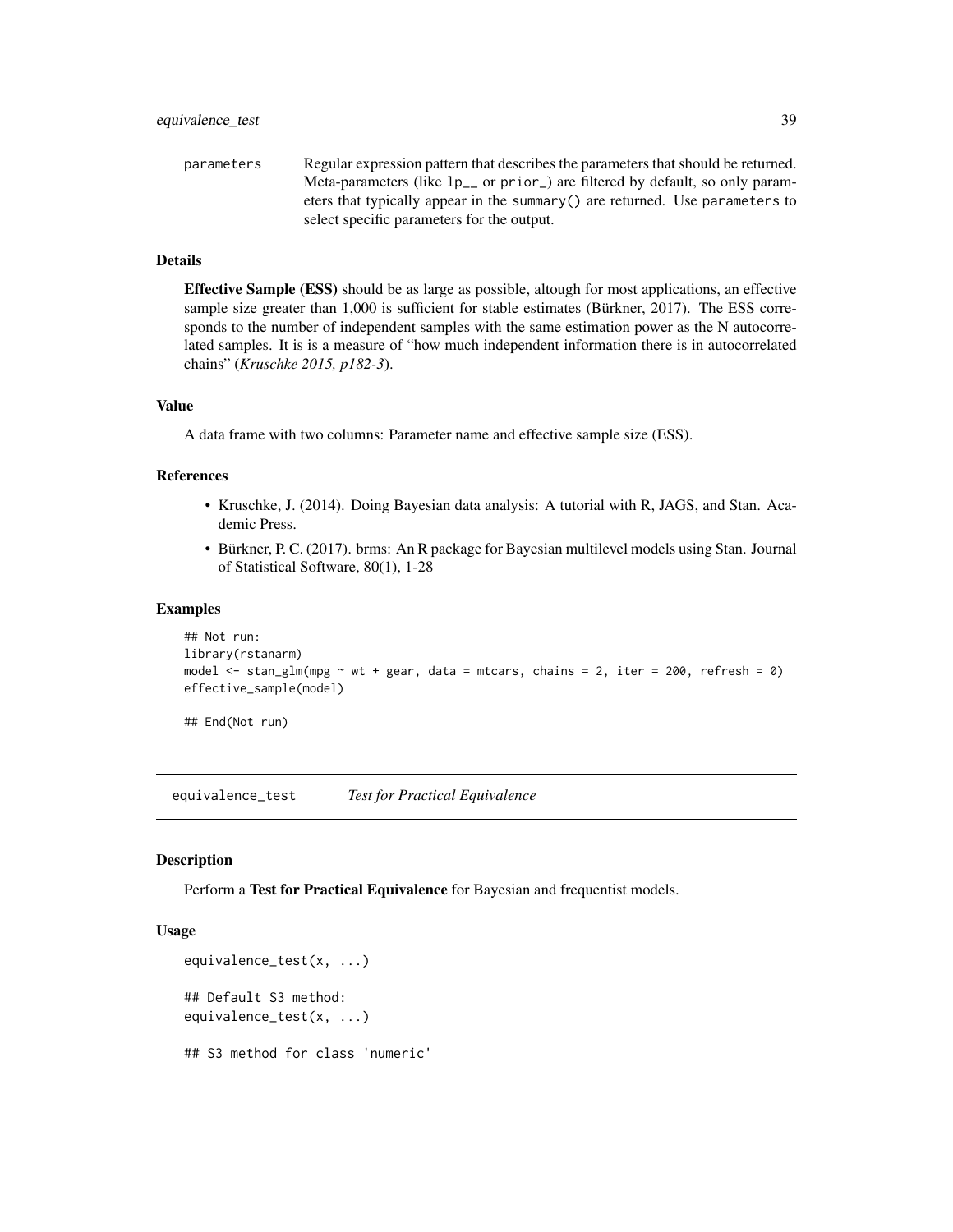parameters	Regular expression pattern that describes the parameters that should be returned. Meta-parameters (like `lp__` or `prior_`) are filtered by default, so only parameters that typically appear in the `summary()` are returned. Use `parameters` to select specific parameters for the output.

### Details

**Effective Sample (ESS)** should be as large as possible, altough for most applications, an effective sample size greater than 1,000 is sufficient for stable estimates (Bürkner, 2017). The ESS corresponds to the number of independent samples with the same estimation power as the N autocorrelated samples. It is is a measure of "how much independent information there is in autocorrelated chains" (*Kruschke 2015, p182-3*).

### Value

A data frame with two columns: Parameter name and effective sample size (ESS).

### References

- Kruschke, J. (2014). Doing Bayesian data analysis: A tutorial with R, JAGS, and Stan. Academic Press.
- Bürkner, P. C. (2017). brms: An R package for Bayesian multilevel models using Stan. Journal of Statistical Software, 80(1), 1-28

### Examples

```
## Not run:
library(rstanarm)
model <- stan_glm(mpg ~ wt + gear, data = mtcars, chains = 2, iter = 200, refresh = 0)
effective_sample(model)

## End(Not run)
```

## equivalence_test — *Test for Practical Equivalence*

### Description

Perform a **Test for Practical Equivalence** for Bayesian and frequentist models.

### Usage

```
equivalence_test(x, ...)

## Default S3 method:
equivalence_test(x, ...)

## S3 method for class 'numeric'
```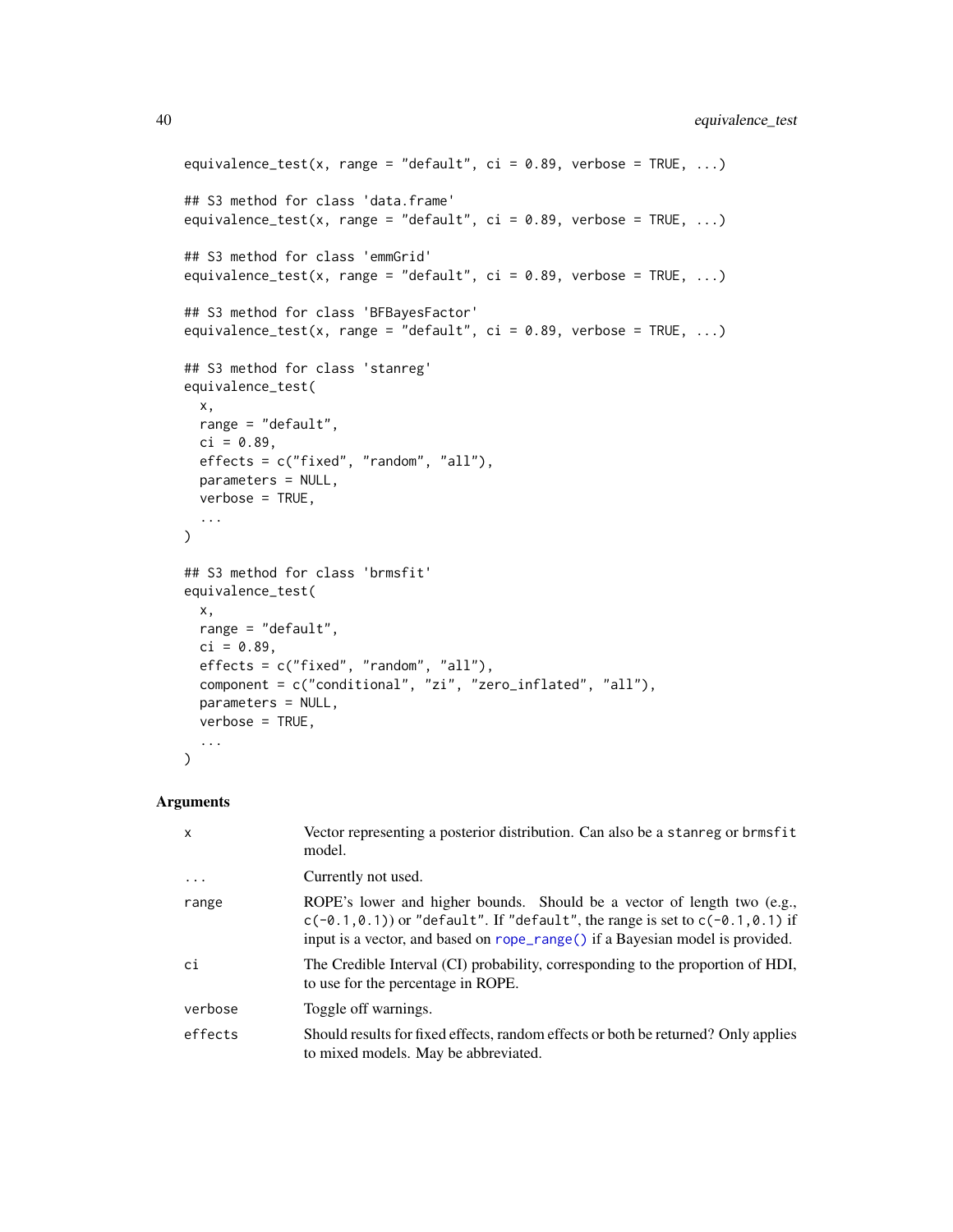```
equivalence_test(x, range = "default", ci = 0.89, verbose = TRUE, ...)

## S3 method for class 'data.frame'
equivalence_test(x, range = "default", ci = 0.89, verbose = TRUE, ...)

## S3 method for class 'emmGrid'
equivalence_test(x, range = "default", ci = 0.89, verbose = TRUE, ...)

## S3 method for class 'BFBayesFactor'
equivalence_test(x, range = "default", ci = 0.89, verbose = TRUE, ...)

## S3 method for class 'stanreg'
equivalence_test(
  x,
  range = "default",
  ci = 0.89,
  effects = c("fixed", "random", "all"),
  parameters = NULL,
  verbose = TRUE,
  ...
)

## S3 method for class 'brmsfit'
equivalence_test(
  x,
  range = "default",
  ci = 0.89,
  effects = c("fixed", "random", "all"),
  component = c("conditional", "zi", "zero_inflated", "all"),
  parameters = NULL,
  verbose = TRUE,
  ...
)
```

## Arguments

| | |
|---|---|
| `x` | Vector representing a posterior distribution. Can also be a `stanreg` or `brmsfit` model. |
| `...` | Currently not used. |
| `range` | ROPE's lower and higher bounds. Should be a vector of length two (e.g., `c(-0.1,0.1)`) or `"default"`. If `"default"`, the range is set to `c(-0.1,0.1)` if input is a vector, and based on `rope_range()` if a Bayesian model is provided. |
| `ci` | The Credible Interval (CI) probability, corresponding to the proportion of HDI, to use for the percentage in ROPE. |
| `verbose` | Toggle off warnings. |
| `effects` | Should results for fixed effects, random effects or both be returned? Only applies to mixed models. May be abbreviated. |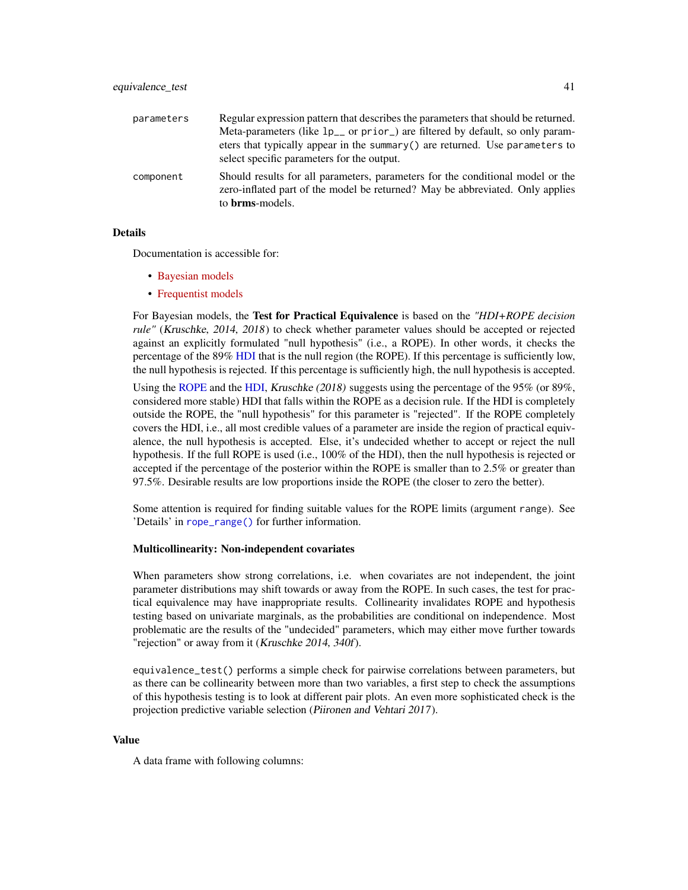| | |
|---|---|
| `parameters` | Regular expression pattern that describes the parameters that should be returned. Meta-parameters (like `lp__` or `prior_`) are filtered by default, so only parameters that typically appear in the `summary()` are returned. Use `parameters` to select specific parameters for the output. |
| `component` | Should results for all parameters, parameters for the conditional model or the zero-inflated part of the model be returned? May be abbreviated. Only applies to **brms**-models. |

## Details

Documentation is accessible for:

- Bayesian models
- Frequentist models

For Bayesian models, the **Test for Practical Equivalence** is based on the *"HDI+ROPE decision rule"* (*Kruschke, 2014, 2018*) to check whether parameter values should be accepted or rejected against an explicitly formulated "null hypothesis" (i.e., a ROPE). In other words, it checks the percentage of the 89% HDI that is the null region (the ROPE). If this percentage is sufficiently low, the null hypothesis is rejected. If this percentage is sufficiently high, the null hypothesis is accepted.

Using the ROPE and the HDI, *Kruschke (2018)* suggests using the percentage of the 95% (or 89%, considered more stable) HDI that falls within the ROPE as a decision rule. If the HDI is completely outside the ROPE, the "null hypothesis" for this parameter is "rejected". If the ROPE completely covers the HDI, i.e., all most credible values of a parameter are inside the region of practical equivalence, the null hypothesis is accepted. Else, it's undecided whether to accept or reject the null hypothesis. If the full ROPE is used (i.e., 100% of the HDI), then the null hypothesis is rejected or accepted if the percentage of the posterior within the ROPE is smaller than to 2.5% or greater than 97.5%. Desirable results are low proportions inside the ROPE (the closer to zero the better).

Some attention is required for finding suitable values for the ROPE limits (argument `range`). See 'Details' in `rope_range()` for further information.

### Multicollinearity: Non-independent covariates

When parameters show strong correlations, i.e. when covariates are not independent, the joint parameter distributions may shift towards or away from the ROPE. In such cases, the test for practical equivalence may have inappropriate results. Collinearity invalidates ROPE and hypothesis testing based on univariate marginals, as the probabilities are conditional on independence. Most problematic are the results of the "undecided" parameters, which may either move further towards "rejection" or away from it (*Kruschke 2014, 340f*).

`equivalence_test()` performs a simple check for pairwise correlations between parameters, but as there can be collinearity between more than two variables, a first step to check the assumptions of this hypothesis testing is to look at different pair plots. An even more sophisticated check is the projection predictive variable selection (*Piironen and Vehtari 2017*).

## Value

A data frame with following columns: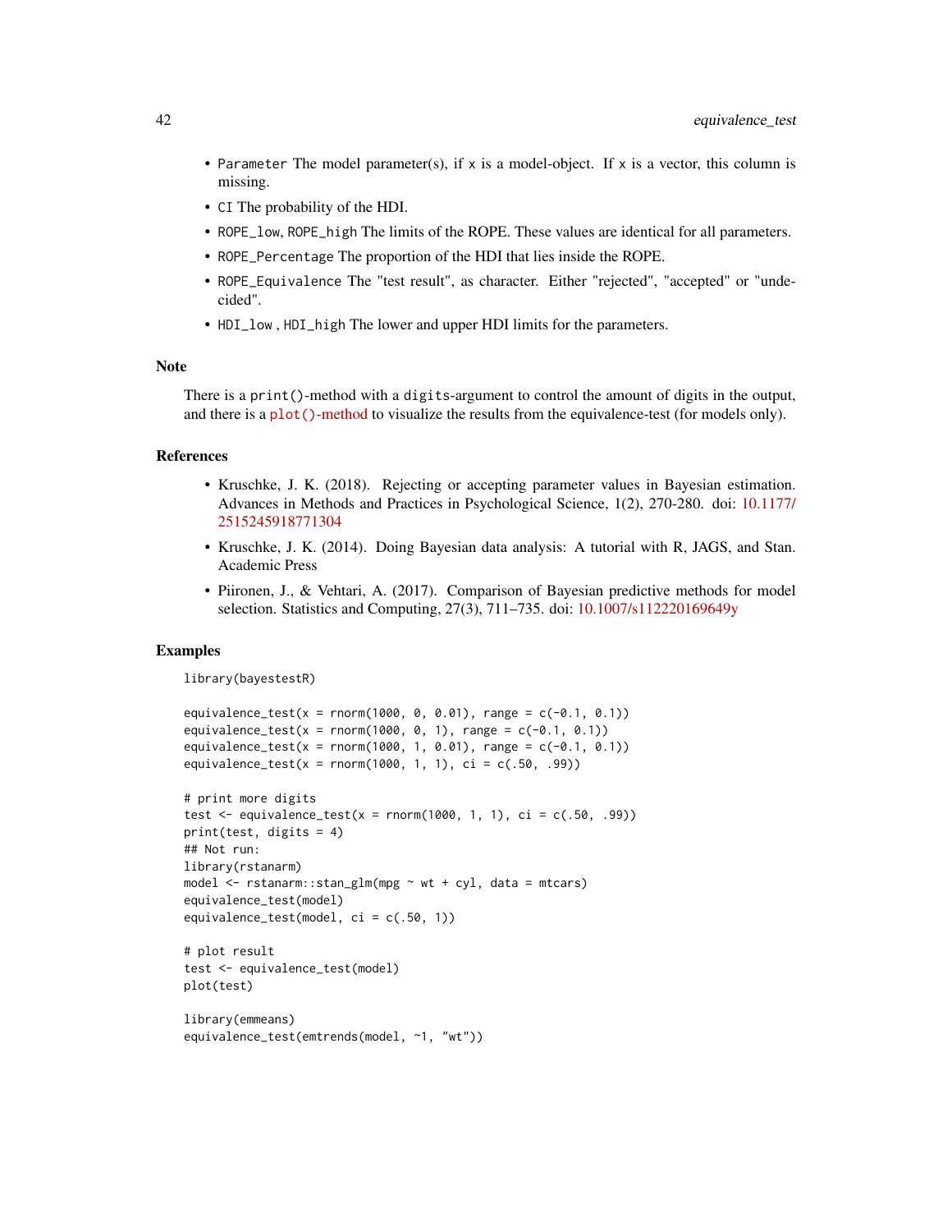- `Parameter` The model parameter(s), if `x` is a model-object. If `x` is a vector, this column is missing.
- `CI` The probability of the HDI.
- `ROPE_low`, `ROPE_high` The limits of the ROPE. These values are identical for all parameters.
- `ROPE_Percentage` The proportion of the HDI that lies inside the ROPE.
- `ROPE_Equivalence` The "test result", as character. Either "rejected", "accepted" or "undecided".
- `HDI_low` , `HDI_high` The lower and upper HDI limits for the parameters.

## Note

There is a `print()`-method with a `digits`-argument to control the amount of digits in the output, and there is a `plot()`-method to visualize the results from the equivalence-test (for models only).

## References

- Kruschke, J. K. (2018). Rejecting or accepting parameter values in Bayesian estimation. Advances in Methods and Practices in Psychological Science, 1(2), 270-280. doi: 10.1177/2515245918771304
- Kruschke, J. K. (2014). Doing Bayesian data analysis: A tutorial with R, JAGS, and Stan. Academic Press
- Piironen, J., & Vehtari, A. (2017). Comparison of Bayesian predictive methods for model selection. Statistics and Computing, 27(3), 711–735. doi: 10.1007/s112220169649y

## Examples

```
library(bayestestR)

equivalence_test(x = rnorm(1000, 0, 0.01), range = c(-0.1, 0.1))
equivalence_test(x = rnorm(1000, 0, 1), range = c(-0.1, 0.1))
equivalence_test(x = rnorm(1000, 1, 0.01), range = c(-0.1, 0.1))
equivalence_test(x = rnorm(1000, 1, 1), ci = c(.50, .99))

# print more digits
test <- equivalence_test(x = rnorm(1000, 1, 1), ci = c(.50, .99))
print(test, digits = 4)
## Not run:
library(rstanarm)
model <- rstanarm::stan_glm(mpg ~ wt + cyl, data = mtcars)
equivalence_test(model)
equivalence_test(model, ci = c(.50, 1))

# plot result
test <- equivalence_test(model)
plot(test)

library(emmeans)
equivalence_test(emtrends(model, ~1, "wt"))
```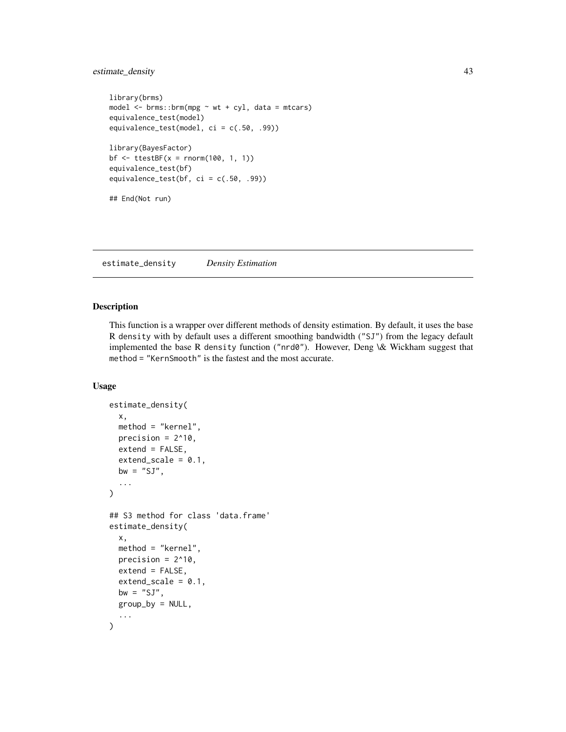```
library(brms)
model <- brms::brm(mpg ~ wt + cyl, data = mtcars)
equivalence_test(model)
equivalence_test(model, ci = c(.50, .99))

library(BayesFactor)
bf <- ttestBF(x = rnorm(100, 1, 1))
equivalence_test(bf)
equivalence_test(bf, ci = c(.50, .99))

## End(Not run)
```

## estimate_density *Density Estimation*

### Description

This function is a wrapper over different methods of density estimation. By default, it uses the base R density with by default uses a different smoothing bandwidth ("SJ") from the legacy default implemented the base R density function ("nrd0"). However, Deng \& Wickham suggest that method = "KernSmooth" is the fastest and the most accurate.

### Usage

```
estimate_density(
  x,
  method = "kernel",
  precision = 2^10,
  extend = FALSE,
  extend_scale = 0.1,
  bw = "SJ",
  ...
)

## S3 method for class 'data.frame'
estimate_density(
  x,
  method = "kernel",
  precision = 2^10,
  extend = FALSE,
  extend_scale = 0.1,
  bw = "SJ",
  group_by = NULL,
  ...
)
```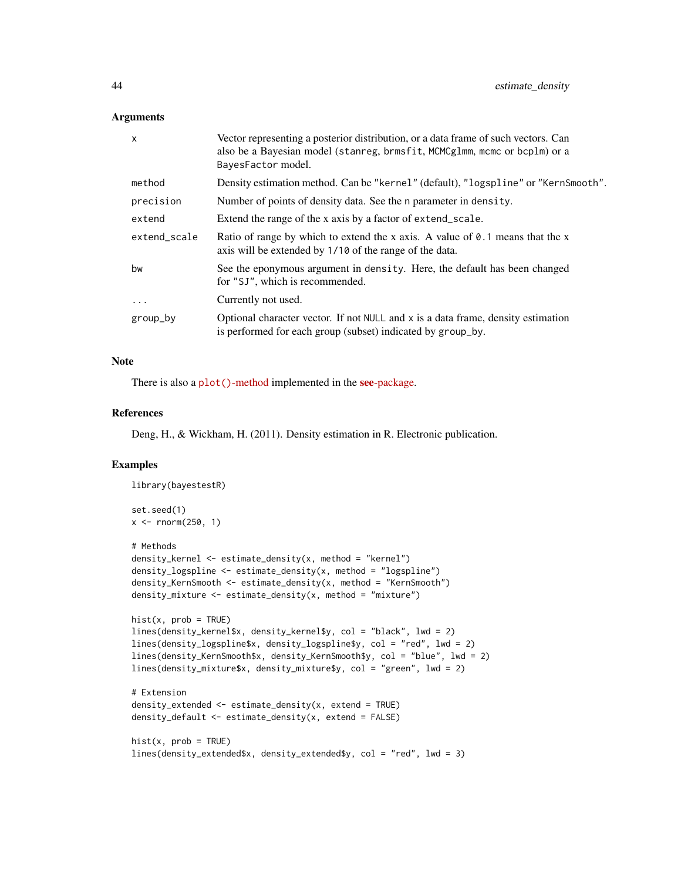## Arguments

| | |
|---|---|
| x | Vector representing a posterior distribution, or a data frame of such vectors. Can also be a Bayesian model (`stanreg`, `brmsfit`, `MCMCglmm`, `mcmc` or `bcplm`) or a `BayesFactor` model. |
| method | Density estimation method. Can be `"kernel"` (default), `"logspline"` or `"KernSmooth"`. |
| precision | Number of points of density data. See the `n` parameter in `density`. |
| extend | Extend the range of the x axis by a factor of `extend_scale`. |
| extend_scale | Ratio of range by which to extend the x axis. A value of `0.1` means that the x axis will be extended by `1/10` of the range of the data. |
| bw | See the eponymous argument in `density`. Here, the default has been changed for `"SJ"`, which is recommended. |
| ... | Currently not used. |
| group_by | Optional character vector. If not `NULL` and `x` is a data frame, density estimation is performed for each group (subset) indicated by `group_by`. |

## Note

There is also a `plot()`-method implemented in the **see**-package.

## References

Deng, H., & Wickham, H. (2011). Density estimation in R. Electronic publication.

## Examples

```
library(bayestestR)

set.seed(1)
x <- rnorm(250, 1)

# Methods
density_kernel <- estimate_density(x, method = "kernel")
density_logspline <- estimate_density(x, method = "logspline")
density_KernSmooth <- estimate_density(x, method = "KernSmooth")
density_mixture <- estimate_density(x, method = "mixture")

hist(x, prob = TRUE)
lines(density_kernel$x, density_kernel$y, col = "black", lwd = 2)
lines(density_logspline$x, density_logspline$y, col = "red", lwd = 2)
lines(density_KernSmooth$x, density_KernSmooth$y, col = "blue", lwd = 2)
lines(density_mixture$x, density_mixture$y, col = "green", lwd = 2)

# Extension
density_extended <- estimate_density(x, extend = TRUE)
density_default <- estimate_density(x, extend = FALSE)

hist(x, prob = TRUE)
lines(density_extended$x, density_extended$y, col = "red", lwd = 3)
```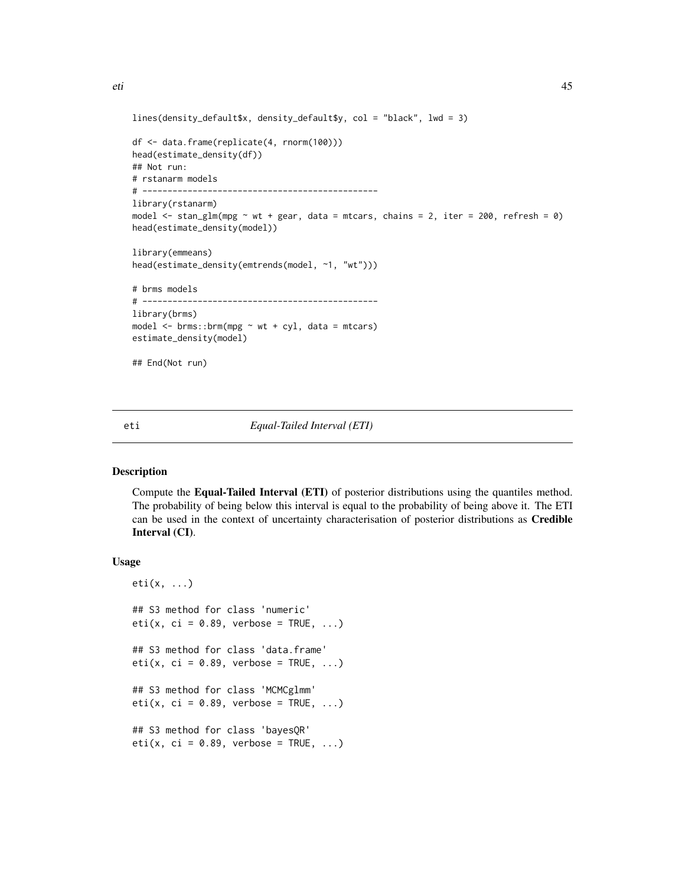```
lines(density_default$x, density_default$y, col = "black", lwd = 3)

df <- data.frame(replicate(4, rnorm(100)))
head(estimate_density(df))
## Not run:
# rstanarm models
# -----------------------------------------------
library(rstanarm)
model <- stan_glm(mpg ~ wt + gear, data = mtcars, chains = 2, iter = 200, refresh = 0)
head(estimate_density(model))

library(emmeans)
head(estimate_density(emtrends(model, ~1, "wt")))

# brms models
# -----------------------------------------------
library(brms)
model <- brms::brm(mpg ~ wt + cyl, data = mtcars)
estimate_density(model)

## End(Not run)
```

## eti — *Equal-Tailed Interval (ETI)*

### Description

Compute the **Equal-Tailed Interval (ETI)** of posterior distributions using the quantiles method. The probability of being below this interval is equal to the probability of being above it. The ETI can be used in the context of uncertainty characterisation of posterior distributions as **Credible Interval (CI)**.

### Usage

```
eti(x, ...)

## S3 method for class 'numeric'
eti(x, ci = 0.89, verbose = TRUE, ...)

## S3 method for class 'data.frame'
eti(x, ci = 0.89, verbose = TRUE, ...)

## S3 method for class 'MCMCglmm'
eti(x, ci = 0.89, verbose = TRUE, ...)

## S3 method for class 'bayesQR'
eti(x, ci = 0.89, verbose = TRUE, ...)
```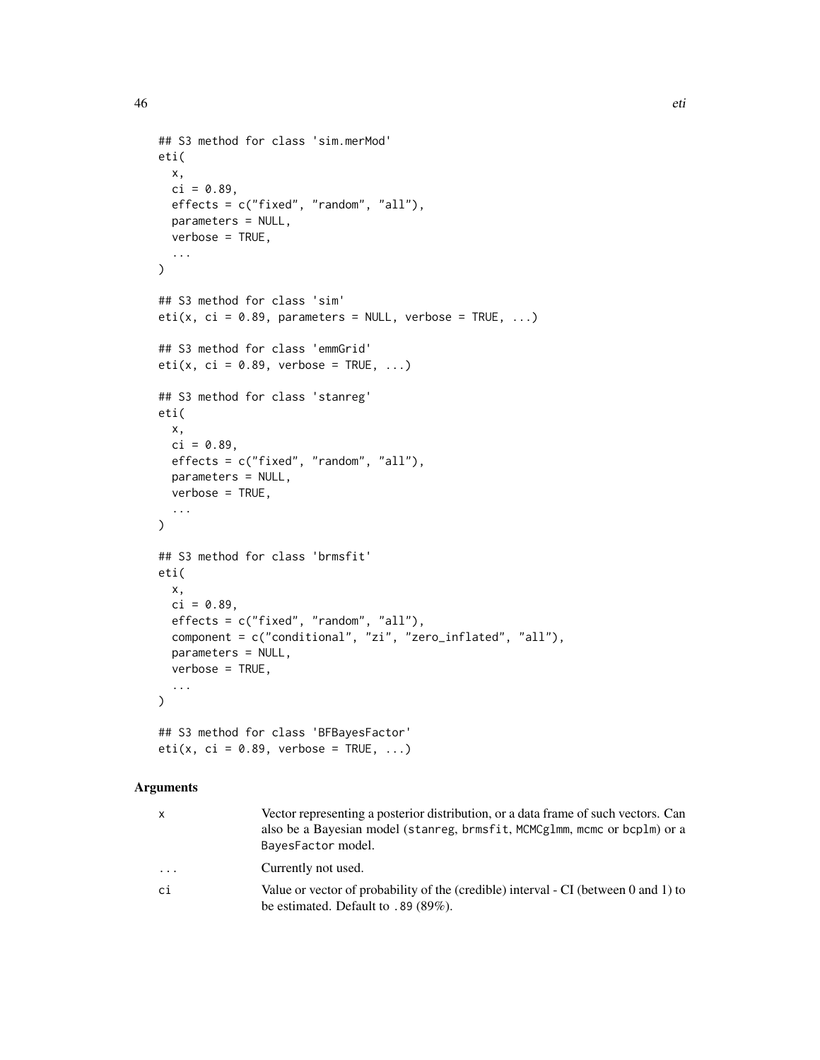```
## S3 method for class 'sim.merMod'
eti(
  x,
  ci = 0.89,
  effects = c("fixed", "random", "all"),
  parameters = NULL,
  verbose = TRUE,
  ...
)

## S3 method for class 'sim'
eti(x, ci = 0.89, parameters = NULL, verbose = TRUE, ...)

## S3 method for class 'emmGrid'
eti(x, ci = 0.89, verbose = TRUE, ...)

## S3 method for class 'stanreg'
eti(
  x,
  ci = 0.89,
  effects = c("fixed", "random", "all"),
  parameters = NULL,
  verbose = TRUE,
  ...
)

## S3 method for class 'brmsfit'
eti(
  x,
  ci = 0.89,
  effects = c("fixed", "random", "all"),
  component = c("conditional", "zi", "zero_inflated", "all"),
  parameters = NULL,
  verbose = TRUE,
  ...
)

## S3 method for class 'BFBayesFactor'
eti(x, ci = 0.89, verbose = TRUE, ...)
```

## Arguments

| | |
|---|---|
| `x` | Vector representing a posterior distribution, or a data frame of such vectors. Can also be a Bayesian model (`stanreg`, `brmsfit`, `MCMCglmm`, `mcmc` or `bcplm`) or a `BayesFactor` model. |
| `...` | Currently not used. |
| `ci` | Value or vector of probability of the (credible) interval - CI (between 0 and 1) to be estimated. Default to `.89` (89%). |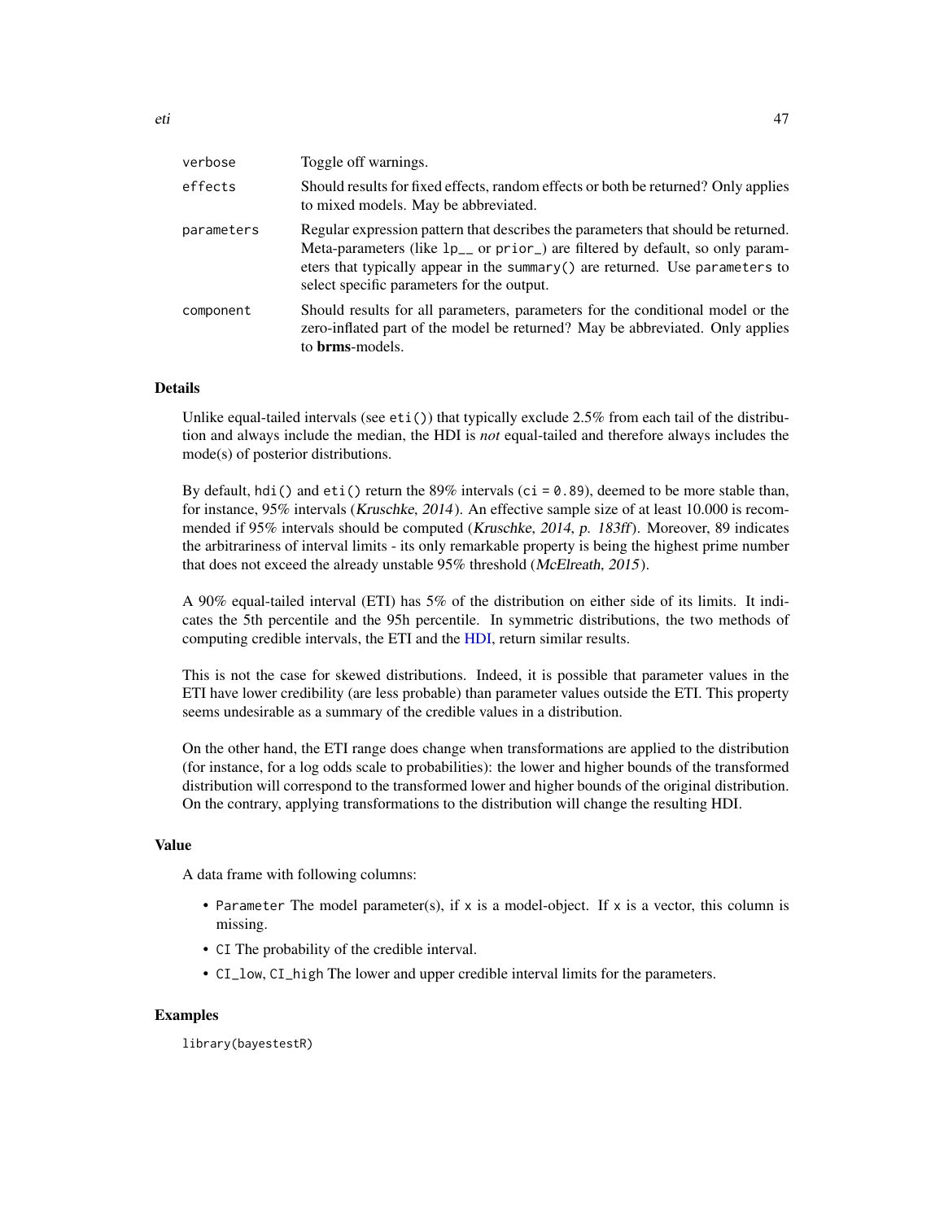| | |
|---|---|
| verbose | Toggle off warnings. |
| effects | Should results for fixed effects, random effects or both be returned? Only applies to mixed models. May be abbreviated. |
| parameters | Regular expression pattern that describes the parameters that should be returned. Meta-parameters (like `lp__` or `prior_`) are filtered by default, so only parameters that typically appear in the `summary()` are returned. Use `parameters` to select specific parameters for the output. |
| component | Should results for all parameters, parameters for the conditional model or the zero-inflated part of the model be returned? May be abbreviated. Only applies to **brms**-models. |

## Details

Unlike equal-tailed intervals (see `eti()`) that typically exclude 2.5% from each tail of the distribution and always include the median, the HDI is *not* equal-tailed and therefore always includes the mode(s) of posterior distributions.

By default, `hdi()` and `eti()` return the 89% intervals (`ci = 0.89`), deemed to be more stable than, for instance, 95% intervals (*Kruschke, 2014*). An effective sample size of at least 10.000 is recommended if 95% intervals should be computed (*Kruschke, 2014, p. 183ff*). Moreover, 89 indicates the arbitrariness of interval limits - its only remarkable property is being the highest prime number that does not exceed the already unstable 95% threshold (*McElreath, 2015*).

A 90% equal-tailed interval (ETI) has 5% of the distribution on either side of its limits. It indicates the 5th percentile and the 95h percentile. In symmetric distributions, the two methods of computing credible intervals, the ETI and the HDI, return similar results.

This is not the case for skewed distributions. Indeed, it is possible that parameter values in the ETI have lower credibility (are less probable) than parameter values outside the ETI. This property seems undesirable as a summary of the credible values in a distribution.

On the other hand, the ETI range does change when transformations are applied to the distribution (for instance, for a log odds scale to probabilities): the lower and higher bounds of the transformed distribution will correspond to the transformed lower and higher bounds of the original distribution. On the contrary, applying transformations to the distribution will change the resulting HDI.

## Value

A data frame with following columns:

- `Parameter` The model parameter(s), if `x` is a model-object. If `x` is a vector, this column is missing.
- `CI` The probability of the credible interval.
- `CI_low`, `CI_high` The lower and upper credible interval limits for the parameters.

## Examples

```
library(bayestestR)
```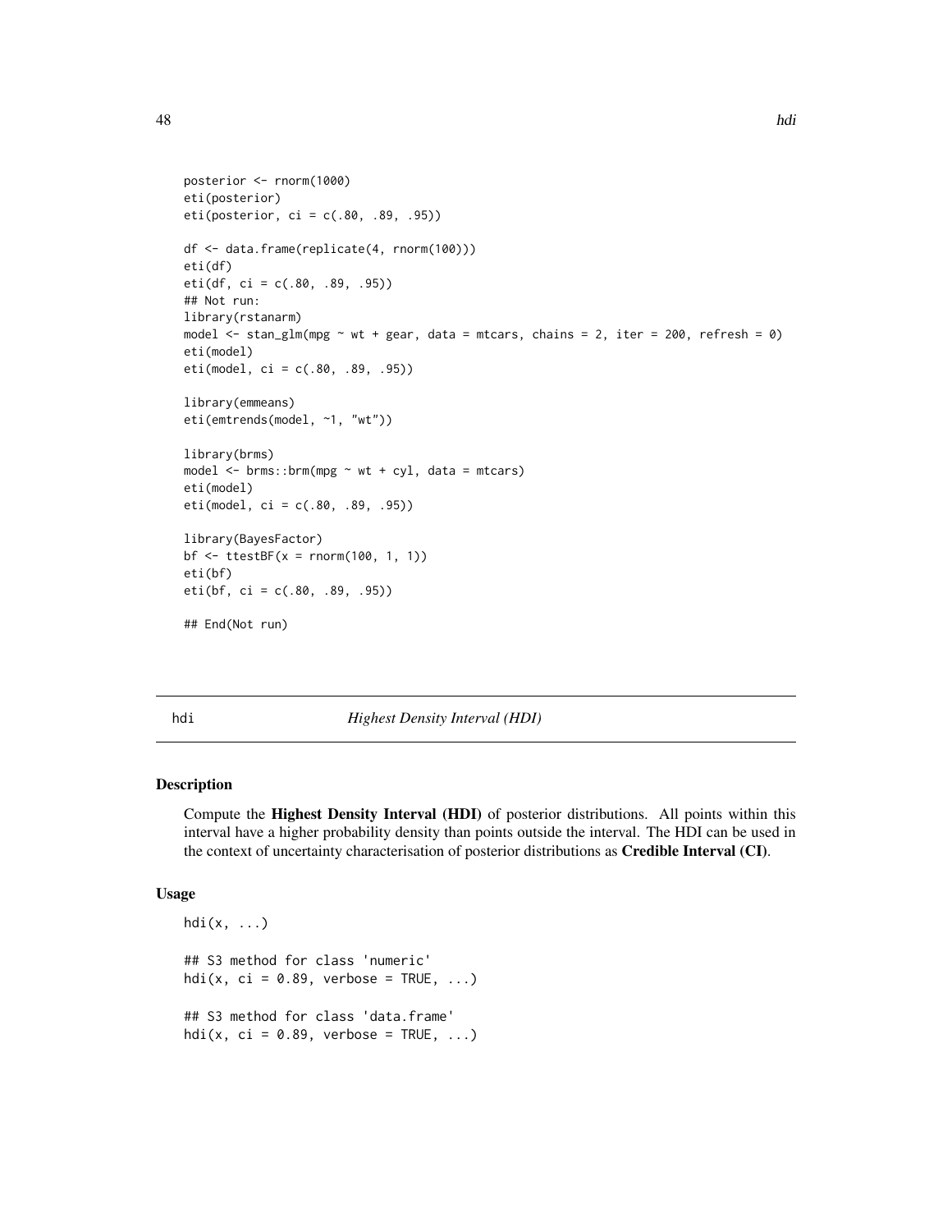```r
posterior <- rnorm(1000)
eti(posterior)
eti(posterior, ci = c(.80, .89, .95))

df <- data.frame(replicate(4, rnorm(100)))
eti(df)
eti(df, ci = c(.80, .89, .95))
## Not run:
library(rstanarm)
model <- stan_glm(mpg ~ wt + gear, data = mtcars, chains = 2, iter = 200, refresh = 0)
eti(model)
eti(model, ci = c(.80, .89, .95))

library(emmeans)
eti(emtrends(model, ~1, "wt"))

library(brms)
model <- brms::brm(mpg ~ wt + cyl, data = mtcars)
eti(model)
eti(model, ci = c(.80, .89, .95))

library(BayesFactor)
bf <- ttestBF(x = rnorm(100, 1, 1))
eti(bf)
eti(bf, ci = c(.80, .89, .95))

## End(Not run)
```

---

hdi *Highest Density Interval (HDI)*

---

### Description

Compute the **Highest Density Interval (HDI)** of posterior distributions. All points within this interval have a higher probability density than points outside the interval. The HDI can be used in the context of uncertainty characterisation of posterior distributions as **Credible Interval (CI)**.

### Usage

```r
hdi(x, ...)

## S3 method for class 'numeric'
hdi(x, ci = 0.89, verbose = TRUE, ...)

## S3 method for class 'data.frame'
hdi(x, ci = 0.89, verbose = TRUE, ...)
```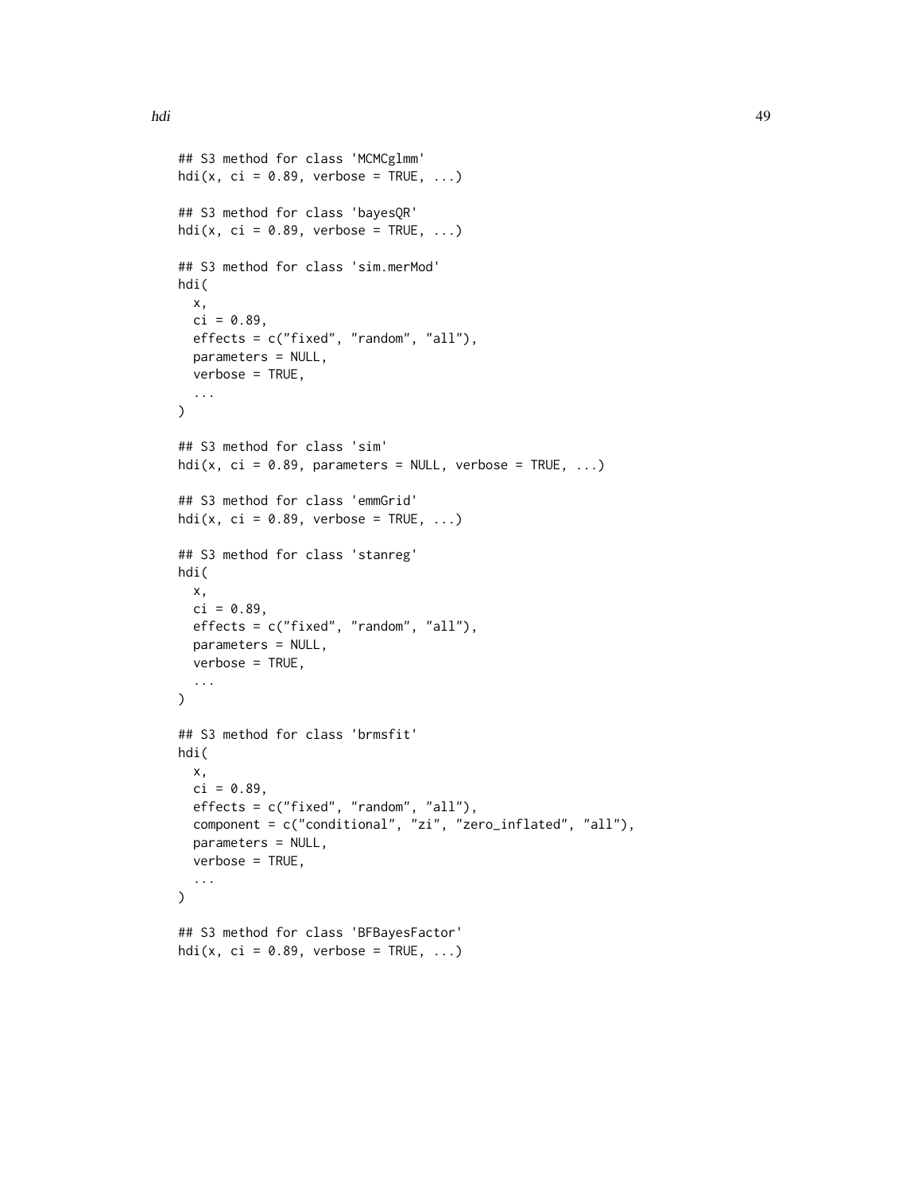```
## S3 method for class 'MCMCglmm'
hdi(x, ci = 0.89, verbose = TRUE, ...)

## S3 method for class 'bayesQR'
hdi(x, ci = 0.89, verbose = TRUE, ...)

## S3 method for class 'sim.merMod'
hdi(
  x,
  ci = 0.89,
  effects = c("fixed", "random", "all"),
  parameters = NULL,
  verbose = TRUE,
  ...
)

## S3 method for class 'sim'
hdi(x, ci = 0.89, parameters = NULL, verbose = TRUE, ...)

## S3 method for class 'emmGrid'
hdi(x, ci = 0.89, verbose = TRUE, ...)

## S3 method for class 'stanreg'
hdi(
  x,
  ci = 0.89,
  effects = c("fixed", "random", "all"),
  parameters = NULL,
  verbose = TRUE,
  ...
)

## S3 method for class 'brmsfit'
hdi(
  x,
  ci = 0.89,
  effects = c("fixed", "random", "all"),
  component = c("conditional", "zi", "zero_inflated", "all"),
  parameters = NULL,
  verbose = TRUE,
  ...
)

## S3 method for class 'BFBayesFactor'
hdi(x, ci = 0.89, verbose = TRUE, ...)
```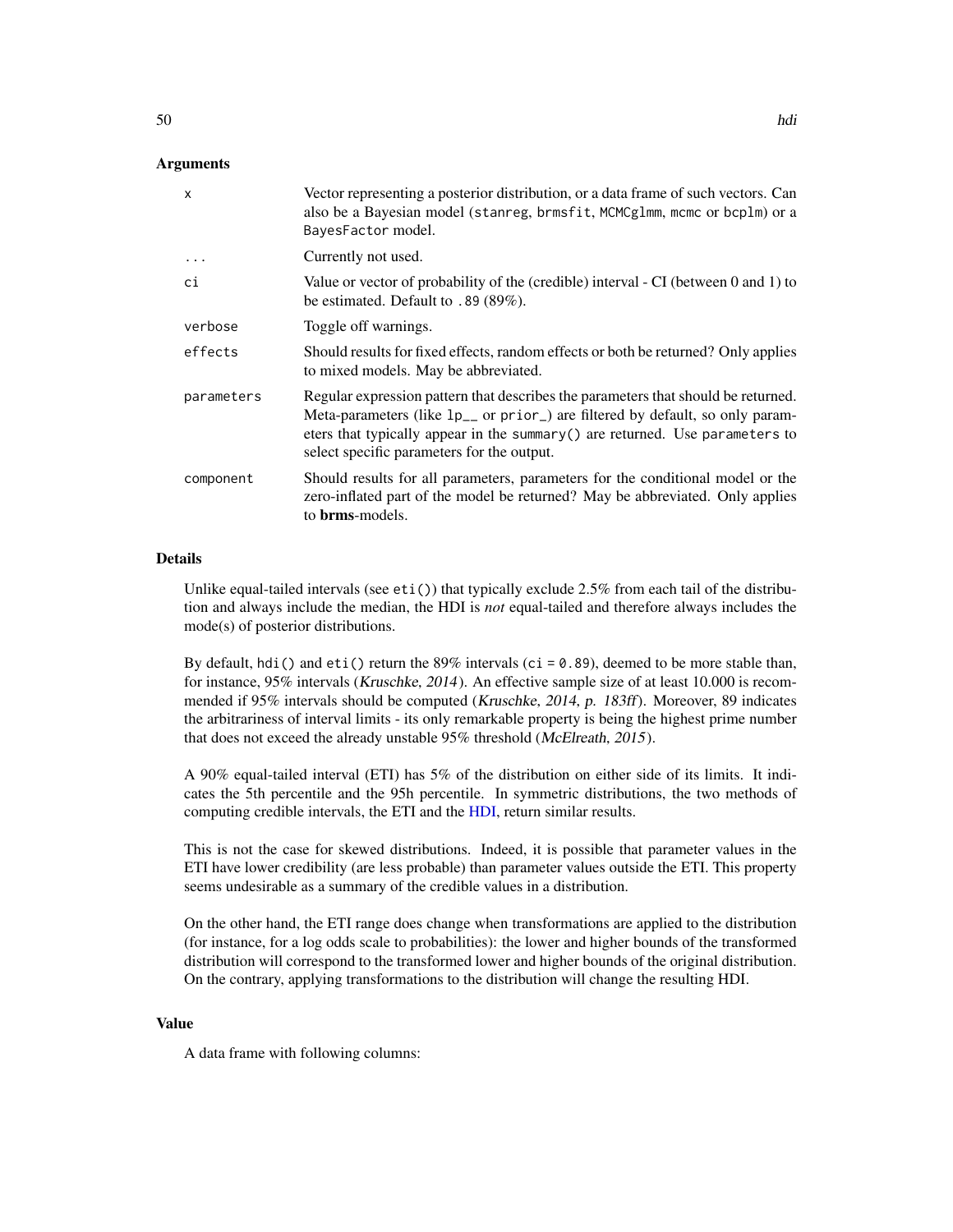### Arguments

| | |
|---|---|
| x | Vector representing a posterior distribution, or a data frame of such vectors. Can also be a Bayesian model (`stanreg`, `brmsfit`, `MCMCglmm`, `mcmc` or `bcplm`) or a `BayesFactor` model. |
| ... | Currently not used. |
| ci | Value or vector of probability of the (credible) interval - CI (between 0 and 1) to be estimated. Default to `.89` (89%). |
| verbose | Toggle off warnings. |
| effects | Should results for fixed effects, random effects or both be returned? Only applies to mixed models. May be abbreviated. |
| parameters | Regular expression pattern that describes the parameters that should be returned. Meta-parameters (like `lp__` or `prior_`) are filtered by default, so only parameters that typically appear in the `summary()` are returned. Use `parameters` to select specific parameters for the output. |
| component | Should results for all parameters, parameters for the conditional model or the zero-inflated part of the model be returned? May be abbreviated. Only applies to **brms**-models. |

### Details

Unlike equal-tailed intervals (see `eti()`) that typically exclude 2.5% from each tail of the distribution and always include the median, the HDI is *not* equal-tailed and therefore always includes the mode(s) of posterior distributions.

By default, `hdi()` and `eti()` return the 89% intervals (`ci = 0.89`), deemed to be more stable than, for instance, 95% intervals (*Kruschke, 2014*). An effective sample size of at least 10.000 is recommended if 95% intervals should be computed (*Kruschke, 2014, p. 183ff*). Moreover, 89 indicates the arbitrariness of interval limits - its only remarkable property is being the highest prime number that does not exceed the already unstable 95% threshold (*McElreath, 2015*).

A 90% equal-tailed interval (ETI) has 5% of the distribution on either side of its limits. It indicates the 5th percentile and the 95h percentile. In symmetric distributions, the two methods of computing credible intervals, the ETI and the HDI, return similar results.

This is not the case for skewed distributions. Indeed, it is possible that parameter values in the ETI have lower credibility (are less probable) than parameter values outside the ETI. This property seems undesirable as a summary of the credible values in a distribution.

On the other hand, the ETI range does change when transformations are applied to the distribution (for instance, for a log odds scale to probabilities): the lower and higher bounds of the transformed distribution will correspond to the transformed lower and higher bounds of the original distribution. On the contrary, applying transformations to the distribution will change the resulting HDI.

### Value

A data frame with following columns: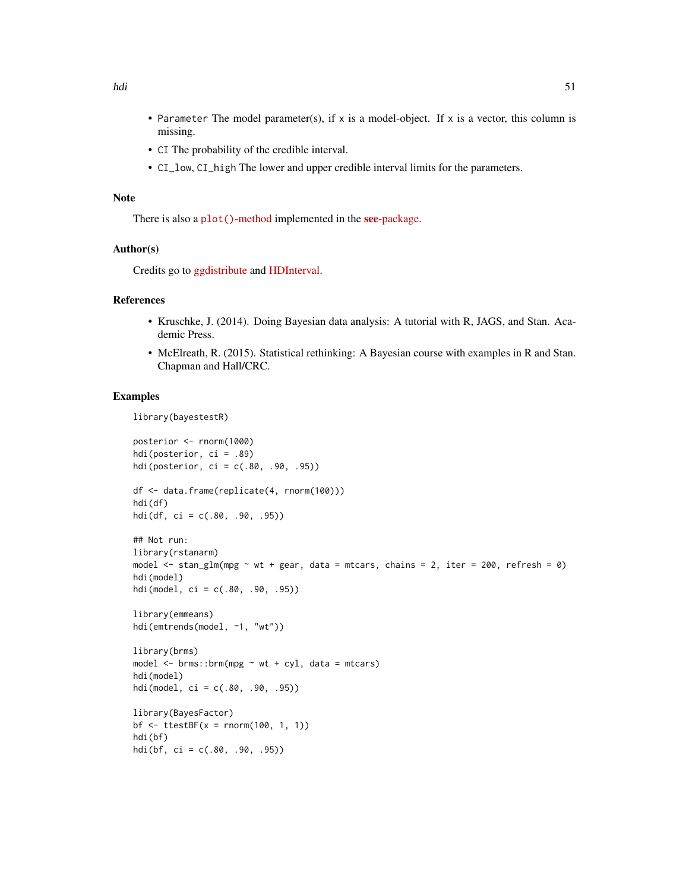- `Parameter` The model parameter(s), if `x` is a model-object. If `x` is a vector, this column is missing.
- `CI` The probability of the credible interval.
- `CI_low`, `CI_high` The lower and upper credible interval limits for the parameters.

## Note

There is also a `plot()`-method implemented in the **see**-package.

## Author(s)

Credits go to ggdistribute and HDInterval.

## References

- Kruschke, J. (2014). Doing Bayesian data analysis: A tutorial with R, JAGS, and Stan. Academic Press.
- McElreath, R. (2015). Statistical rethinking: A Bayesian course with examples in R and Stan. Chapman and Hall/CRC.

## Examples

```
library(bayestestR)

posterior <- rnorm(1000)
hdi(posterior, ci = .89)
hdi(posterior, ci = c(.80, .90, .95))

df <- data.frame(replicate(4, rnorm(100)))
hdi(df)
hdi(df, ci = c(.80, .90, .95))

## Not run:
library(rstanarm)
model <- stan_glm(mpg ~ wt + gear, data = mtcars, chains = 2, iter = 200, refresh = 0)
hdi(model)
hdi(model, ci = c(.80, .90, .95))

library(emmeans)
hdi(emtrends(model, ~1, "wt"))

library(brms)
model <- brms::brm(mpg ~ wt + cyl, data = mtcars)
hdi(model)
hdi(model, ci = c(.80, .90, .95))

library(BayesFactor)
bf <- ttestBF(x = rnorm(100, 1, 1))
hdi(bf)
hdi(bf, ci = c(.80, .90, .95))
```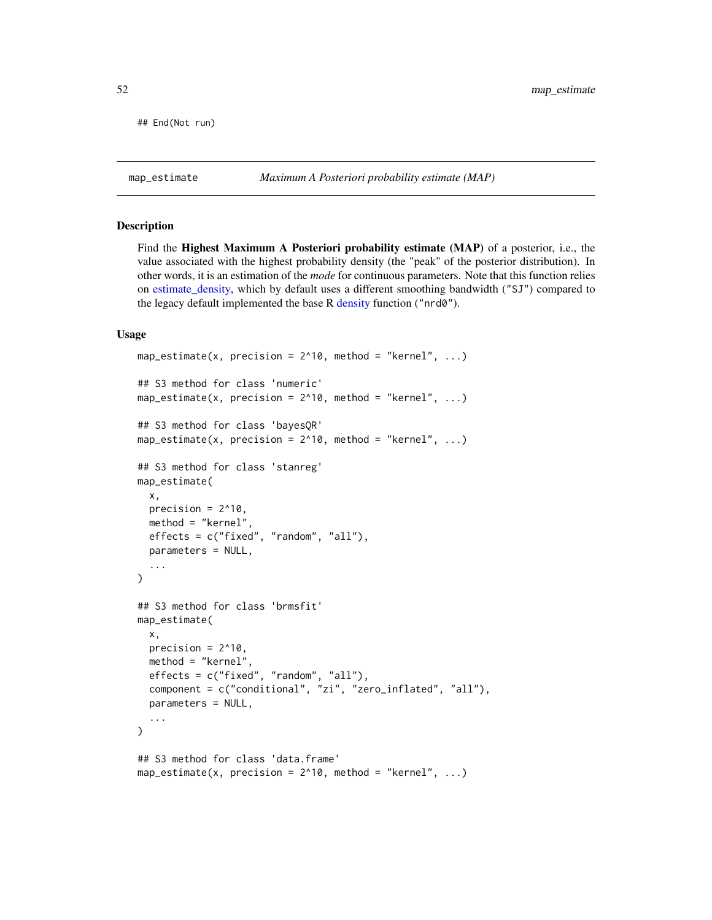```
## End(Not run)
```

## map_estimate — *Maximum A Posteriori probability estimate (MAP)*

### Description

Find the **Highest Maximum A Posteriori probability estimate (MAP)** of a posterior, i.e., the value associated with the highest probability density (the "peak" of the posterior distribution). In other words, it is an estimation of the *mode* for continuous parameters. Note that this function relies on estimate_density, which by default uses a different smoothing bandwidth (`"SJ"`) compared to the legacy default implemented the base R density function (`"nrd0"`).

### Usage

```
map_estimate(x, precision = 2^10, method = "kernel", ...)

## S3 method for class 'numeric'
map_estimate(x, precision = 2^10, method = "kernel", ...)

## S3 method for class 'bayesQR'
map_estimate(x, precision = 2^10, method = "kernel", ...)

## S3 method for class 'stanreg'
map_estimate(
  x,
  precision = 2^10,
  method = "kernel",
  effects = c("fixed", "random", "all"),
  parameters = NULL,
  ...
)

## S3 method for class 'brmsfit'
map_estimate(
  x,
  precision = 2^10,
  method = "kernel",
  effects = c("fixed", "random", "all"),
  component = c("conditional", "zi", "zero_inflated", "all"),
  parameters = NULL,
  ...
)

## S3 method for class 'data.frame'
map_estimate(x, precision = 2^10, method = "kernel", ...)
```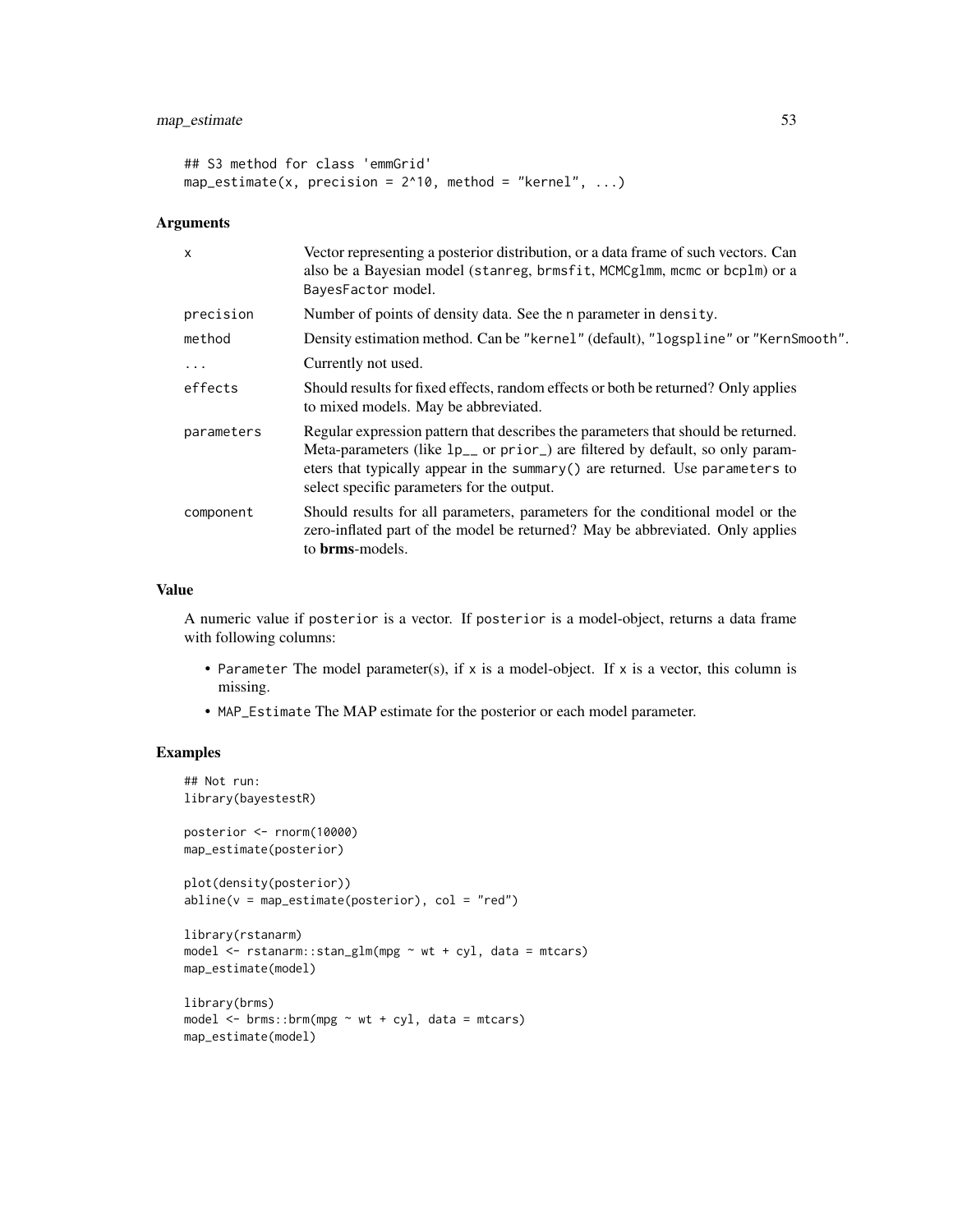```
## S3 method for class 'emmGrid'
map_estimate(x, precision = 2^10, method = "kernel", ...)
```

### Arguments

| | |
|---|---|
| x | Vector representing a posterior distribution, or a data frame of such vectors. Can also be a Bayesian model (stanreg, brmsfit, MCMCglmm, mcmc or bcplm) or a BayesFactor model. |
| precision | Number of points of density data. See the n parameter in density. |
| method | Density estimation method. Can be "kernel" (default), "logspline" or "KernSmooth". |
| ... | Currently not used. |
| effects | Should results for fixed effects, random effects or both be returned? Only applies to mixed models. May be abbreviated. |
| parameters | Regular expression pattern that describes the parameters that should be returned. Meta-parameters (like lp__ or prior_) are filtered by default, so only parameters that typically appear in the summary() are returned. Use parameters to select specific parameters for the output. |
| component | Should results for all parameters, parameters for the conditional model or the zero-inflated part of the model be returned? May be abbreviated. Only applies to **brms**-models. |

### Value

A numeric value if posterior is a vector. If posterior is a model-object, returns a data frame with following columns:

- Parameter The model parameter(s), if x is a model-object. If x is a vector, this column is missing.
- MAP_Estimate The MAP estimate for the posterior or each model parameter.

### Examples

```
## Not run:
library(bayestestR)

posterior <- rnorm(10000)
map_estimate(posterior)

plot(density(posterior))
abline(v = map_estimate(posterior), col = "red")

library(rstanarm)
model <- rstanarm::stan_glm(mpg ~ wt + cyl, data = mtcars)
map_estimate(model)

library(brms)
model <- brms::brm(mpg ~ wt + cyl, data = mtcars)
map_estimate(model)
```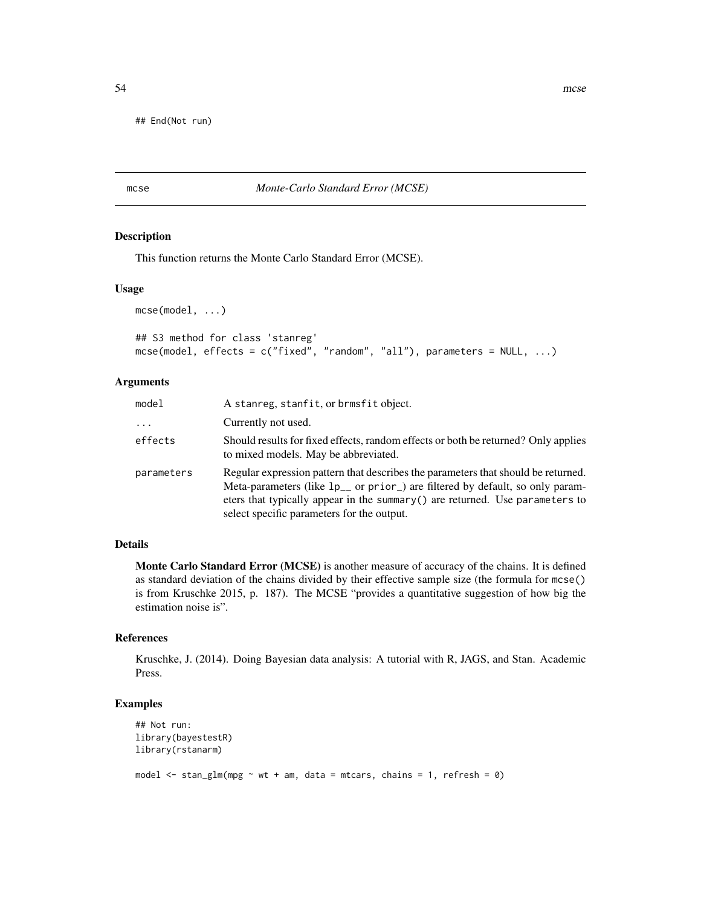```
## End(Not run)
```

## mcse — *Monte-Carlo Standard Error (MCSE)*

### Description

This function returns the Monte Carlo Standard Error (MCSE).

### Usage

```
mcse(model, ...)

## S3 method for class 'stanreg'
mcse(model, effects = c("fixed", "random", "all"), parameters = NULL, ...)
```

### Arguments

| | |
|---|---|
| `model` | A `stanreg`, `stanfit`, or `brmsfit` object. |
| `...` | Currently not used. |
| `effects` | Should results for fixed effects, random effects or both be returned? Only applies to mixed models. May be abbreviated. |
| `parameters` | Regular expression pattern that describes the parameters that should be returned. Meta-parameters (like `lp__` or `prior_`) are filtered by default, so only parameters that typically appear in the `summary()` are returned. Use `parameters` to select specific parameters for the output. |

### Details

**Monte Carlo Standard Error (MCSE)** is another measure of accuracy of the chains. It is defined as standard deviation of the chains divided by their effective sample size (the formula for `mcse()` is from Kruschke 2015, p. 187). The MCSE "provides a quantitative suggestion of how big the estimation noise is".

### References

Kruschke, J. (2014). Doing Bayesian data analysis: A tutorial with R, JAGS, and Stan. Academic Press.

### Examples

```
## Not run:
library(bayestestR)
library(rstanarm)

model <- stan_glm(mpg ~ wt + am, data = mtcars, chains = 1, refresh = 0)
```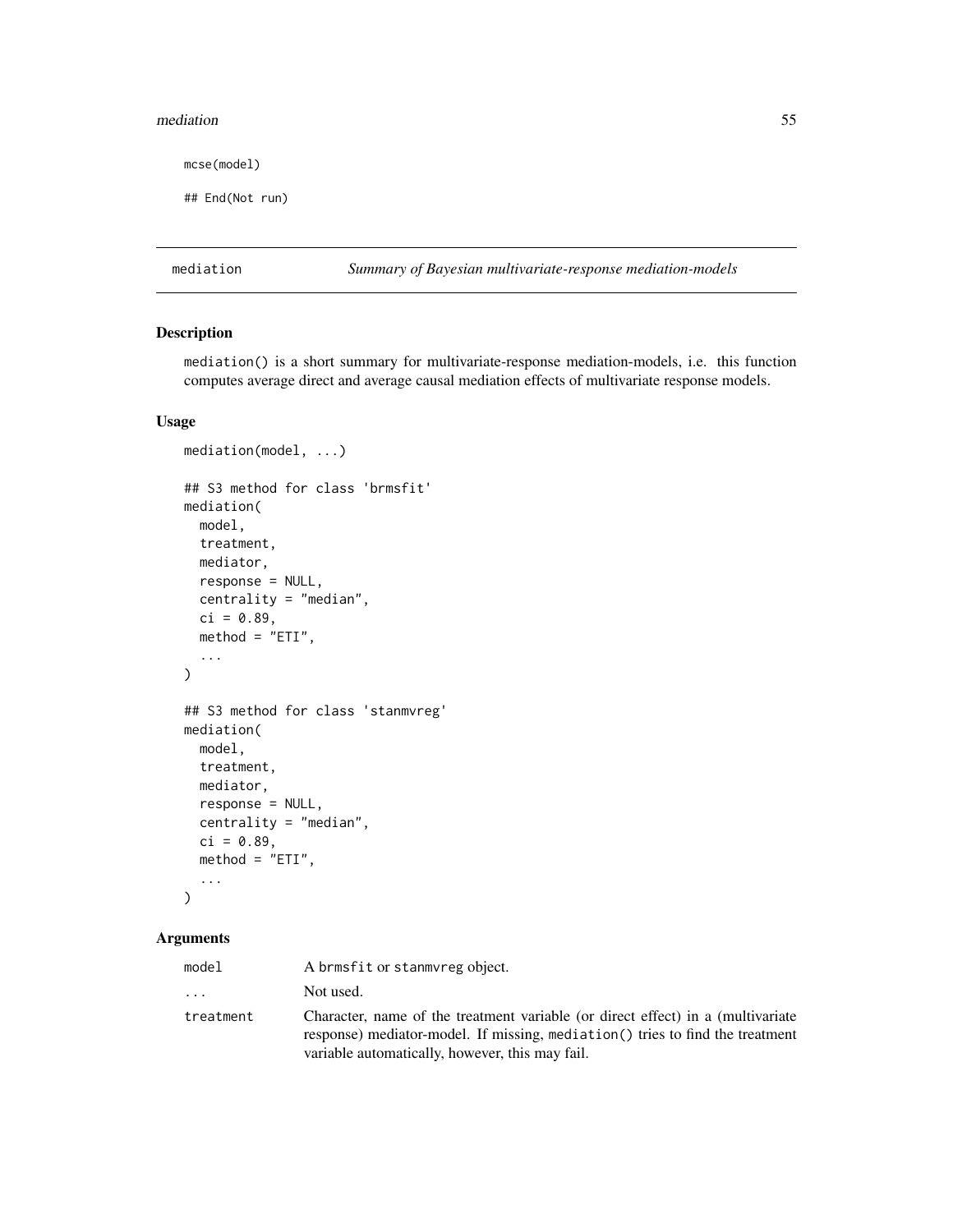```
mcse(model)

## End(Not run)
```

## mediation — *Summary of Bayesian multivariate-response mediation-models*

### Description

mediation() is a short summary for multivariate-response mediation-models, i.e. this function computes average direct and average causal mediation effects of multivariate response models.

### Usage

```
mediation(model, ...)

## S3 method for class 'brmsfit'
mediation(
  model,
  treatment,
  mediator,
  response = NULL,
  centrality = "median",
  ci = 0.89,
  method = "ETI",
  ...
)

## S3 method for class 'stanmvreg'
mediation(
  model,
  treatment,
  mediator,
  response = NULL,
  centrality = "median",
  ci = 0.89,
  method = "ETI",
  ...
)
```

### Arguments

| | |
|---|---|
| model | A brmsfit or stanmvreg object. |
| ... | Not used. |
| treatment | Character, name of the treatment variable (or direct effect) in a (multivariate response) mediator-model. If missing, mediation() tries to find the treatment variable automatically, however, this may fail. |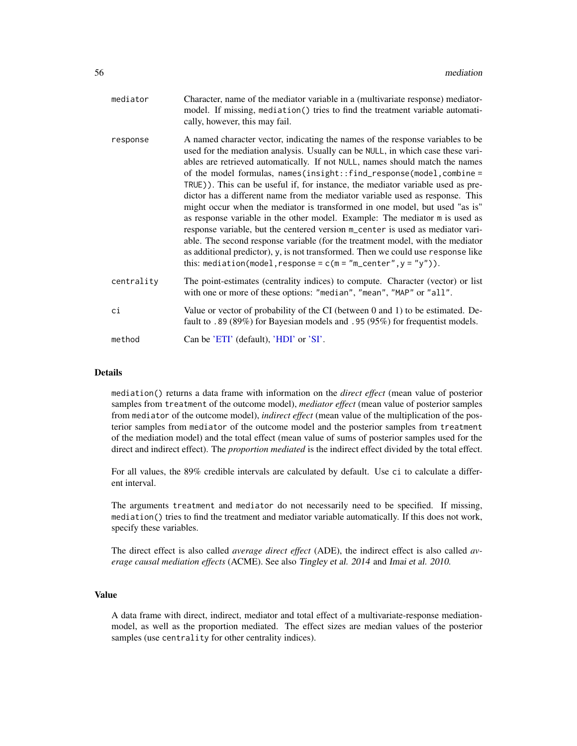| | |
|---|---|
| mediator | Character, name of the mediator variable in a (multivariate response) mediator-model. If missing, `mediation()` tries to find the treatment variable automatically, however, this may fail. |
| response | A named character vector, indicating the names of the response variables to be used for the mediation analysis. Usually can be `NULL`, in which case these variables are retrieved automatically. If not `NULL`, names should match the names of the model formulas, `names(insight::find_response(model,combine = TRUE))`. This can be useful if, for instance, the mediator variable used as predictor has a different name from the mediator variable used as response. This might occur when the mediator is transformed in one model, but used "as is" as response variable in the other model. Example: The mediator `m` is used as response variable, but the centered version `m_center` is used as mediator variable. The second response variable (for the treatment model, with the mediator as additional predictor), `y`, is not transformed. Then we could use `response` like this: `mediation(model,response = c(m = "m_center",y = "y"))`. |
| centrality | The point-estimates (centrality indices) to compute. Character (vector) or list with one or more of these options: `"median"`, `"mean"`, `"MAP"` or `"all"`. |
| ci | Value or vector of probability of the CI (between 0 and 1) to be estimated. Default to `.89` (89%) for Bayesian models and `.95` (95%) for frequentist models. |
| method | Can be 'ETI' (default), 'HDI' or 'SI'. |

## Details

`mediation()` returns a data frame with information on the *direct effect* (mean value of posterior samples from `treatment` of the outcome model), *mediator effect* (mean value of posterior samples from `mediator` of the outcome model), *indirect effect* (mean value of the multiplication of the posterior samples from `mediator` of the outcome model and the posterior samples from `treatment` of the mediation model) and the total effect (mean value of sums of posterior samples used for the direct and indirect effect). The *proportion mediated* is the indirect effect divided by the total effect.

For all values, the 89% credible intervals are calculated by default. Use `ci` to calculate a different interval.

The arguments `treatment` and `mediator` do not necessarily need to be specified. If missing, `mediation()` tries to find the treatment and mediator variable automatically. If this does not work, specify these variables.

The direct effect is also called *average direct effect* (ADE), the indirect effect is also called *average causal mediation effects* (ACME). See also Tingley et al. 2014 and Imai et al. 2010.

## Value

A data frame with direct, indirect, mediator and total effect of a multivariate-response mediation-model, as well as the proportion mediated. The effect sizes are median values of the posterior samples (use `centrality` for other centrality indices).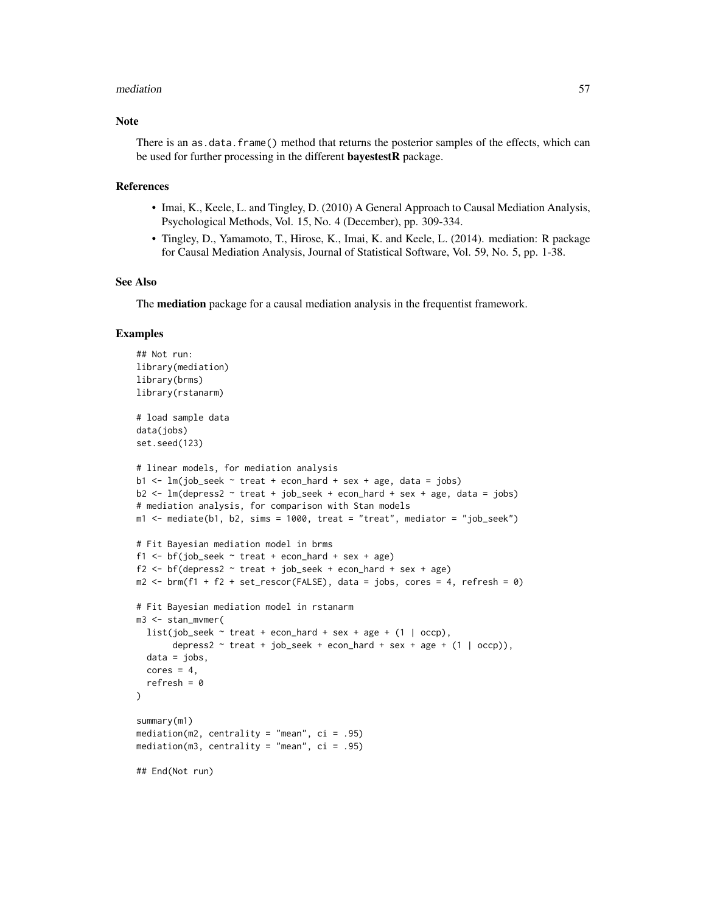## Note

There is an `as.data.frame()` method that returns the posterior samples of the effects, which can be used for further processing in the different **bayestestR** package.

## References

- Imai, K., Keele, L. and Tingley, D. (2010) A General Approach to Causal Mediation Analysis, Psychological Methods, Vol. 15, No. 4 (December), pp. 309-334.
- Tingley, D., Yamamoto, T., Hirose, K., Imai, K. and Keele, L. (2014). mediation: R package for Causal Mediation Analysis, Journal of Statistical Software, Vol. 59, No. 5, pp. 1-38.

## See Also

The **mediation** package for a causal mediation analysis in the frequentist framework.

## Examples

```
## Not run:
library(mediation)
library(brms)
library(rstanarm)

# load sample data
data(jobs)
set.seed(123)

# linear models, for mediation analysis
b1 <- lm(job_seek ~ treat + econ_hard + sex + age, data = jobs)
b2 <- lm(depress2 ~ treat + job_seek + econ_hard + sex + age, data = jobs)
# mediation analysis, for comparison with Stan models
m1 <- mediate(b1, b2, sims = 1000, treat = "treat", mediator = "job_seek")

# Fit Bayesian mediation model in brms
f1 <- bf(job_seek ~ treat + econ_hard + sex + age)
f2 <- bf(depress2 ~ treat + job_seek + econ_hard + sex + age)
m2 <- brm(f1 + f2 + set_rescor(FALSE), data = jobs, cores = 4, refresh = 0)

# Fit Bayesian mediation model in rstanarm
m3 <- stan_mvmer(
  list(job_seek ~ treat + econ_hard + sex + age + (1 | occp),
       depress2 ~ treat + job_seek + econ_hard + sex + age + (1 | occp)),
  data = jobs,
  cores = 4,
  refresh = 0
)

summary(m1)
mediation(m2, centrality = "mean", ci = .95)
mediation(m3, centrality = "mean", ci = .95)

## End(Not run)
```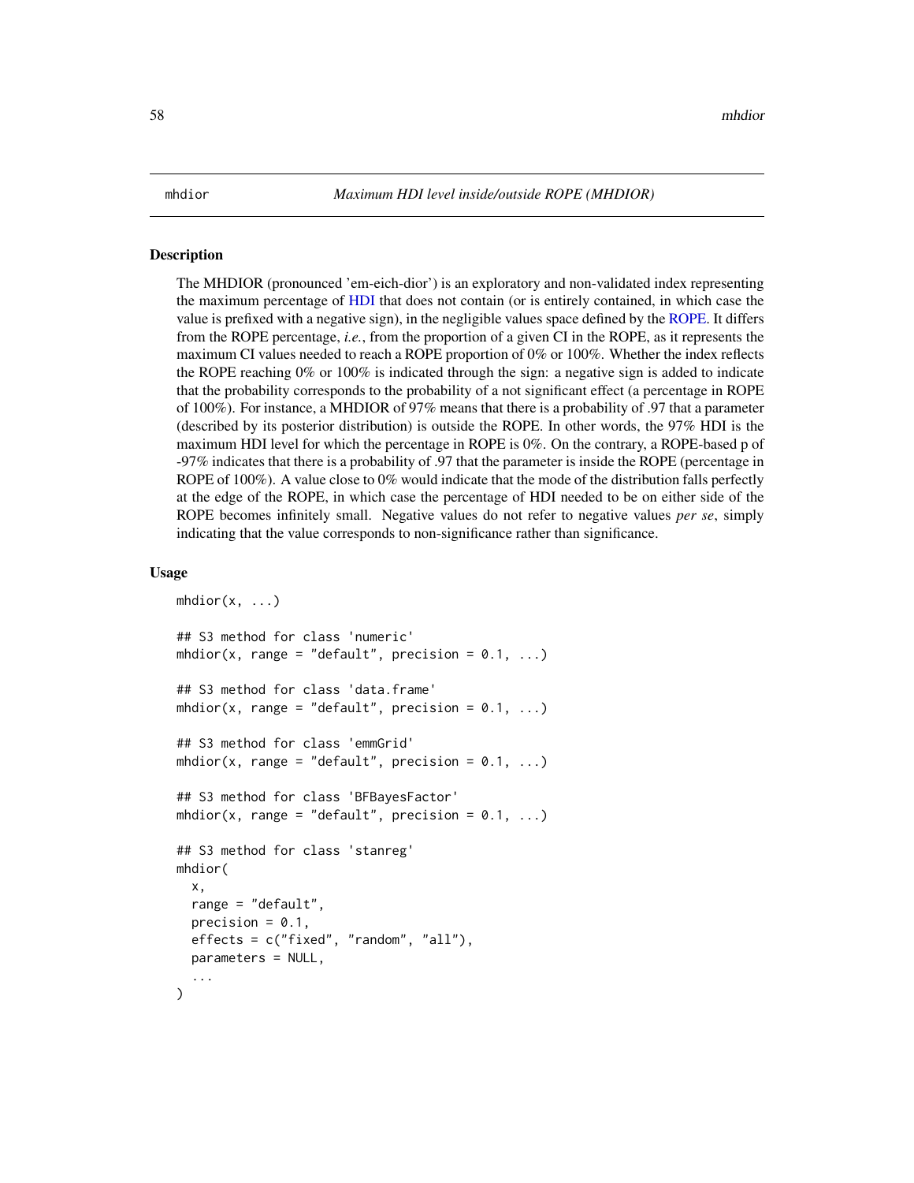# mhdior — *Maximum HDI level inside/outside ROPE (MHDIOR)*

## Description

The MHDIOR (pronounced 'em-eich-dior') is an exploratory and non-validated index representing the maximum percentage of HDI that does not contain (or is entirely contained, in which case the value is prefixed with a negative sign), in the negligible values space defined by the ROPE. It differs from the ROPE percentage, *i.e.*, from the proportion of a given CI in the ROPE, as it represents the maximum CI values needed to reach a ROPE proportion of 0% or 100%. Whether the index reflects the ROPE reaching 0% or 100% is indicated through the sign: a negative sign is added to indicate that the probability corresponds to the probability of a not significant effect (a percentage in ROPE of 100%). For instance, a MHDIOR of 97% means that there is a probability of .97 that a parameter (described by its posterior distribution) is outside the ROPE. In other words, the 97% HDI is the maximum HDI level for which the percentage in ROPE is 0%. On the contrary, a ROPE-based p of -97% indicates that there is a probability of .97 that the parameter is inside the ROPE (percentage in ROPE of 100%). A value close to 0% would indicate that the mode of the distribution falls perfectly at the edge of the ROPE, in which case the percentage of HDI needed to be on either side of the ROPE becomes infinitely small. Negative values do not refer to negative values *per se*, simply indicating that the value corresponds to non-significance rather than significance.

## Usage

```
mhdior(x, ...)

## S3 method for class 'numeric'
mhdior(x, range = "default", precision = 0.1, ...)

## S3 method for class 'data.frame'
mhdior(x, range = "default", precision = 0.1, ...)

## S3 method for class 'emmGrid'
mhdior(x, range = "default", precision = 0.1, ...)

## S3 method for class 'BFBayesFactor'
mhdior(x, range = "default", precision = 0.1, ...)

## S3 method for class 'stanreg'
mhdior(
  x,
  range = "default",
  precision = 0.1,
  effects = c("fixed", "random", "all"),
  parameters = NULL,
  ...
)
```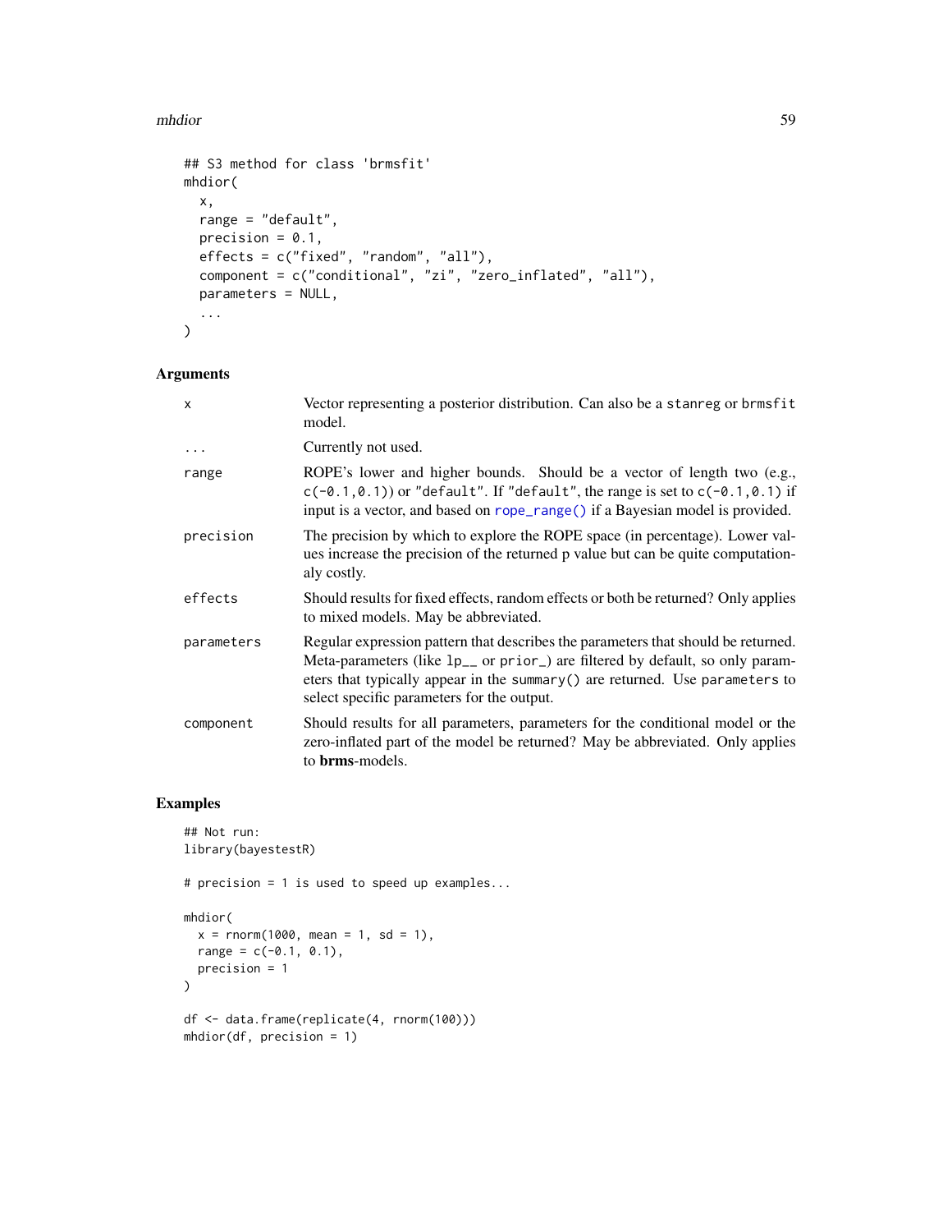```
## S3 method for class 'brmsfit'
mhdior(
  x,
  range = "default",
  precision = 0.1,
  effects = c("fixed", "random", "all"),
  component = c("conditional", "zi", "zero_inflated", "all"),
  parameters = NULL,
  ...
)
```

## Arguments

| | |
|---|---|
| x | Vector representing a posterior distribution. Can also be a `stanreg` or `brmsfit` model. |
| ... | Currently not used. |
| range | ROPE's lower and higher bounds. Should be a vector of length two (e.g., `c(-0.1,0.1)`) or `"default"`. If `"default"`, the range is set to `c(-0.1,0.1)` if input is a vector, and based on `rope_range()` if a Bayesian model is provided. |
| precision | The precision by which to explore the ROPE space (in percentage). Lower values increase the precision of the returned p value but can be quite computationaly costly. |
| effects | Should results for fixed effects, random effects or both be returned? Only applies to mixed models. May be abbreviated. |
| parameters | Regular expression pattern that describes the parameters that should be returned. Meta-parameters (like `lp__` or `prior_`) are filtered by default, so only parameters that typically appear in the `summary()` are returned. Use `parameters` to select specific parameters for the output. |
| component | Should results for all parameters, parameters for the conditional model or the zero-inflated part of the model be returned? May be abbreviated. Only applies to **brms**-models. |

## Examples

```
## Not run:
library(bayestestR)

# precision = 1 is used to speed up examples...

mhdior(
  x = rnorm(1000, mean = 1, sd = 1),
  range = c(-0.1, 0.1),
  precision = 1
)

df <- data.frame(replicate(4, rnorm(100)))
mhdior(df, precision = 1)
```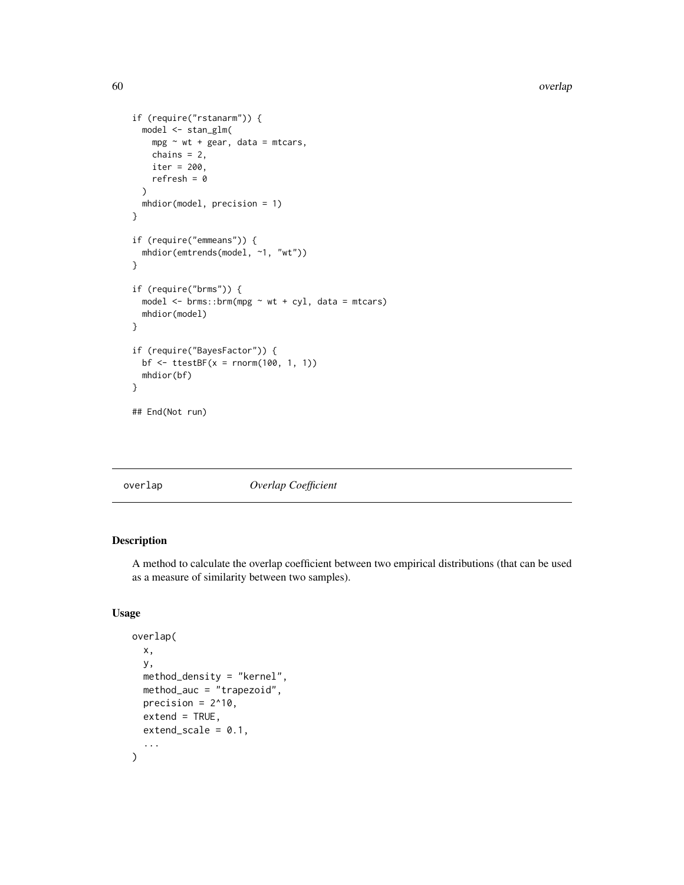```
if (require("rstanarm")) {
  model <- stan_glm(
    mpg ~ wt + gear, data = mtcars,
    chains = 2,
    iter = 200,
    refresh = 0
  )
  mhdior(model, precision = 1)
}

if (require("emmeans")) {
  mhdior(emtrends(model, ~1, "wt"))
}

if (require("brms")) {
  model <- brms::brm(mpg ~ wt + cyl, data = mtcars)
  mhdior(model)
}

if (require("BayesFactor")) {
  bf <- ttestBF(x = rnorm(100, 1, 1))
  mhdior(bf)
}

## End(Not run)
```

## overlap — *Overlap Coefficient*

### Description

A method to calculate the overlap coefficient between two empirical distributions (that can be used as a measure of similarity between two samples).

### Usage

```
overlap(
  x,
  y,
  method_density = "kernel",
  method_auc = "trapezoid",
  precision = 2^10,
  extend = TRUE,
  extend_scale = 0.1,
  ...
)
```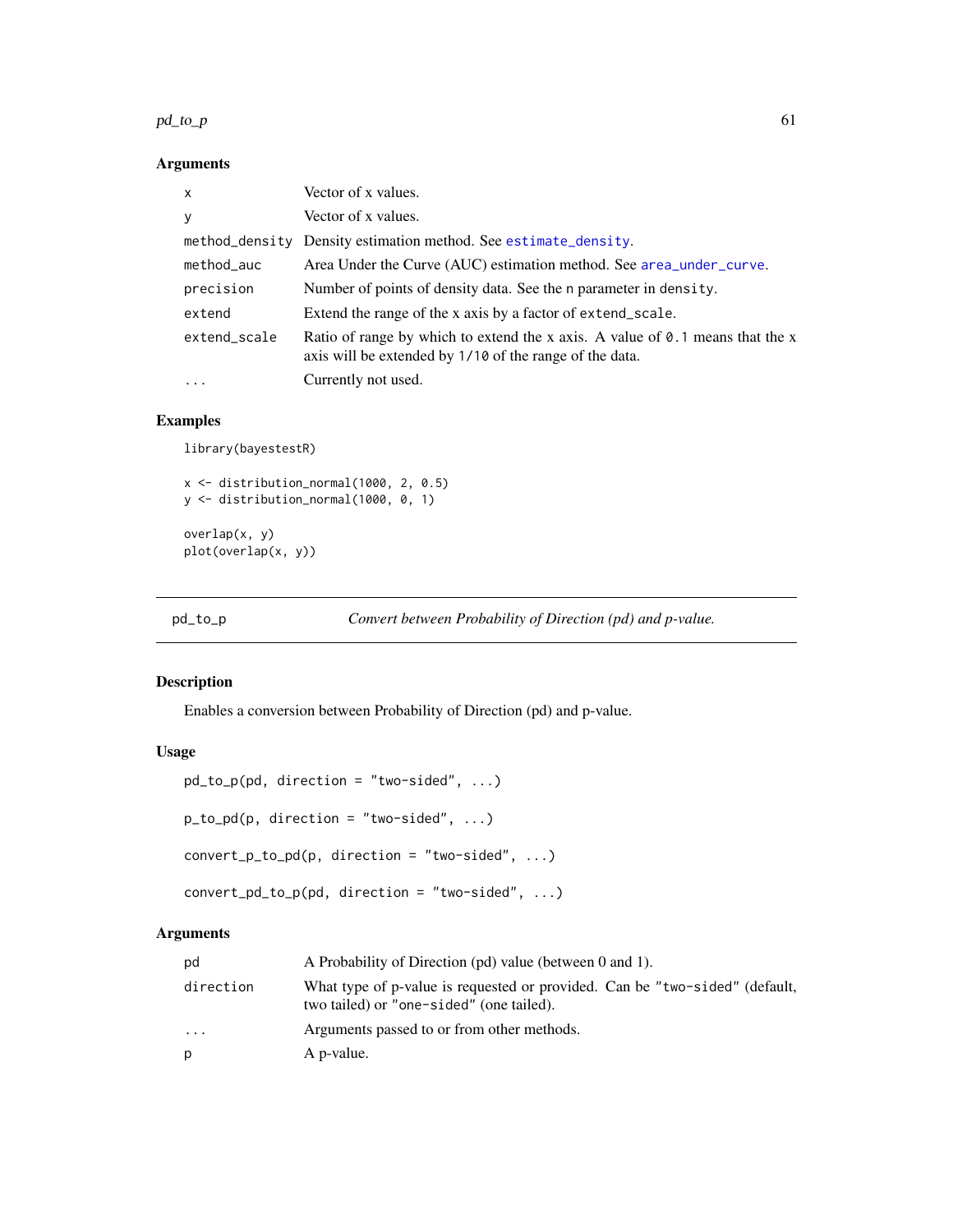### Arguments

| | |
|---|---|
| `x` | Vector of x values. |
| `y` | Vector of x values. |
| `method_density` | Density estimation method. See `estimate_density`. |
| `method_auc` | Area Under the Curve (AUC) estimation method. See `area_under_curve`. |
| `precision` | Number of points of density data. See the `n` parameter in `density`. |
| `extend` | Extend the range of the x axis by a factor of `extend_scale`. |
| `extend_scale` | Ratio of range by which to extend the x axis. A value of `0.1` means that the x axis will be extended by `1/10` of the range of the data. |
| `...` | Currently not used. |

### Examples

```
library(bayestestR)

x <- distribution_normal(1000, 2, 0.5)
y <- distribution_normal(1000, 0, 1)

overlap(x, y)
plot(overlap(x, y))
```

---

## pd_to_p — *Convert between Probability of Direction (pd) and p-value.*

### Description

Enables a conversion between Probability of Direction (pd) and p-value.

### Usage

```
pd_to_p(pd, direction = "two-sided", ...)

p_to_pd(p, direction = "two-sided", ...)

convert_p_to_pd(p, direction = "two-sided", ...)

convert_pd_to_p(pd, direction = "two-sided", ...)
```

### Arguments

| | |
|---|---|
| `pd` | A Probability of Direction (pd) value (between 0 and 1). |
| `direction` | What type of p-value is requested or provided. Can be `"two-sided"` (default, two tailed) or `"one-sided"` (one tailed). |
| `...` | Arguments passed to or from other methods. |
| `p` | A p-value. |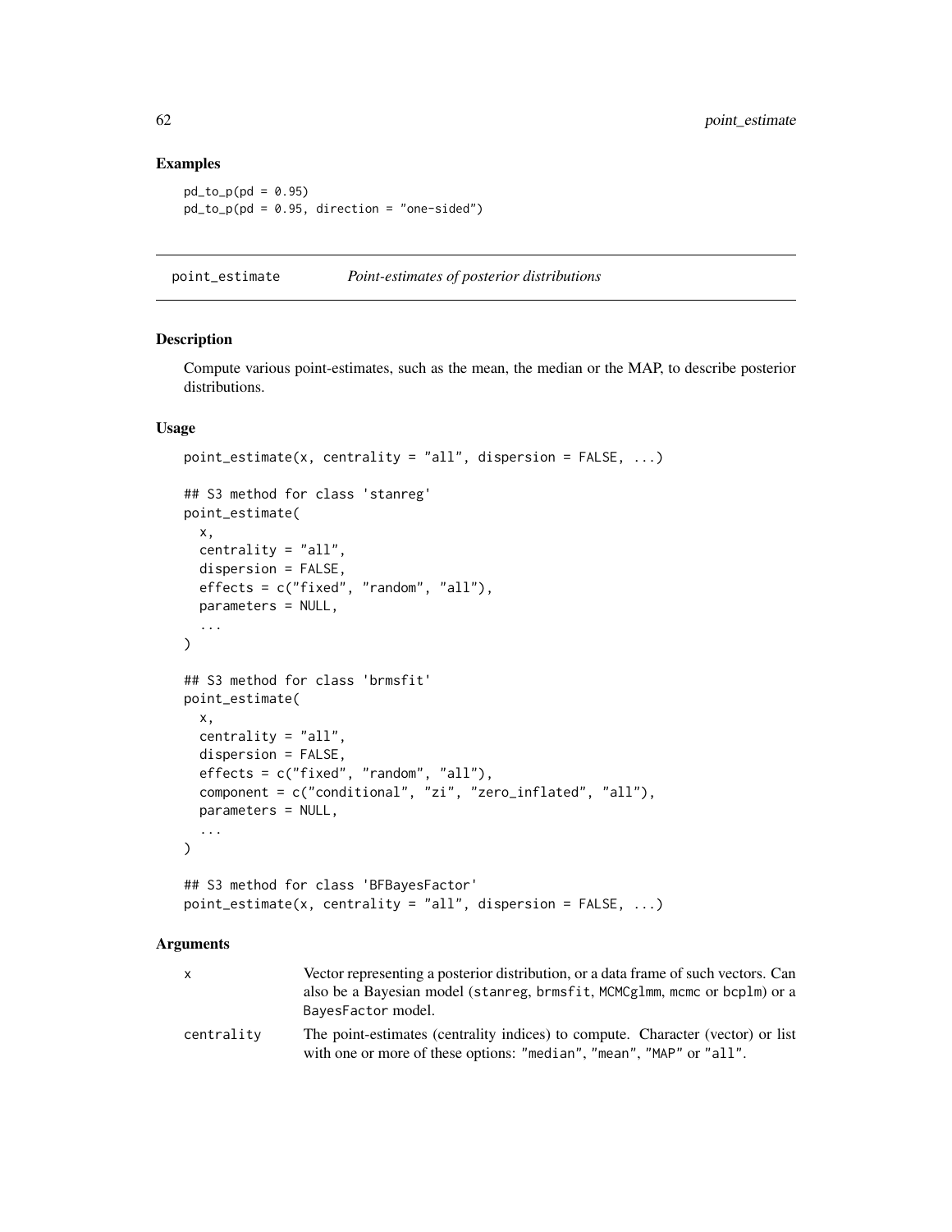### Examples

```
pd_to_p(pd = 0.95)
pd_to_p(pd = 0.95, direction = "one-sided")
```

---

## point_estimate    *Point-estimates of posterior distributions*

---

### Description

Compute various point-estimates, such as the mean, the median or the MAP, to describe posterior distributions.

### Usage

```
point_estimate(x, centrality = "all", dispersion = FALSE, ...)

## S3 method for class 'stanreg'
point_estimate(
  x,
  centrality = "all",
  dispersion = FALSE,
  effects = c("fixed", "random", "all"),
  parameters = NULL,
  ...
)

## S3 method for class 'brmsfit'
point_estimate(
  x,
  centrality = "all",
  dispersion = FALSE,
  effects = c("fixed", "random", "all"),
  component = c("conditional", "zi", "zero_inflated", "all"),
  parameters = NULL,
  ...
)

## S3 method for class 'BFBayesFactor'
point_estimate(x, centrality = "all", dispersion = FALSE, ...)
```

### Arguments

| | |
|---|---|
| `x` | Vector representing a posterior distribution, or a data frame of such vectors. Can also be a Bayesian model (`stanreg`, `brmsfit`, `MCMCglmm`, `mcmc` or `bcplm`) or a `BayesFactor` model. |
| `centrality` | The point-estimates (centrality indices) to compute. Character (vector) or list with one or more of these options: `"median"`, `"mean"`, `"MAP"` or `"all"`. |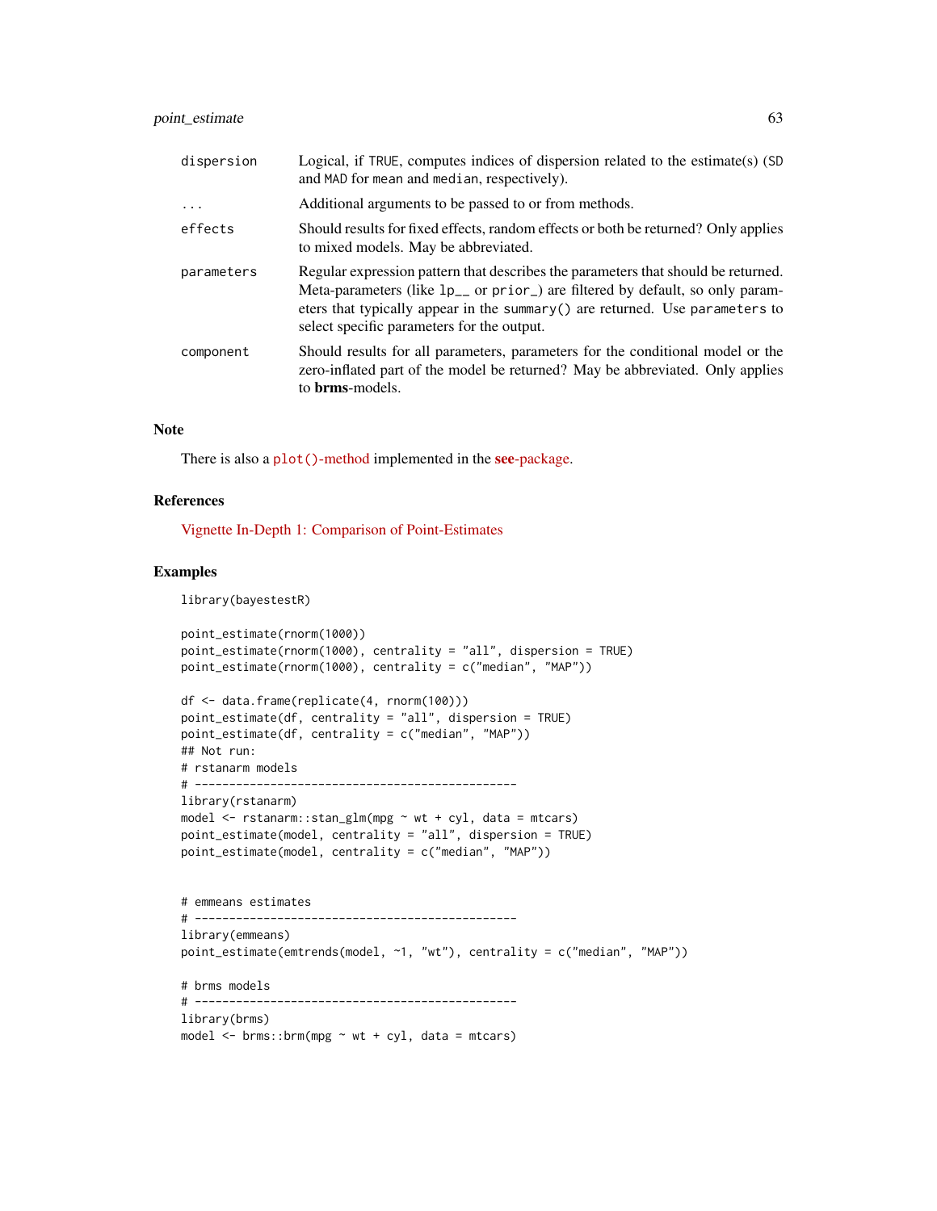| | |
|---|---|
| dispersion | Logical, if TRUE, computes indices of dispersion related to the estimate(s) (SD and MAD for mean and median, respectively). |
| ... | Additional arguments to be passed to or from methods. |
| effects | Should results for fixed effects, random effects or both be returned? Only applies to mixed models. May be abbreviated. |
| parameters | Regular expression pattern that describes the parameters that should be returned. Meta-parameters (like lp__ or prior_) are filtered by default, so only parameters that typically appear in the summary() are returned. Use parameters to select specific parameters for the output. |
| component | Should results for all parameters, parameters for the conditional model or the zero-inflated part of the model be returned? May be abbreviated. Only applies to **brms**-models. |

## Note

There is also a plot()-method implemented in the **see**-package.

## References

Vignette In-Depth 1: Comparison of Point-Estimates

## Examples

```
library(bayestestR)

point_estimate(rnorm(1000))
point_estimate(rnorm(1000), centrality = "all", dispersion = TRUE)
point_estimate(rnorm(1000), centrality = c("median", "MAP"))

df <- data.frame(replicate(4, rnorm(100)))
point_estimate(df, centrality = "all", dispersion = TRUE)
point_estimate(df, centrality = c("median", "MAP"))
## Not run:
# rstanarm models
# -----------------------------------------------
library(rstanarm)
model <- rstanarm::stan_glm(mpg ~ wt + cyl, data = mtcars)
point_estimate(model, centrality = "all", dispersion = TRUE)
point_estimate(model, centrality = c("median", "MAP"))


# emmeans estimates
# -----------------------------------------------
library(emmeans)
point_estimate(emtrends(model, ~1, "wt"), centrality = c("median", "MAP"))

# brms models
# -----------------------------------------------
library(brms)
model <- brms::brm(mpg ~ wt + cyl, data = mtcars)
```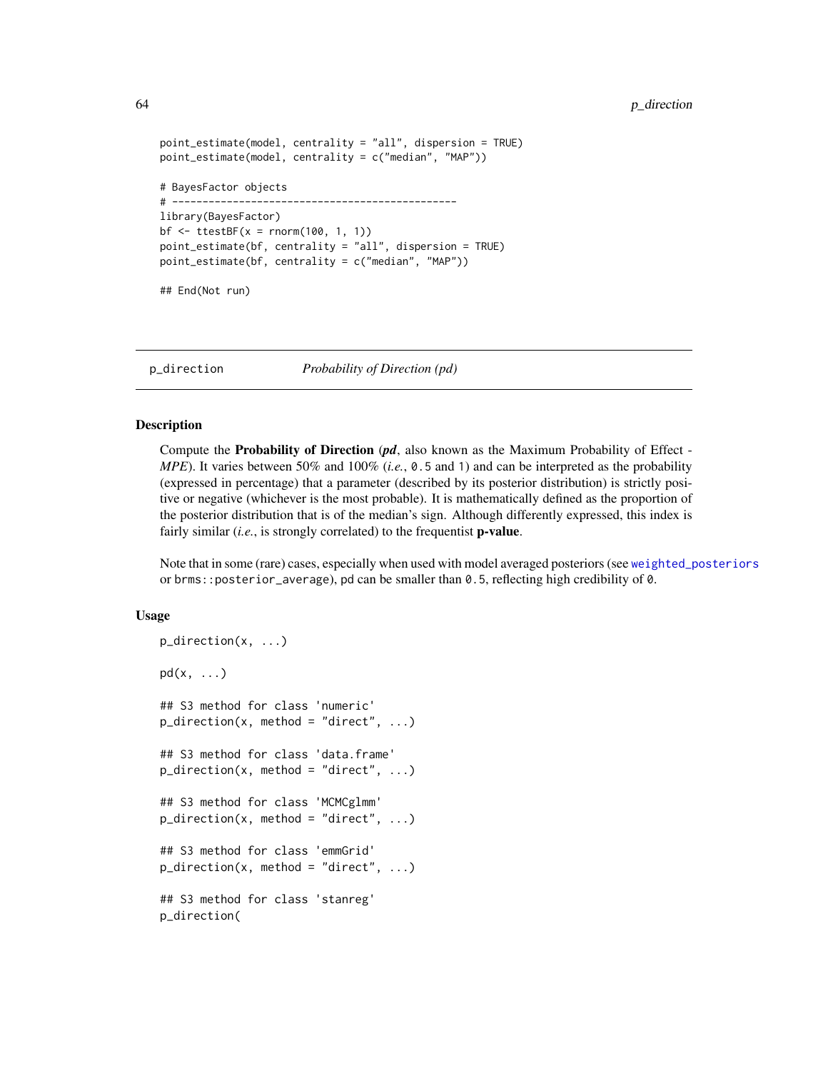```
point_estimate(model, centrality = "all", dispersion = TRUE)
point_estimate(model, centrality = c("median", "MAP"))

# BayesFactor objects
# ---------------------------------------------
library(BayesFactor)
bf <- ttestBF(x = rnorm(100, 1, 1))
point_estimate(bf, centrality = "all", dispersion = TRUE)
point_estimate(bf, centrality = c("median", "MAP"))

## End(Not run)
```

---

`p_direction` *Probability of Direction (pd)*

---

## Description

Compute the **Probability of Direction** (***pd***, also known as the Maximum Probability of Effect - *MPE*). It varies between 50% and 100% (*i.e.*, `0.5` and `1`) and can be interpreted as the probability (expressed in percentage) that a parameter (described by its posterior distribution) is strictly positive or negative (whichever is the most probable). It is mathematically defined as the proportion of the posterior distribution that is of the median's sign. Although differently expressed, this index is fairly similar (*i.e.*, is strongly correlated) to the frequentist **p-value**.

Note that in some (rare) cases, especially when used with model averaged posteriors (see `weighted_posteriors` or `brms::posterior_average`), pd can be smaller than `0.5`, reflecting high credibility of `0`.

## Usage

```
p_direction(x, ...)

pd(x, ...)

## S3 method for class 'numeric'
p_direction(x, method = "direct", ...)

## S3 method for class 'data.frame'
p_direction(x, method = "direct", ...)

## S3 method for class 'MCMCglmm'
p_direction(x, method = "direct", ...)

## S3 method for class 'emmGrid'
p_direction(x, method = "direct", ...)

## S3 method for class 'stanreg'
p_direction(
```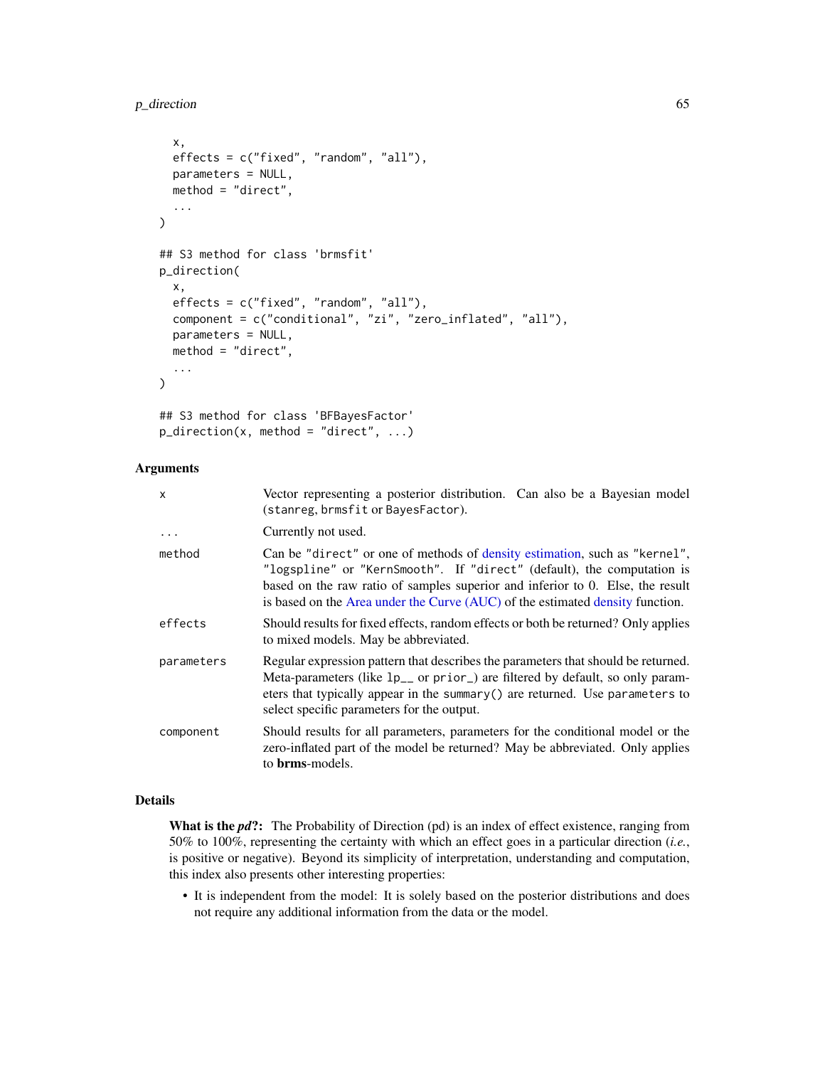```
  x,
  effects = c("fixed", "random", "all"),
  parameters = NULL,
  method = "direct",
  ...
)

## S3 method for class 'brmsfit'
p_direction(
  x,
  effects = c("fixed", "random", "all"),
  component = c("conditional", "zi", "zero_inflated", "all"),
  parameters = NULL,
  method = "direct",
  ...
)

## S3 method for class 'BFBayesFactor'
p_direction(x, method = "direct", ...)
```

## Arguments

| | |
|---|---|
| `x` | Vector representing a posterior distribution. Can also be a Bayesian model (`stanreg`, `brmsfit` or `BayesFactor`). |
| `...` | Currently not used. |
| `method` | Can be `"direct"` or one of methods of density estimation, such as `"kernel"`, `"logspline"` or `"KernSmooth"`. If `"direct"` (default), the computation is based on the raw ratio of samples superior and inferior to 0. Else, the result is based on the Area under the Curve (AUC) of the estimated density function. |
| `effects` | Should results for fixed effects, random effects or both be returned? Only applies to mixed models. May be abbreviated. |
| `parameters` | Regular expression pattern that describes the parameters that should be returned. Meta-parameters (like `lp__` or `prior_`) are filtered by default, so only parameters that typically appear in the `summary()` are returned. Use `parameters` to select specific parameters for the output. |
| `component` | Should results for all parameters, parameters for the conditional model or the zero-inflated part of the model be returned? May be abbreviated. Only applies to **brms**-models. |

## Details

**What is the *pd*?:** The Probability of Direction (pd) is an index of effect existence, ranging from 50% to 100%, representing the certainty with which an effect goes in a particular direction (*i.e.*, is positive or negative). Beyond its simplicity of interpretation, understanding and computation, this index also presents other interesting properties:

- It is independent from the model: It is solely based on the posterior distributions and does not require any additional information from the data or the model.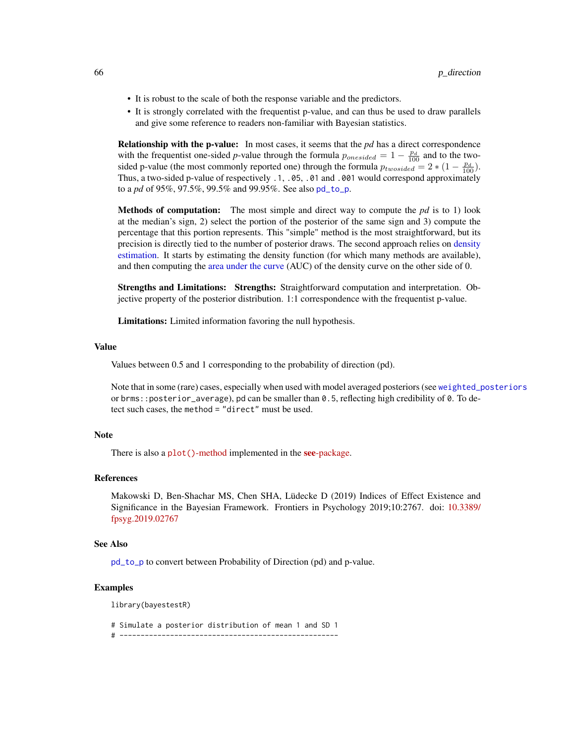- It is robust to the scale of both the response variable and the predictors.
- It is strongly correlated with the frequentist p-value, and can thus be used to draw parallels and give some reference to readers non-familiar with Bayesian statistics.

**Relationship with the p-value:** In most cases, it seems that the *pd* has a direct correspondence with the frequentist one-sided *p*-value through the formula $p_{onesided} = 1 - \frac{p_d}{100}$ and to the two-sided p-value (the most commonly reported one) through the formula $p_{twosided} = 2 * (1 - \frac{p_d}{100})$. Thus, a two-sided p-value of respectively `.1`, `.05`, `.01` and `.001` would correspond approximately to a *pd* of 95%, 97.5%, 99.5% and 99.95%. See also `pd_to_p`.

**Methods of computation:** The most simple and direct way to compute the *pd* is to 1) look at the median's sign, 2) select the portion of the posterior of the same sign and 3) compute the percentage that this portion represents. This "simple" method is the most straightforward, but its precision is directly tied to the number of posterior draws. The second approach relies on density estimation. It starts by estimating the density function (for which many methods are available), and then computing the area under the curve (AUC) of the density curve on the other side of 0.

**Strengths and Limitations:** **Strengths:** Straightforward computation and interpretation. Objective property of the posterior distribution. 1:1 correspondence with the frequentist p-value.

**Limitations:** Limited information favoring the null hypothesis.

## Value

Values between 0.5 and 1 corresponding to the probability of direction (pd).

Note that in some (rare) cases, especially when used with model averaged posteriors (see `weighted_posteriors` or `brms::posterior_average`), pd can be smaller than `0.5`, reflecting high credibility of `0`. To detect such cases, the `method = "direct"` must be used.

## Note

There is also a `plot()`-method implemented in the **see**-package.

## References

Makowski D, Ben-Shachar MS, Chen SHA, Lüdecke D (2019) Indices of Effect Existence and Significance in the Bayesian Framework. Frontiers in Psychology 2019;10:2767. doi: 10.3389/fpsyg.2019.02767

## See Also

`pd_to_p` to convert between Probability of Direction (pd) and p-value.

## Examples

```
library(bayestestR)

# Simulate a posterior distribution of mean 1 and SD 1
# ----------------------------------------------------
```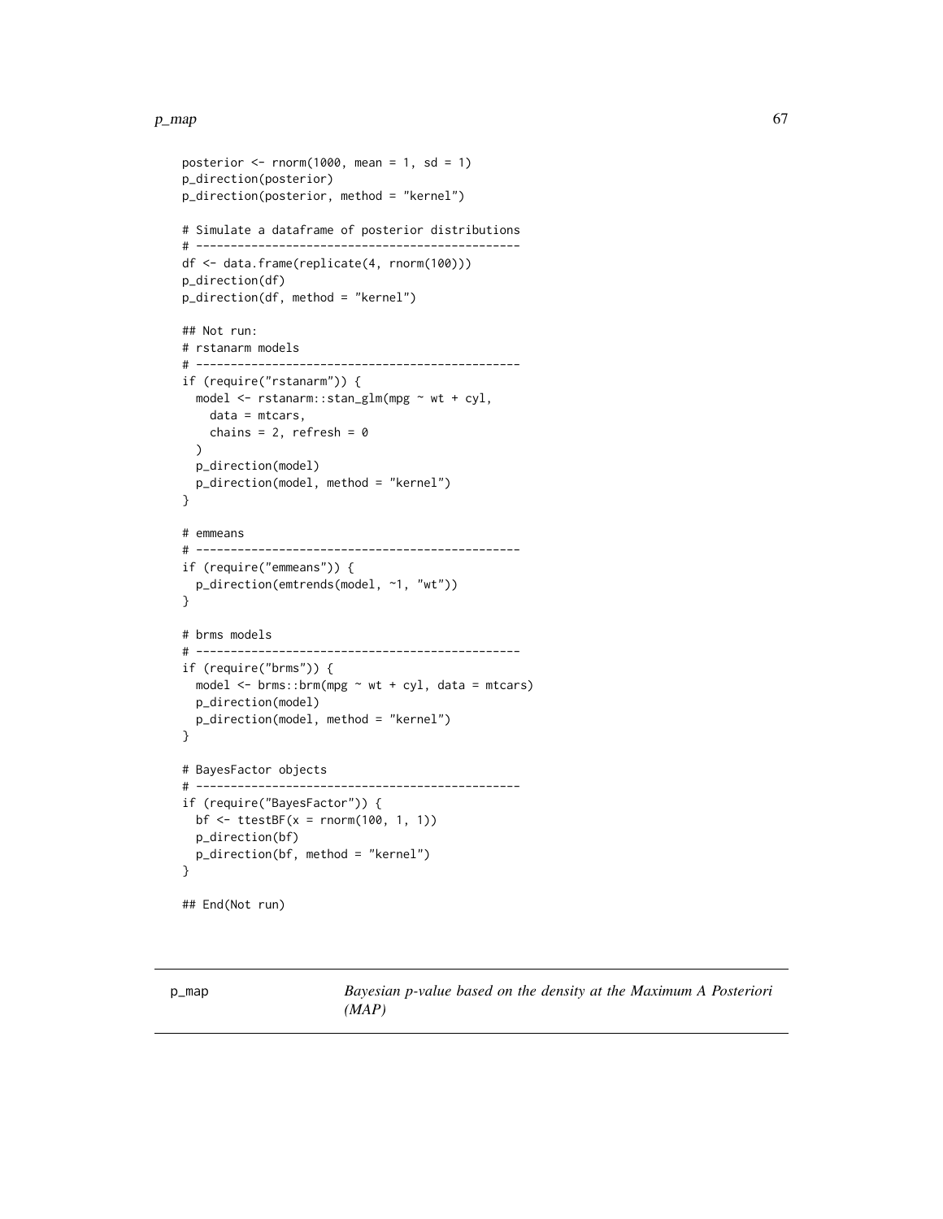```
posterior <- rnorm(1000, mean = 1, sd = 1)
p_direction(posterior)
p_direction(posterior, method = "kernel")

# Simulate a dataframe of posterior distributions
# -----------------------------------------------
df <- data.frame(replicate(4, rnorm(100)))
p_direction(df)
p_direction(df, method = "kernel")

## Not run:
# rstanarm models
# -----------------------------------------------
if (require("rstanarm")) {
  model <- rstanarm::stan_glm(mpg ~ wt + cyl,
    data = mtcars,
    chains = 2, refresh = 0
  )
  p_direction(model)
  p_direction(model, method = "kernel")
}

# emmeans
# -----------------------------------------------
if (require("emmeans")) {
  p_direction(emtrends(model, ~1, "wt"))
}

# brms models
# -----------------------------------------------
if (require("brms")) {
  model <- brms::brm(mpg ~ wt + cyl, data = mtcars)
  p_direction(model)
  p_direction(model, method = "kernel")
}

# BayesFactor objects
# -----------------------------------------------
if (require("BayesFactor")) {
  bf <- ttestBF(x = rnorm(100, 1, 1))
  p_direction(bf)
  p_direction(bf, method = "kernel")
}

## End(Not run)
```

---

p_map &nbsp;&nbsp;&nbsp;&nbsp;&nbsp;&nbsp; *Bayesian p-value based on the density at the Maximum A Posteriori (MAP)*

---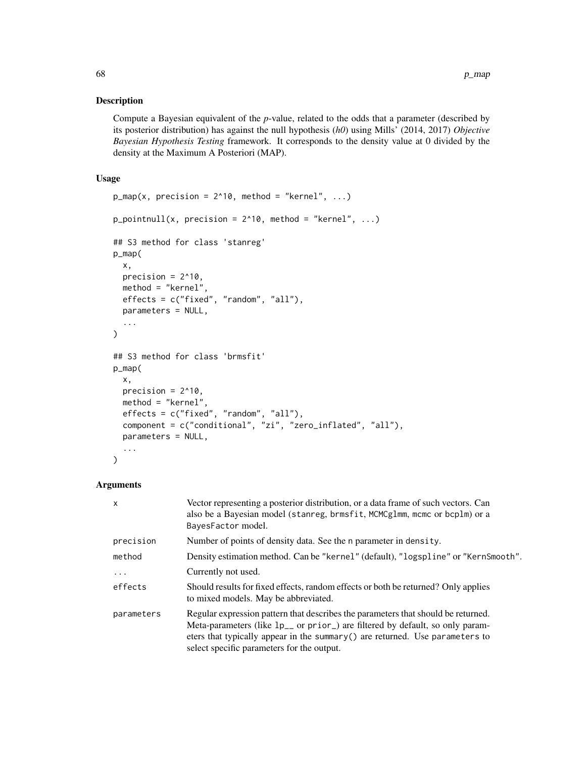## Description

Compute a Bayesian equivalent of the *p*-value, related to the odds that a parameter (described by its posterior distribution) has against the null hypothesis (*h0*) using Mills' (2014, 2017) *Objective Bayesian Hypothesis Testing* framework. It corresponds to the density value at 0 divided by the density at the Maximum A Posteriori (MAP).

## Usage

```
p_map(x, precision = 2^10, method = "kernel", ...)

p_pointnull(x, precision = 2^10, method = "kernel", ...)

## S3 method for class 'stanreg'
p_map(
  x,
  precision = 2^10,
  method = "kernel",
  effects = c("fixed", "random", "all"),
  parameters = NULL,
  ...
)

## S3 method for class 'brmsfit'
p_map(
  x,
  precision = 2^10,
  method = "kernel",
  effects = c("fixed", "random", "all"),
  component = c("conditional", "zi", "zero_inflated", "all"),
  parameters = NULL,
  ...
)
```

## Arguments

| Argument | Description |
|---|---|
| `x` | Vector representing a posterior distribution, or a data frame of such vectors. Can also be a Bayesian model (`stanreg`, `brmsfit`, `MCMCglmm`, `mcmc` or `bcplm`) or a `BayesFactor` model. |
| `precision` | Number of points of density data. See the `n` parameter in `density`. |
| `method` | Density estimation method. Can be `"kernel"` (default), `"logspline"` or `"KernSmooth"`. |
| `...` | Currently not used. |
| `effects` | Should results for fixed effects, random effects or both be returned? Only applies to mixed models. May be abbreviated. |
| `parameters` | Regular expression pattern that describes the parameters that should be returned. Meta-parameters (like `lp__` or `prior_`) are filtered by default, so only parameters that typically appear in the `summary()` are returned. Use `parameters` to select specific parameters for the output. |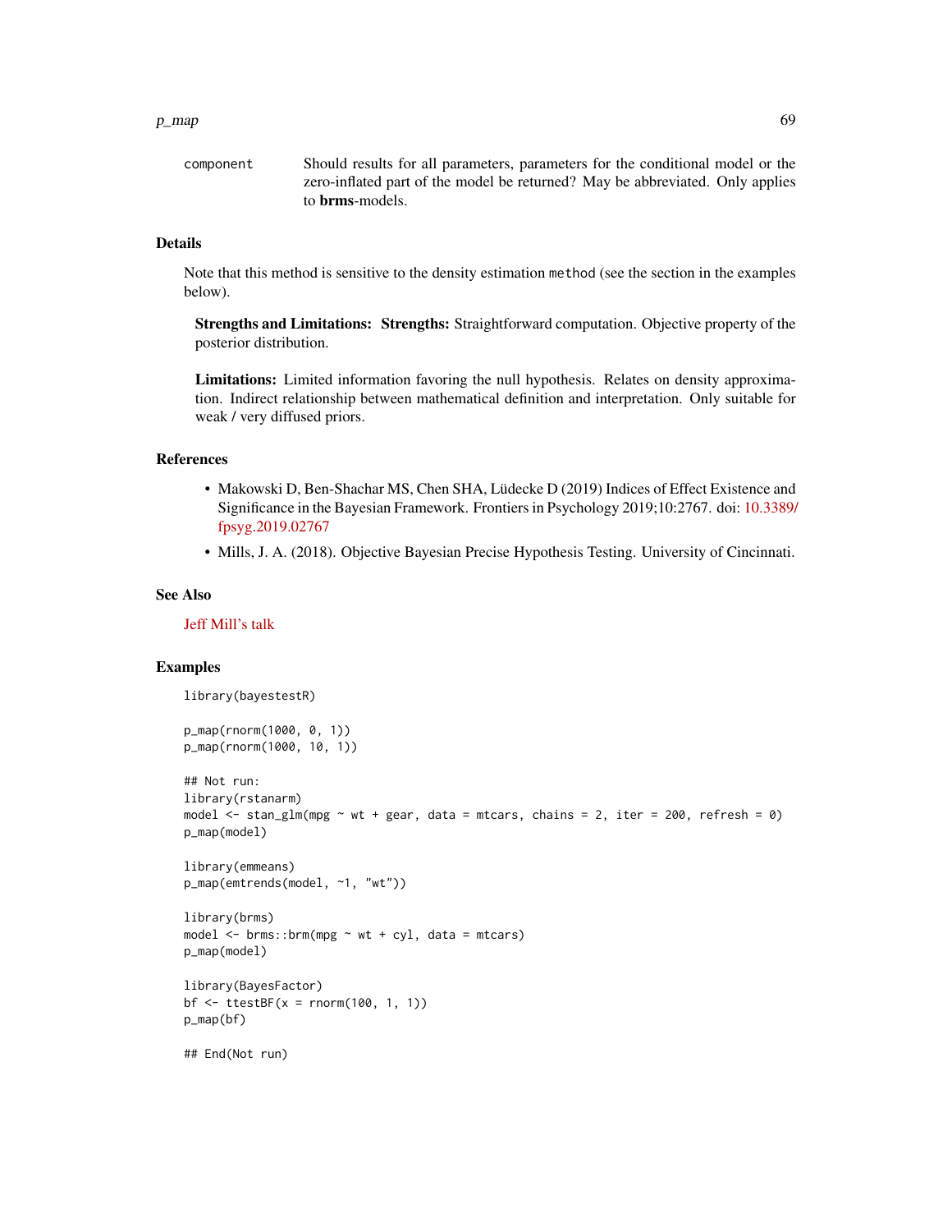component
: Should results for all parameters, parameters for the conditional model or the zero-inflated part of the model be returned? May be abbreviated. Only applies to **brms**-models.

## Details

Note that this method is sensitive to the density estimation `method` (see the section in the examples below).

**Strengths and Limitations:** **Strengths:** Straightforward computation. Objective property of the posterior distribution.

**Limitations:** Limited information favoring the null hypothesis. Relates on density approximation. Indirect relationship between mathematical definition and interpretation. Only suitable for weak / very diffused priors.

## References

- Makowski D, Ben-Shachar MS, Chen SHA, Lüdecke D (2019) Indices of Effect Existence and Significance in the Bayesian Framework. Frontiers in Psychology 2019;10:2767. doi: 10.3389/fpsyg.2019.02767
- Mills, J. A. (2018). Objective Bayesian Precise Hypothesis Testing. University of Cincinnati.

## See Also

Jeff Mill's talk

## Examples

```
library(bayestestR)

p_map(rnorm(1000, 0, 1))
p_map(rnorm(1000, 10, 1))

## Not run:
library(rstanarm)
model <- stan_glm(mpg ~ wt + gear, data = mtcars, chains = 2, iter = 200, refresh = 0)
p_map(model)

library(emmeans)
p_map(emtrends(model, ~1, "wt"))

library(brms)
model <- brms::brm(mpg ~ wt + cyl, data = mtcars)
p_map(model)

library(BayesFactor)
bf <- ttestBF(x = rnorm(100, 1, 1))
p_map(bf)

## End(Not run)
```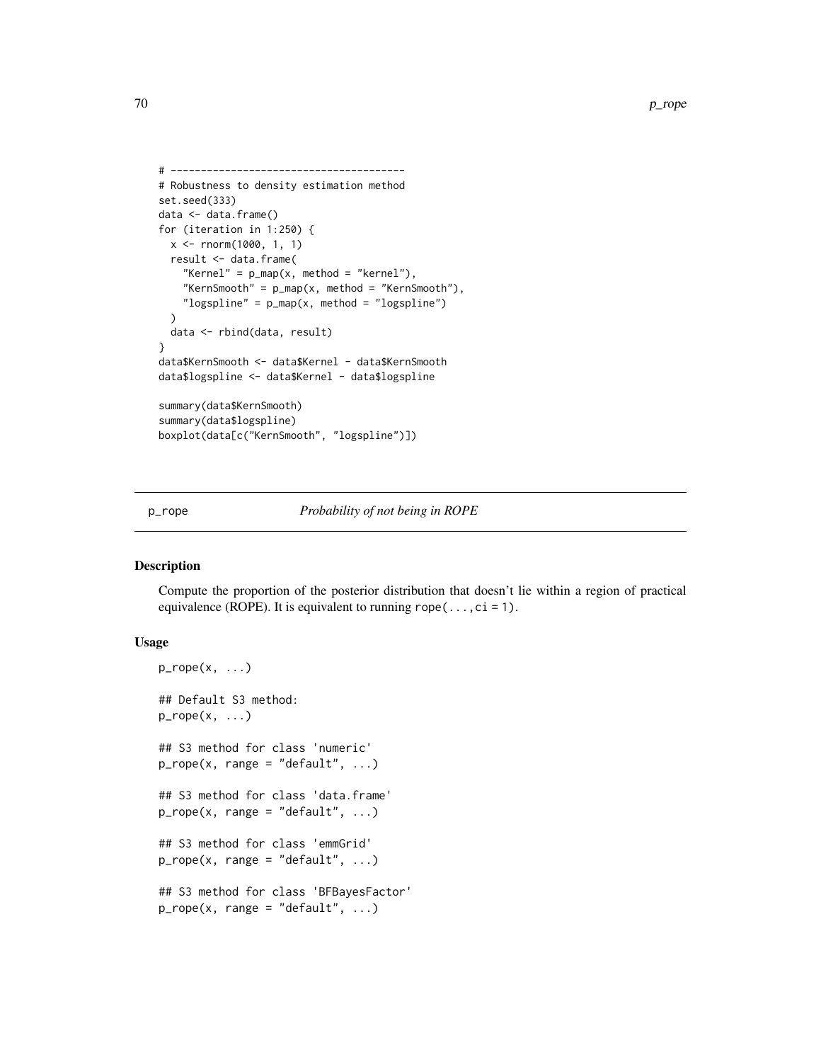```
# ---------------------------------------
# Robustness to density estimation method
set.seed(333)
data <- data.frame()
for (iteration in 1:250) {
  x <- rnorm(1000, 1, 1)
  result <- data.frame(
    "Kernel" = p_map(x, method = "kernel"),
    "KernSmooth" = p_map(x, method = "KernSmooth"),
    "logspline" = p_map(x, method = "logspline")
  )
  data <- rbind(data, result)
}
data$KernSmooth <- data$Kernel - data$KernSmooth
data$logspline <- data$Kernel - data$logspline

summary(data$KernSmooth)
summary(data$logspline)
boxplot(data[c("KernSmooth", "logspline")])
```

---

p_rope *Probability of not being in ROPE*

---

## Description

Compute the proportion of the posterior distribution that doesn't lie within a region of practical equivalence (ROPE). It is equivalent to running `rope(..., ci = 1)`.

## Usage

```
p_rope(x, ...)

## Default S3 method:
p_rope(x, ...)

## S3 method for class 'numeric'
p_rope(x, range = "default", ...)

## S3 method for class 'data.frame'
p_rope(x, range = "default", ...)

## S3 method for class 'emmGrid'
p_rope(x, range = "default", ...)

## S3 method for class 'BFBayesFactor'
p_rope(x, range = "default", ...)
```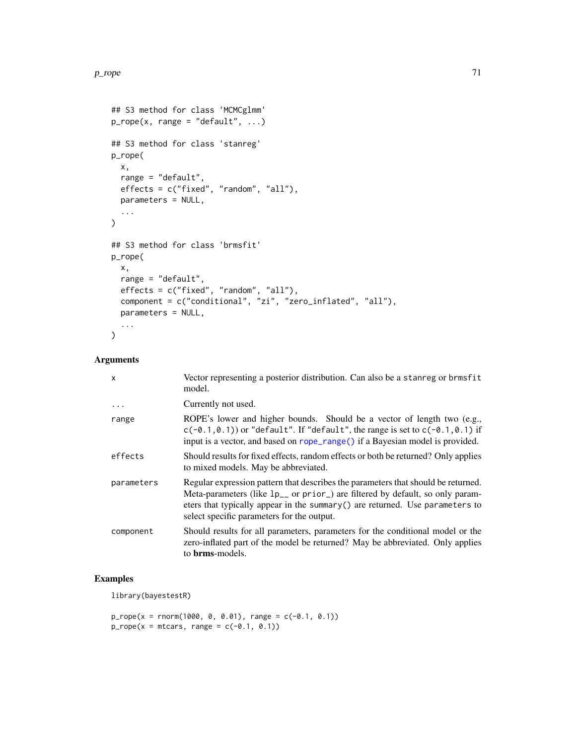```
## S3 method for class 'MCMCglmm'
p_rope(x, range = "default", ...)

## S3 method for class 'stanreg'
p_rope(
  x,
  range = "default",
  effects = c("fixed", "random", "all"),
  parameters = NULL,
  ...
)

## S3 method for class 'brmsfit'
p_rope(
  x,
  range = "default",
  effects = c("fixed", "random", "all"),
  component = c("conditional", "zi", "zero_inflated", "all"),
  parameters = NULL,
  ...
)
```

## Arguments

| | |
|---|---|
| `x` | Vector representing a posterior distribution. Can also be a `stanreg` or `brmsfit` model. |
| `...` | Currently not used. |
| `range` | ROPE's lower and higher bounds. Should be a vector of length two (e.g., `c(-0.1,0.1)`) or `"default"`. If `"default"`, the range is set to `c(-0.1,0.1)` if input is a vector, and based on `rope_range()` if a Bayesian model is provided. |
| `effects` | Should results for fixed effects, random effects or both be returned? Only applies to mixed models. May be abbreviated. |
| `parameters` | Regular expression pattern that describes the parameters that should be returned. Meta-parameters (like `lp__` or `prior_`) are filtered by default, so only parameters that typically appear in the `summary()` are returned. Use `parameters` to select specific parameters for the output. |
| `component` | Should results for all parameters, parameters for the conditional model or the zero-inflated part of the model be returned? May be abbreviated. Only applies to **brms**-models. |

## Examples

```
library(bayestestR)

p_rope(x = rnorm(1000, 0, 0.01), range = c(-0.1, 0.1))
p_rope(x = mtcars, range = c(-0.1, 0.1))
```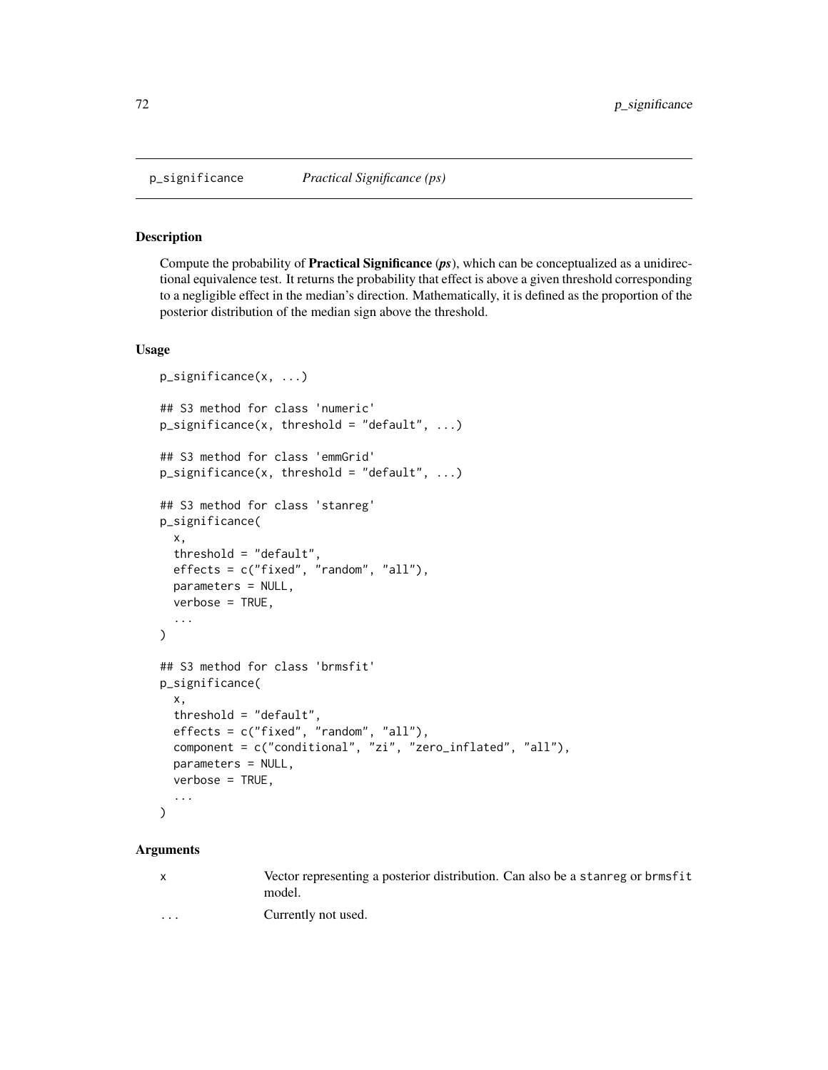p_significance *Practical Significance (ps)*

## Description

Compute the probability of **Practical Significance** (***ps***), which can be conceptualized as a unidirectional equivalence test. It returns the probability that effect is above a given threshold corresponding to a negligible effect in the median's direction. Mathematically, it is defined as the proportion of the posterior distribution of the median sign above the threshold.

## Usage

```
p_significance(x, ...)

## S3 method for class 'numeric'
p_significance(x, threshold = "default", ...)

## S3 method for class 'emmGrid'
p_significance(x, threshold = "default", ...)

## S3 method for class 'stanreg'
p_significance(
  x,
  threshold = "default",
  effects = c("fixed", "random", "all"),
  parameters = NULL,
  verbose = TRUE,
  ...
)

## S3 method for class 'brmsfit'
p_significance(
  x,
  threshold = "default",
  effects = c("fixed", "random", "all"),
  component = c("conditional", "zi", "zero_inflated", "all"),
  parameters = NULL,
  verbose = TRUE,
  ...
)
```

## Arguments

| | |
|---|---|
| x | Vector representing a posterior distribution. Can also be a stanreg or brmsfit model. |
| ... | Currently not used. |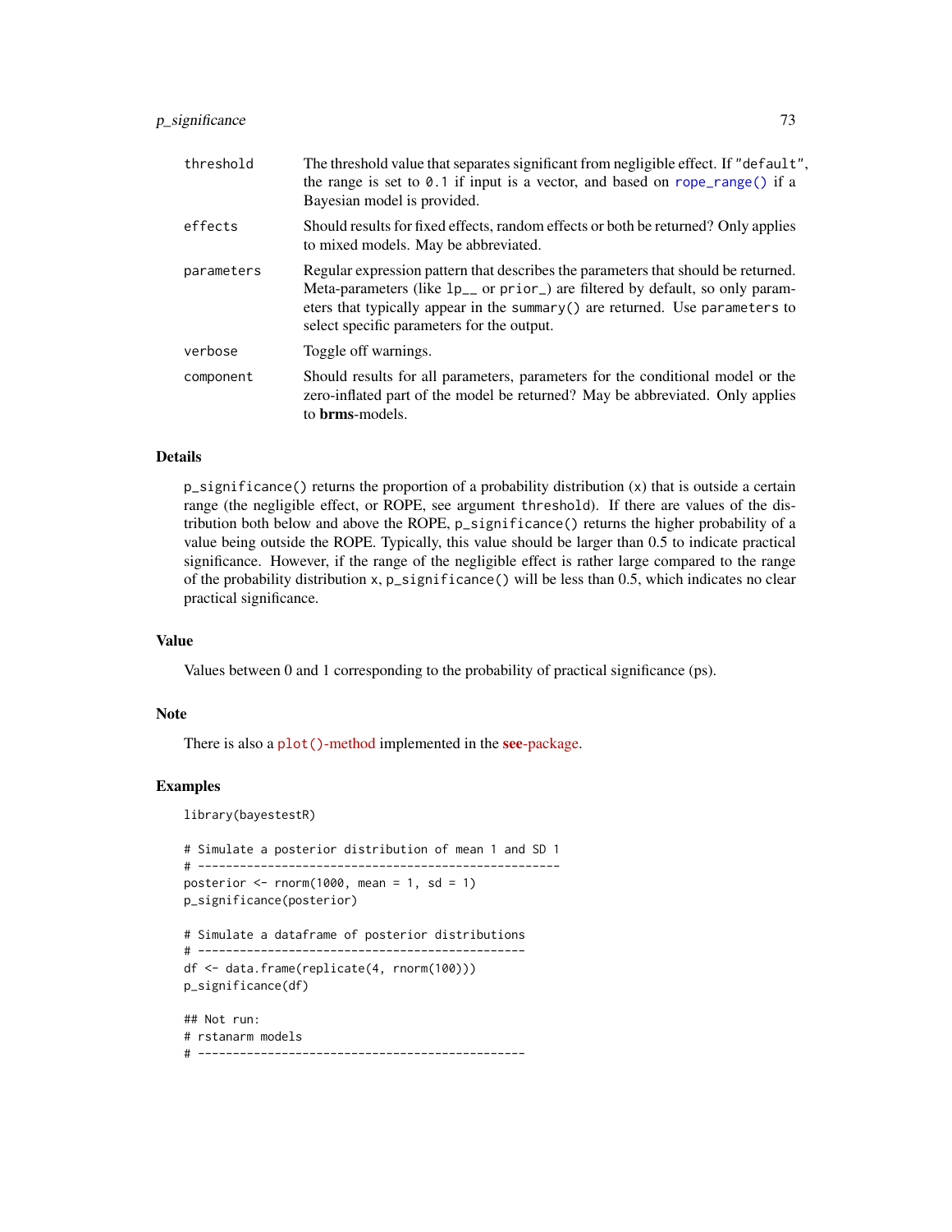| | |
|---|---|
| threshold | The threshold value that separates significant from negligible effect. If "default", the range is set to 0.1 if input is a vector, and based on rope_range() if a Bayesian model is provided. |
| effects | Should results for fixed effects, random effects or both be returned? Only applies to mixed models. May be abbreviated. |
| parameters | Regular expression pattern that describes the parameters that should be returned. Meta-parameters (like lp__ or prior_) are filtered by default, so only parameters that typically appear in the summary() are returned. Use parameters to select specific parameters for the output. |
| verbose | Toggle off warnings. |
| component | Should results for all parameters, parameters for the conditional model or the zero-inflated part of the model be returned? May be abbreviated. Only applies to **brms**-models. |

## Details

p_significance() returns the proportion of a probability distribution (x) that is outside a certain range (the negligible effect, or ROPE, see argument threshold). If there are values of the distribution both below and above the ROPE, p_significance() returns the higher probability of a value being outside the ROPE. Typically, this value should be larger than 0.5 to indicate practical significance. However, if the range of the negligible effect is rather large compared to the range of the probability distribution x, p_significance() will be less than 0.5, which indicates no clear practical significance.

## Value

Values between 0 and 1 corresponding to the probability of practical significance (ps).

## Note

There is also a plot()-method implemented in the **see**-package.

## Examples

```
library(bayestestR)

# Simulate a posterior distribution of mean 1 and SD 1
# ----------------------------------------------------
posterior <- rnorm(1000, mean = 1, sd = 1)
p_significance(posterior)

# Simulate a dataframe of posterior distributions
# -----------------------------------------------
df <- data.frame(replicate(4, rnorm(100)))
p_significance(df)

## Not run:
# rstanarm models
# -----------------------------------------------
```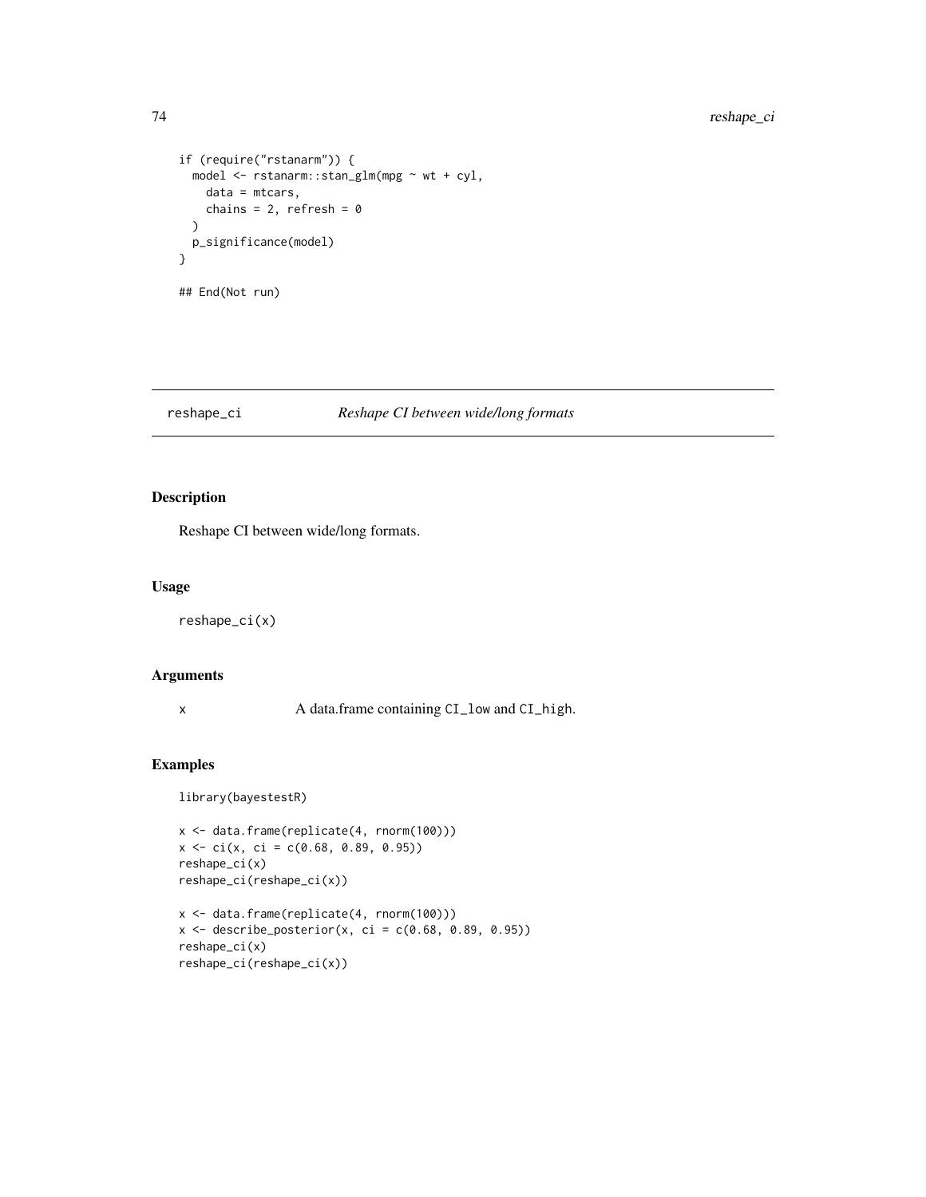```
if (require("rstanarm")) {
  model <- rstanarm::stan_glm(mpg ~ wt + cyl,
    data = mtcars,
    chains = 2, refresh = 0
  )
  p_significance(model)
}

## End(Not run)
```

## reshape_ci — *Reshape CI between wide/long formats*

### Description

Reshape CI between wide/long formats.

### Usage

```
reshape_ci(x)
```

### Arguments

| | |
|---|---|
| x | A data.frame containing CI_low and CI_high. |

### Examples

```
library(bayestestR)

x <- data.frame(replicate(4, rnorm(100)))
x <- ci(x, ci = c(0.68, 0.89, 0.95))
reshape_ci(x)
reshape_ci(reshape_ci(x))

x <- data.frame(replicate(4, rnorm(100)))
x <- describe_posterior(x, ci = c(0.68, 0.89, 0.95))
reshape_ci(x)
reshape_ci(reshape_ci(x))
```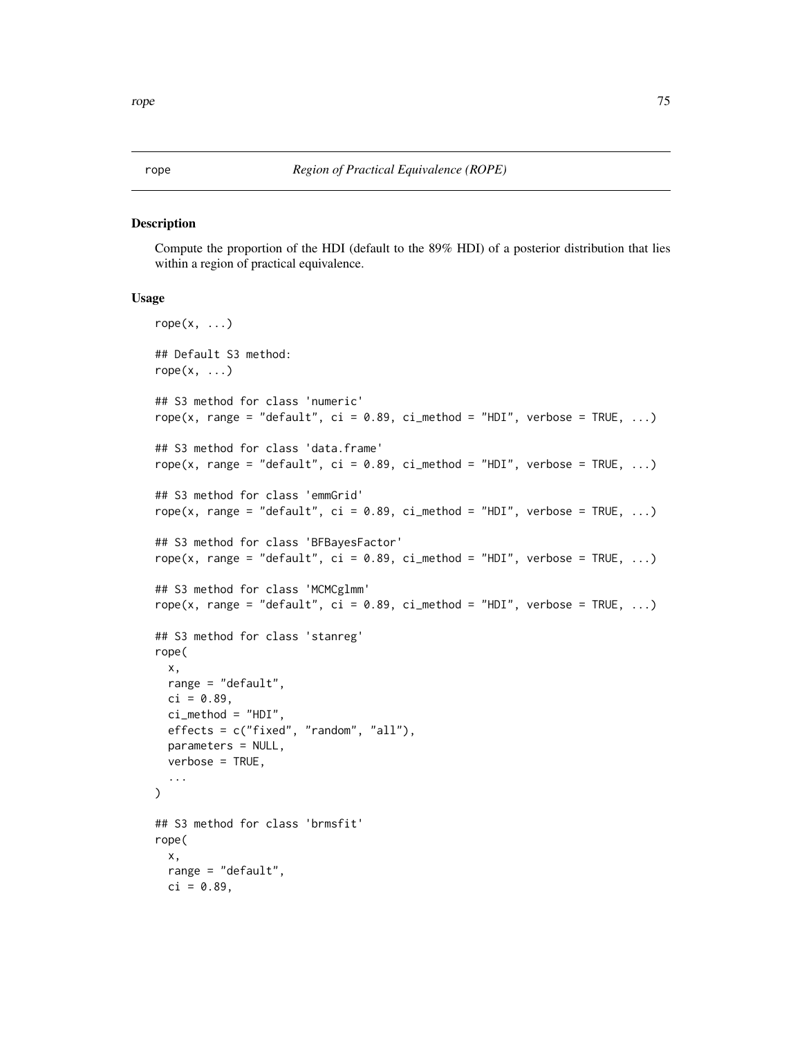# rope — *Region of Practical Equivalence (ROPE)*

## Description

Compute the proportion of the HDI (default to the 89% HDI) of a posterior distribution that lies within a region of practical equivalence.

## Usage

```
rope(x, ...)

## Default S3 method:
rope(x, ...)

## S3 method for class 'numeric'
rope(x, range = "default", ci = 0.89, ci_method = "HDI", verbose = TRUE, ...)

## S3 method for class 'data.frame'
rope(x, range = "default", ci = 0.89, ci_method = "HDI", verbose = TRUE, ...)

## S3 method for class 'emmGrid'
rope(x, range = "default", ci = 0.89, ci_method = "HDI", verbose = TRUE, ...)

## S3 method for class 'BFBayesFactor'
rope(x, range = "default", ci = 0.89, ci_method = "HDI", verbose = TRUE, ...)

## S3 method for class 'MCMCglmm'
rope(x, range = "default", ci = 0.89, ci_method = "HDI", verbose = TRUE, ...)

## S3 method for class 'stanreg'
rope(
  x,
  range = "default",
  ci = 0.89,
  ci_method = "HDI",
  effects = c("fixed", "random", "all"),
  parameters = NULL,
  verbose = TRUE,
  ...
)

## S3 method for class 'brmsfit'
rope(
  x,
  range = "default",
  ci = 0.89,
```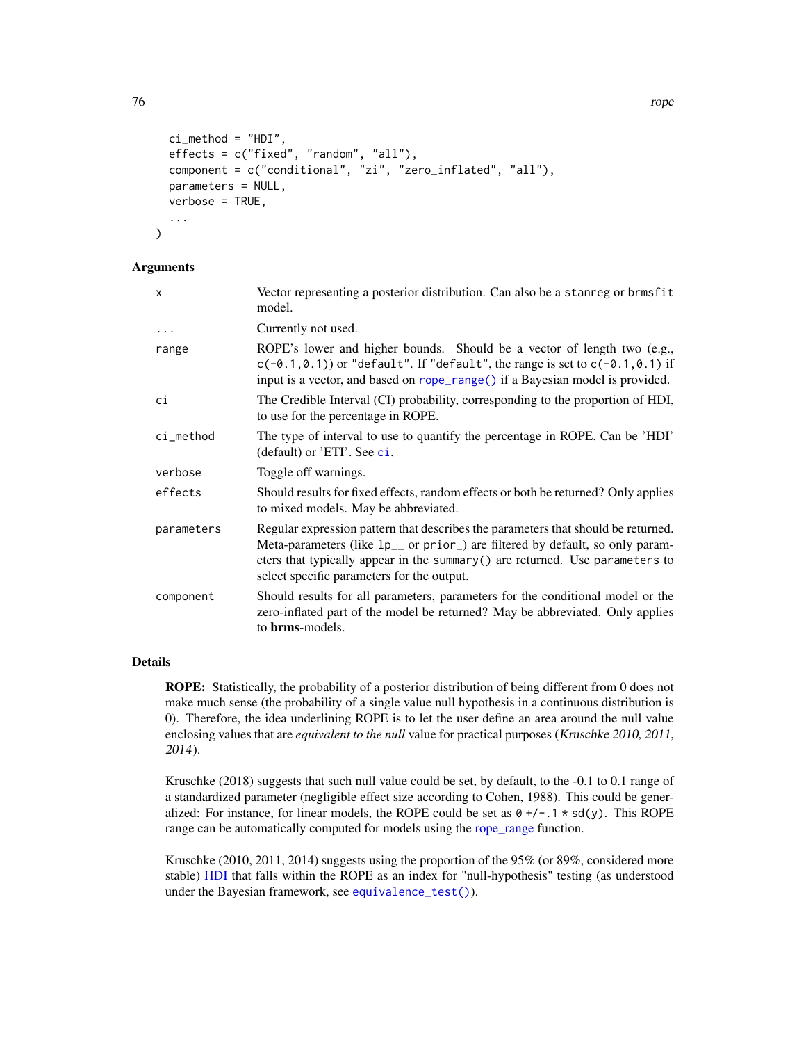```
  ci_method = "HDI",
  effects = c("fixed", "random", "all"),
  component = c("conditional", "zi", "zero_inflated", "all"),
  parameters = NULL,
  verbose = TRUE,
  ...
)
```

## Arguments

| | |
|---|---|
| `x` | Vector representing a posterior distribution. Can also be a `stanreg` or `brmsfit` model. |
| `...` | Currently not used. |
| `range` | ROPE's lower and higher bounds. Should be a vector of length two (e.g., `c(-0.1,0.1)`) or `"default"`. If `"default"`, the range is set to `c(-0.1,0.1)` if input is a vector, and based on `rope_range()` if a Bayesian model is provided. |
| `ci` | The Credible Interval (CI) probability, corresponding to the proportion of HDI, to use for the percentage in ROPE. |
| `ci_method` | The type of interval to use to quantify the percentage in ROPE. Can be 'HDI' (default) or 'ETI'. See `ci`. |
| `verbose` | Toggle off warnings. |
| `effects` | Should results for fixed effects, random effects or both be returned? Only applies to mixed models. May be abbreviated. |
| `parameters` | Regular expression pattern that describes the parameters that should be returned. Meta-parameters (like `lp__` or `prior_`) are filtered by default, so only parameters that typically appear in the `summary()` are returned. Use `parameters` to select specific parameters for the output. |
| `component` | Should results for all parameters, parameters for the conditional model or the zero-inflated part of the model be returned? May be abbreviated. Only applies to **brms**-models. |

## Details

**ROPE:** Statistically, the probability of a posterior distribution of being different from 0 does not make much sense (the probability of a single value null hypothesis in a continuous distribution is 0). Therefore, the idea underlining ROPE is to let the user define an area around the null value enclosing values that are *equivalent to the null* value for practical purposes (*Kruschke 2010, 2011, 2014*).

Kruschke (2018) suggests that such null value could be set, by default, to the -0.1 to 0.1 range of a standardized parameter (negligible effect size according to Cohen, 1988). This could be generalized: For instance, for linear models, the ROPE could be set as `0 +/- .1 * sd(y)`. This ROPE range can be automatically computed for models using the rope_range function.

Kruschke (2010, 2011, 2014) suggests using the proportion of the 95% (or 89%, considered more stable) HDI that falls within the ROPE as an index for "null-hypothesis" testing (as understood under the Bayesian framework, see `equivalence_test()`).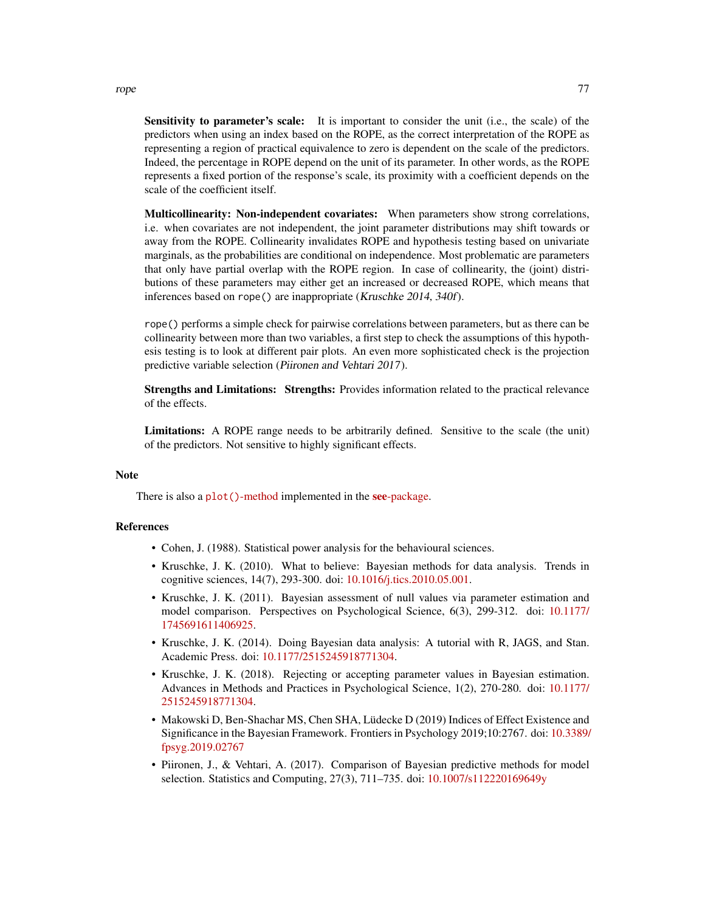**Sensitivity to parameter's scale:** It is important to consider the unit (i.e., the scale) of the predictors when using an index based on the ROPE, as the correct interpretation of the ROPE as representing a region of practical equivalence to zero is dependent on the scale of the predictors. Indeed, the percentage in ROPE depend on the unit of its parameter. In other words, as the ROPE represents a fixed portion of the response's scale, its proximity with a coefficient depends on the scale of the coefficient itself.

**Multicollinearity: Non-independent covariates:** When parameters show strong correlations, i.e. when covariates are not independent, the joint parameter distributions may shift towards or away from the ROPE. Collinearity invalidates ROPE and hypothesis testing based on univariate marginals, as the probabilities are conditional on independence. Most problematic are parameters that only have partial overlap with the ROPE region. In case of collinearity, the (joint) distributions of these parameters may either get an increased or decreased ROPE, which means that inferences based on `rope()` are inappropriate (*Kruschke 2014, 340f*).

`rope()` performs a simple check for pairwise correlations between parameters, but as there can be collinearity between more than two variables, a first step to check the assumptions of this hypothesis testing is to look at different pair plots. An even more sophisticated check is the projection predictive variable selection (*Piironen and Vehtari 2017*).

**Strengths and Limitations:** **Strengths:** Provides information related to the practical relevance of the effects.

**Limitations:** A ROPE range needs to be arbitrarily defined. Sensitive to the scale (the unit) of the predictors. Not sensitive to highly significant effects.

## Note

There is also a `plot()`-method implemented in the **see**-package.

## References

- Cohen, J. (1988). Statistical power analysis for the behavioural sciences.
- Kruschke, J. K. (2010). What to believe: Bayesian methods for data analysis. Trends in cognitive sciences, 14(7), 293-300. doi: 10.1016/j.tics.2010.05.001.
- Kruschke, J. K. (2011). Bayesian assessment of null values via parameter estimation and model comparison. Perspectives on Psychological Science, 6(3), 299-312. doi: 10.1177/1745691611406925.
- Kruschke, J. K. (2014). Doing Bayesian data analysis: A tutorial with R, JAGS, and Stan. Academic Press. doi: 10.1177/2515245918771304.
- Kruschke, J. K. (2018). Rejecting or accepting parameter values in Bayesian estimation. Advances in Methods and Practices in Psychological Science, 1(2), 270-280. doi: 10.1177/2515245918771304.
- Makowski D, Ben-Shachar MS, Chen SHA, Lüdecke D (2019) Indices of Effect Existence and Significance in the Bayesian Framework. Frontiers in Psychology 2019;10:2767. doi: 10.3389/fpsyg.2019.02767
- Piironen, J., & Vehtari, A. (2017). Comparison of Bayesian predictive methods for model selection. Statistics and Computing, 27(3), 711–735. doi: 10.1007/s112220169649y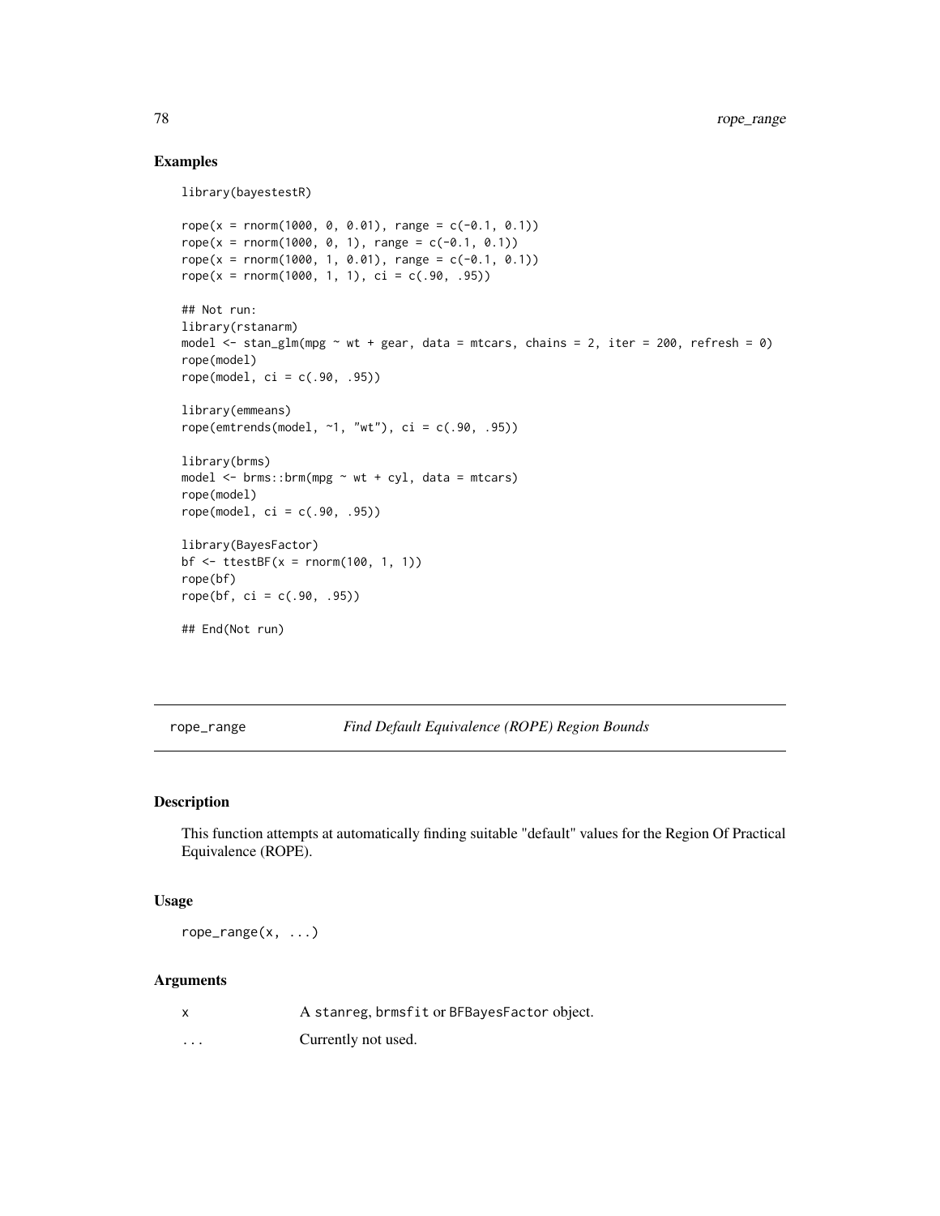## Examples

```
library(bayestestR)

rope(x = rnorm(1000, 0, 0.01), range = c(-0.1, 0.1))
rope(x = rnorm(1000, 0, 1), range = c(-0.1, 0.1))
rope(x = rnorm(1000, 1, 0.01), range = c(-0.1, 0.1))
rope(x = rnorm(1000, 1, 1), ci = c(.90, .95))

## Not run:
library(rstanarm)
model <- stan_glm(mpg ~ wt + gear, data = mtcars, chains = 2, iter = 200, refresh = 0)
rope(model)
rope(model, ci = c(.90, .95))

library(emmeans)
rope(emtrends(model, ~1, "wt"), ci = c(.90, .95))

library(brms)
model <- brms::brm(mpg ~ wt + cyl, data = mtcars)
rope(model)
rope(model, ci = c(.90, .95))

library(BayesFactor)
bf <- ttestBF(x = rnorm(100, 1, 1))
rope(bf)
rope(bf, ci = c(.90, .95))

## End(Not run)
```

---

# rope_range *Find Default Equivalence (ROPE) Region Bounds*

## Description

This function attempts at automatically finding suitable "default" values for the Region Of Practical Equivalence (ROPE).

## Usage

```
rope_range(x, ...)
```

## Arguments

| | |
|---|---|
| x | A stanreg, brmsfit or BFBayesFactor object. |
| ... | Currently not used. |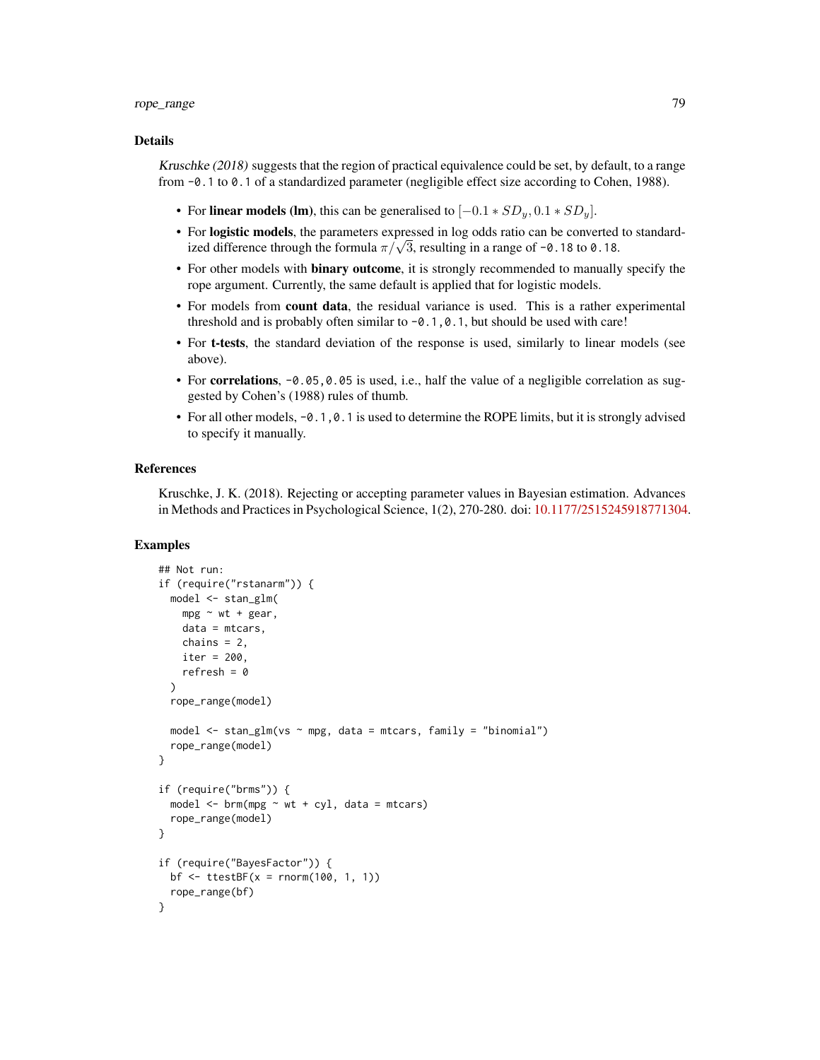## Details

*Kruschke (2018)* suggests that the region of practical equivalence could be set, by default, to a range from `-0.1` to `0.1` of a standardized parameter (negligible effect size according to Cohen, 1988).

- For **linear models (lm)**, this can be generalised to $[-0.1 * SD_y, 0.1 * SD_y]$.
- For **logistic models**, the parameters expressed in log odds ratio can be converted to standardized difference through the formula $\pi/\sqrt{3}$, resulting in a range of `-0.18` to `0.18`.
- For other models with **binary outcome**, it is strongly recommended to manually specify the rope argument. Currently, the same default is applied that for logistic models.
- For models from **count data**, the residual variance is used. This is a rather experimental threshold and is probably often similar to `-0.1,0.1`, but should be used with care!
- For **t-tests**, the standard deviation of the response is used, similarly to linear models (see above).
- For **correlations**, `-0.05,0.05` is used, i.e., half the value of a negligible correlation as suggested by Cohen's (1988) rules of thumb.
- For all other models, `-0.1,0.1` is used to determine the ROPE limits, but it is strongly advised to specify it manually.

## References

Kruschke, J. K. (2018). Rejecting or accepting parameter values in Bayesian estimation. Advances in Methods and Practices in Psychological Science, 1(2), 270-280. doi: 10.1177/2515245918771304.

## Examples

```
## Not run:
if (require("rstanarm")) {
  model <- stan_glm(
    mpg ~ wt + gear,
    data = mtcars,
    chains = 2,
    iter = 200,
    refresh = 0
  )
  rope_range(model)

  model <- stan_glm(vs ~ mpg, data = mtcars, family = "binomial")
  rope_range(model)
}

if (require("brms")) {
  model <- brm(mpg ~ wt + cyl, data = mtcars)
  rope_range(model)
}

if (require("BayesFactor")) {
  bf <- ttestBF(x = rnorm(100, 1, 1))
  rope_range(bf)
}
```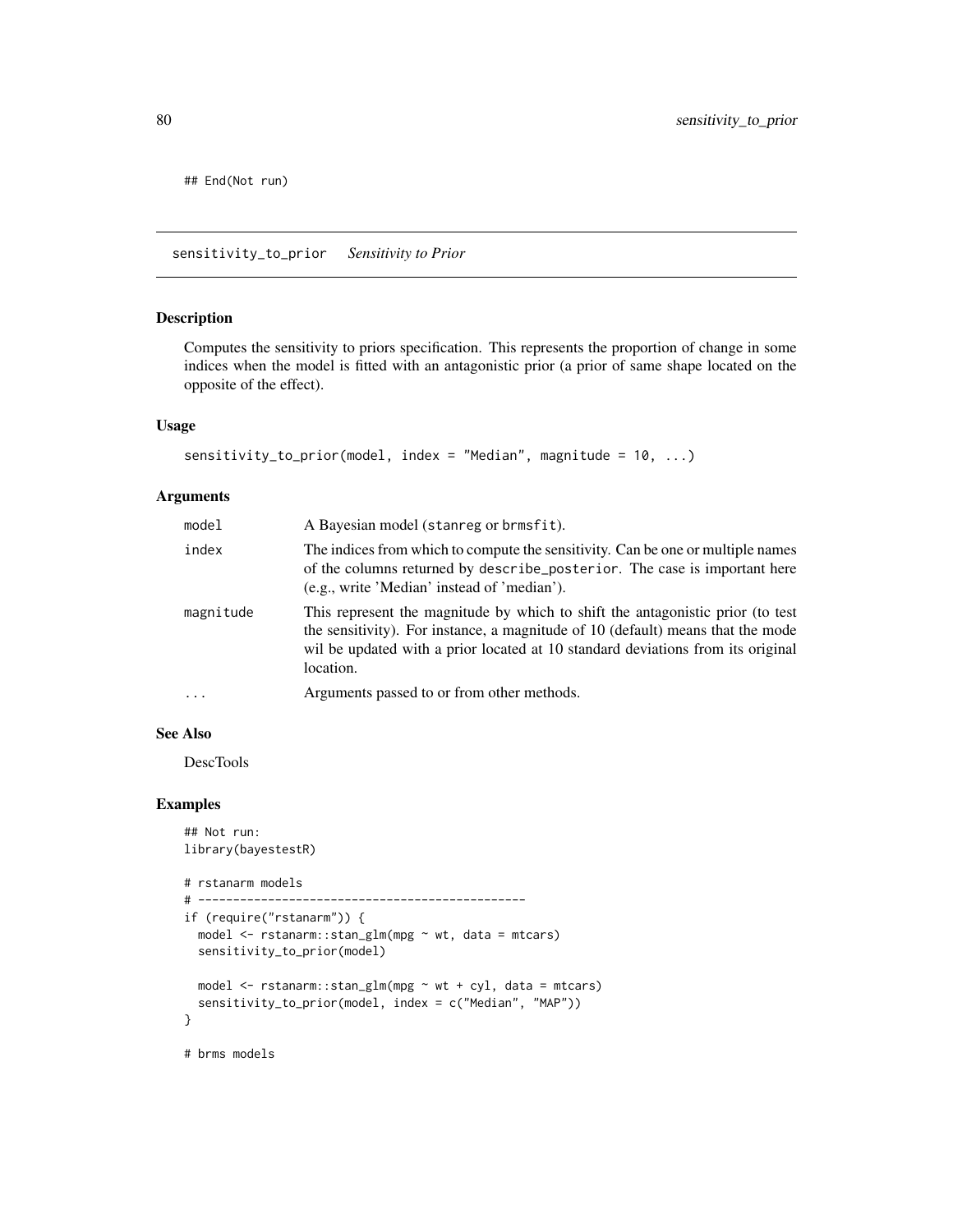```
## End(Not run)
```

## sensitivity_to_prior *Sensitivity to Prior*

### Description

Computes the sensitivity to priors specification. This represents the proportion of change in some indices when the model is fitted with an antagonistic prior (a prior of same shape located on the opposite of the effect).

### Usage

```
sensitivity_to_prior(model, index = "Median", magnitude = 10, ...)
```

### Arguments

| | |
|---|---|
| model | A Bayesian model (stanreg or brmsfit). |
| index | The indices from which to compute the sensitivity. Can be one or multiple names of the columns returned by describe_posterior. The case is important here (e.g., write 'Median' instead of 'median'). |
| magnitude | This represent the magnitude by which to shift the antagonistic prior (to test the sensitivity). For instance, a magnitude of 10 (default) means that the mode wil be updated with a prior located at 10 standard deviations from its original location. |
| ... | Arguments passed to or from other methods. |

### See Also

DescTools

### Examples

```
## Not run:
library(bayestestR)

# rstanarm models
# -----------------------------------------------
if (require("rstanarm")) {
  model <- rstanarm::stan_glm(mpg ~ wt, data = mtcars)
  sensitivity_to_prior(model)

  model <- rstanarm::stan_glm(mpg ~ wt + cyl, data = mtcars)
  sensitivity_to_prior(model, index = c("Median", "MAP"))
}

# brms models
```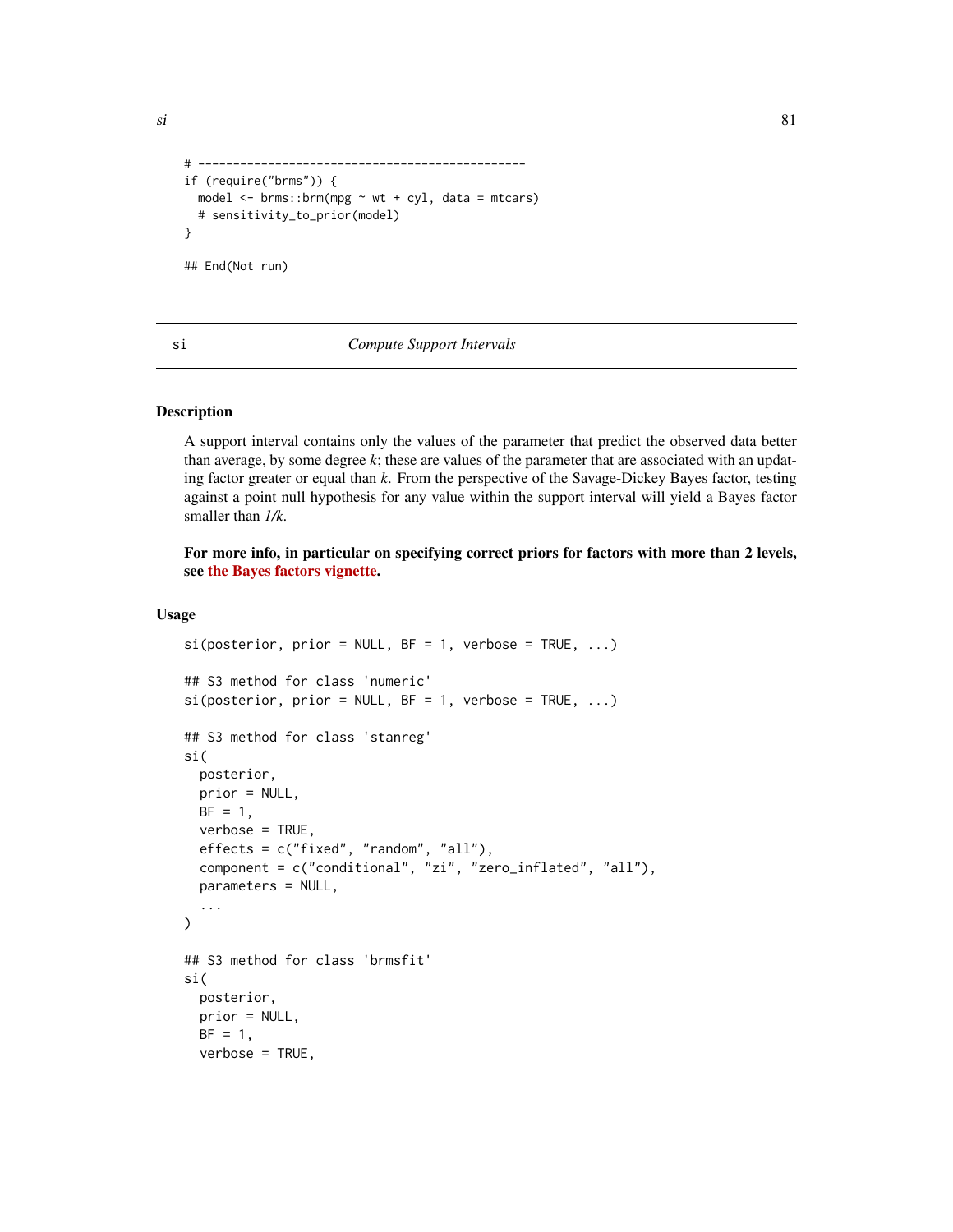```
# -----------------------------------------------
if (require("brms")) {
  model <- brms::brm(mpg ~ wt + cyl, data = mtcars)
  # sensitivity_to_prior(model)
}

## End(Not run)
```

## si — *Compute Support Intervals*

### Description

A support interval contains only the values of the parameter that predict the observed data better than average, by some degree *k*; these are values of the parameter that are associated with an updating factor greater or equal than *k*. From the perspective of the Savage-Dickey Bayes factor, testing against a point null hypothesis for any value within the support interval will yield a Bayes factor smaller than *1/k*.

**For more info, in particular on specifying correct priors for factors with more than 2 levels, see the Bayes factors vignette.**

### Usage

```
si(posterior, prior = NULL, BF = 1, verbose = TRUE, ...)

## S3 method for class 'numeric'
si(posterior, prior = NULL, BF = 1, verbose = TRUE, ...)

## S3 method for class 'stanreg'
si(
  posterior,
  prior = NULL,
  BF = 1,
  verbose = TRUE,
  effects = c("fixed", "random", "all"),
  component = c("conditional", "zi", "zero_inflated", "all"),
  parameters = NULL,
  ...
)

## S3 method for class 'brmsfit'
si(
  posterior,
  prior = NULL,
  BF = 1,
  verbose = TRUE,
```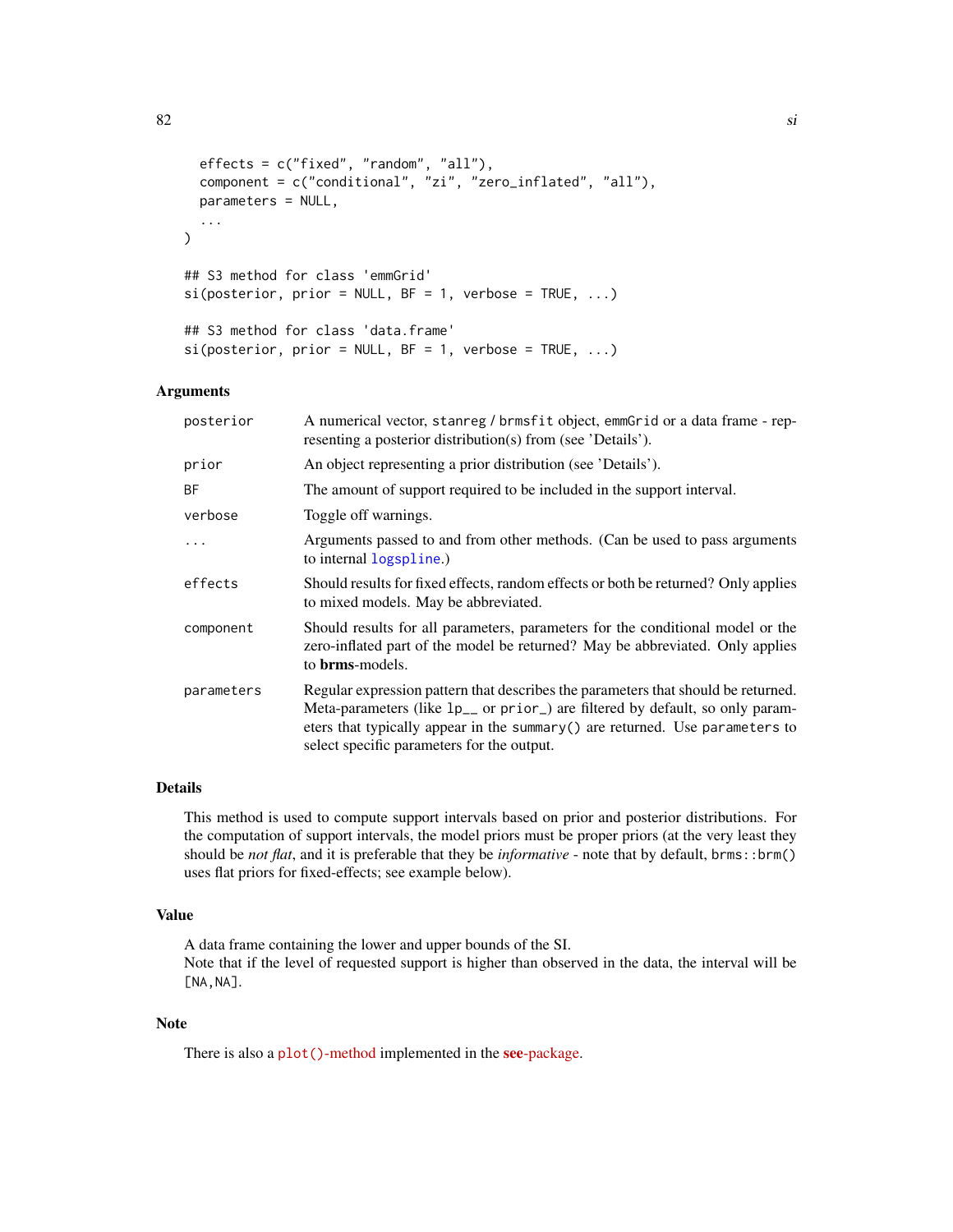```
  effects = c("fixed", "random", "all"),
  component = c("conditional", "zi", "zero_inflated", "all"),
  parameters = NULL,
  ...
)

## S3 method for class 'emmGrid'
si(posterior, prior = NULL, BF = 1, verbose = TRUE, ...)

## S3 method for class 'data.frame'
si(posterior, prior = NULL, BF = 1, verbose = TRUE, ...)
```

### Arguments

| | |
|---|---|
| `posterior` | A numerical vector, `stanreg` / `brmsfit` object, `emmGrid` or a data frame - representing a posterior distribution(s) from (see 'Details'). |
| `prior` | An object representing a prior distribution (see 'Details'). |
| `BF` | The amount of support required to be included in the support interval. |
| `verbose` | Toggle off warnings. |
| `...` | Arguments passed to and from other methods. (Can be used to pass arguments to internal `logspline`.) |
| `effects` | Should results for fixed effects, random effects or both be returned? Only applies to mixed models. May be abbreviated. |
| `component` | Should results for all parameters, parameters for the conditional model or the zero-inflated part of the model be returned? May be abbreviated. Only applies to **brms**-models. |
| `parameters` | Regular expression pattern that describes the parameters that should be returned. Meta-parameters (like `lp__` or `prior_`) are filtered by default, so only parameters that typically appear in the `summary()` are returned. Use `parameters` to select specific parameters for the output. |

### Details

This method is used to compute support intervals based on prior and posterior distributions. For the computation of support intervals, the model priors must be proper priors (at the very least they should be *not flat*, and it is preferable that they be *informative* - note that by default, `brms::brm()` uses flat priors for fixed-effects; see example below).

### Value

A data frame containing the lower and upper bounds of the SI.
Note that if the level of requested support is higher than observed in the data, the interval will be `[NA,NA]`.

### Note

There is also a `plot()`-method implemented in the **see**-package.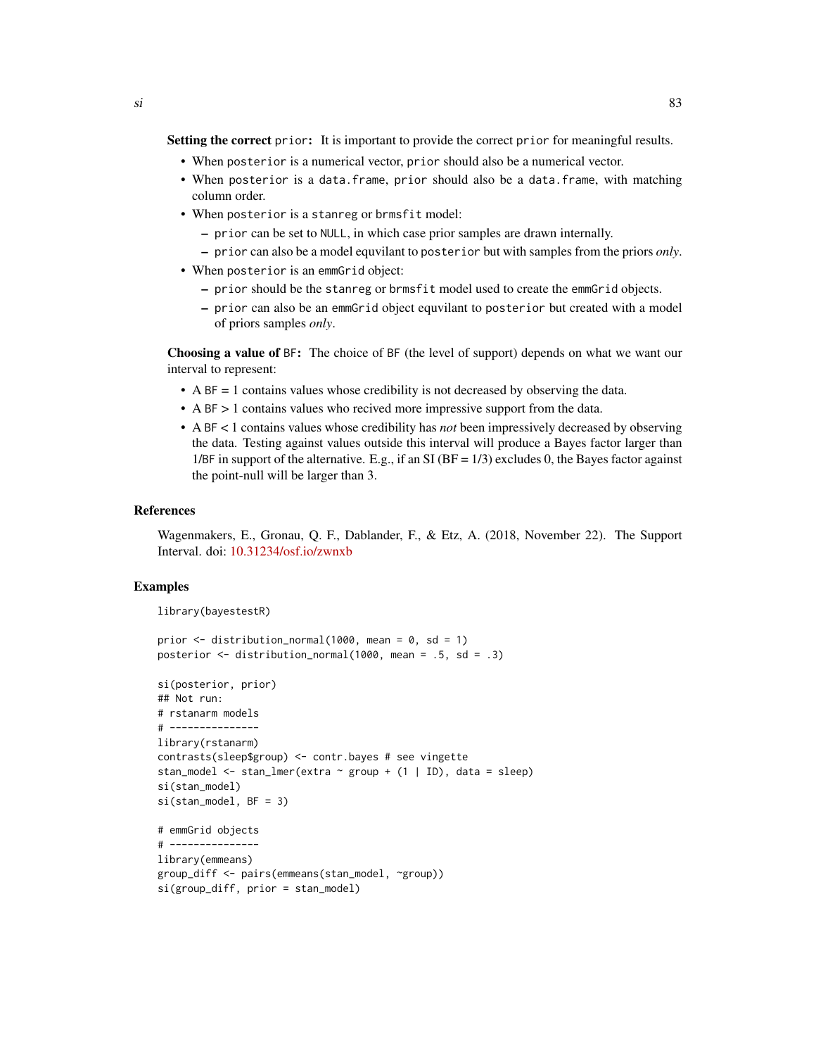**Setting the correct `prior`:** It is important to provide the correct `prior` for meaningful results.

- When `posterior` is a numerical vector, `prior` should also be a numerical vector.
- When `posterior` is a `data.frame`, `prior` should also be a `data.frame`, with matching column order.
- When `posterior` is a `stanreg` or `brmsfit` model:
  - `prior` can be set to `NULL`, in which case prior samples are drawn internally.
  - `prior` can also be a model equvilant to `posterior` but with samples from the priors *only*.
- When `posterior` is an `emmGrid` object:
  - `prior` should be the `stanreg` or `brmsfit` model used to create the `emmGrid` objects.
  - `prior` can also be an `emmGrid` object equvilant to `posterior` but created with a model of priors samples *only*.

**Choosing a value of `BF`:** The choice of `BF` (the level of support) depends on what we want our interval to represent:

- A `BF` = 1 contains values whose credibility is not decreased by observing the data.
- A `BF` > 1 contains values who recived more impressive support from the data.
- A `BF` < 1 contains values whose credibility has *not* been impressively decreased by observing the data. Testing against values outside this interval will produce a Bayes factor larger than 1/`BF` in support of the alternative. E.g., if an SI (BF = 1/3) excludes 0, the Bayes factor against the point-null will be larger than 3.

## References

Wagenmakers, E., Gronau, Q. F., Dablander, F., & Etz, A. (2018, November 22). The Support Interval. doi: 10.31234/osf.io/zwnxb

## Examples

```
library(bayestestR)

prior <- distribution_normal(1000, mean = 0, sd = 1)
posterior <- distribution_normal(1000, mean = .5, sd = .3)

si(posterior, prior)
## Not run:
# rstanarm models
# ---------------
library(rstanarm)
contrasts(sleep$group) <- contr.bayes # see vingette
stan_model <- stan_lmer(extra ~ group + (1 | ID), data = sleep)
si(stan_model)
si(stan_model, BF = 3)

# emmGrid objects
# ---------------
library(emmeans)
group_diff <- pairs(emmeans(stan_model, ~group))
si(group_diff, prior = stan_model)
```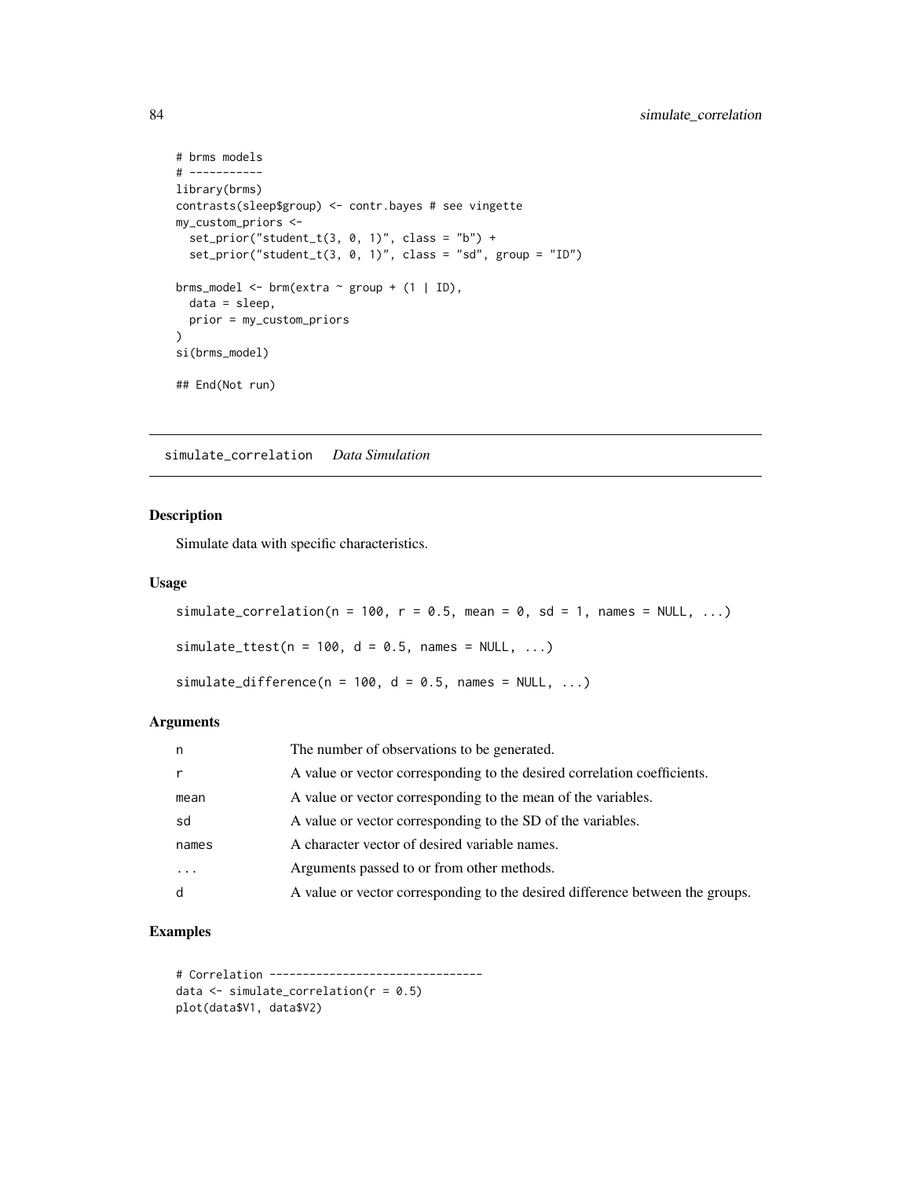```
# brms models
# -----------
library(brms)
contrasts(sleep$group) <- contr.bayes # see vingette
my_custom_priors <-
  set_prior("student_t(3, 0, 1)", class = "b") +
  set_prior("student_t(3, 0, 1)", class = "sd", group = "ID")

brms_model <- brm(extra ~ group + (1 | ID),
  data = sleep,
  prior = my_custom_priors
)
si(brms_model)

## End(Not run)
```

## simulate_correlation *Data Simulation*

### Description

Simulate data with specific characteristics.

### Usage

```
simulate_correlation(n = 100, r = 0.5, mean = 0, sd = 1, names = NULL, ...)

simulate_ttest(n = 100, d = 0.5, names = NULL, ...)

simulate_difference(n = 100, d = 0.5, names = NULL, ...)
```

### Arguments

| | |
|---|---|
| n | The number of observations to be generated. |
| r | A value or vector corresponding to the desired correlation coefficients. |
| mean | A value or vector corresponding to the mean of the variables. |
| sd | A value or vector corresponding to the SD of the variables. |
| names | A character vector of desired variable names. |
| ... | Arguments passed to or from other methods. |
| d | A value or vector corresponding to the desired difference between the groups. |

### Examples

```
# Correlation --------------------------------
data <- simulate_correlation(r = 0.5)
plot(data$V1, data$V2)
```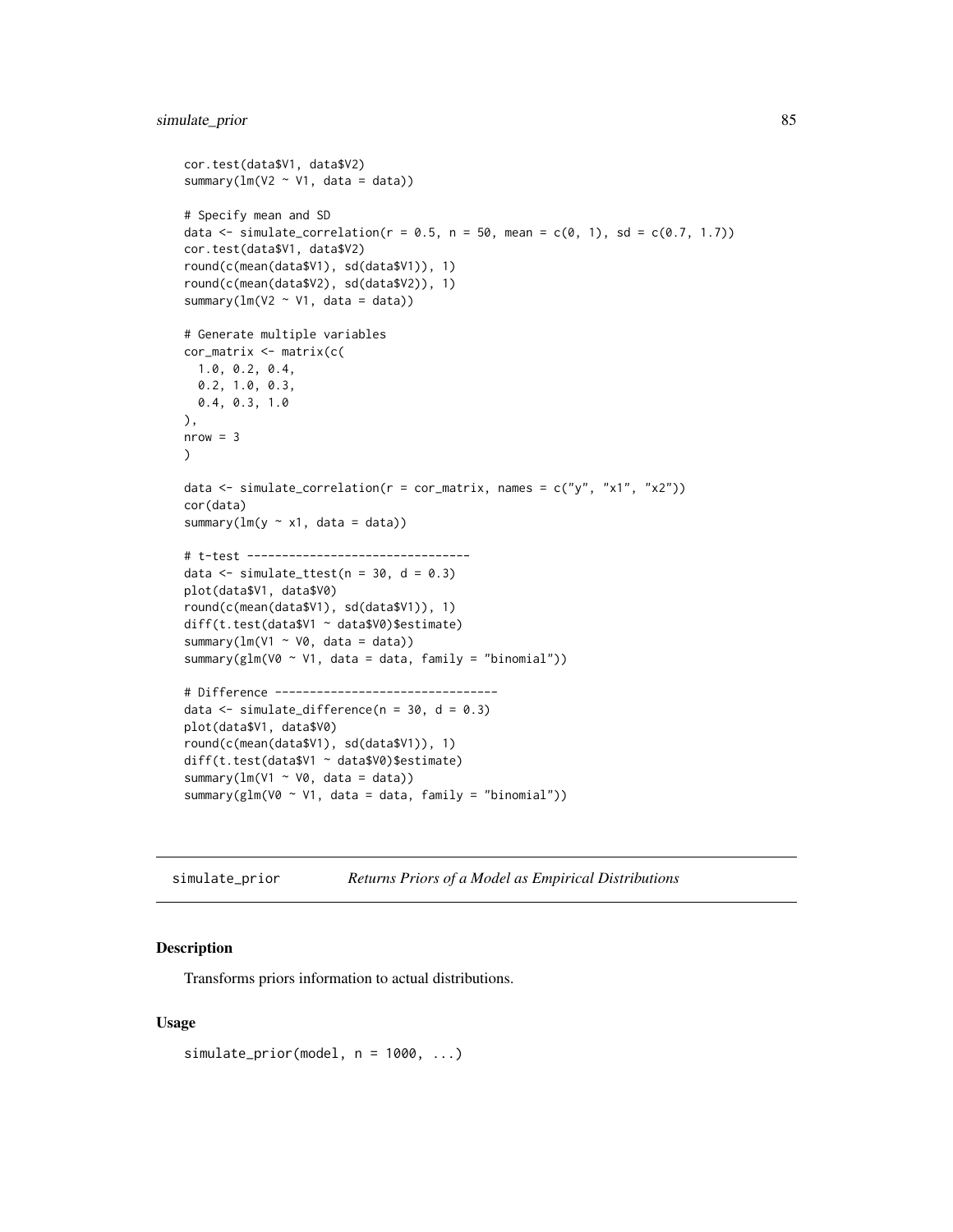```
cor.test(data$V1, data$V2)
summary(lm(V2 ~ V1, data = data))

# Specify mean and SD
data <- simulate_correlation(r = 0.5, n = 50, mean = c(0, 1), sd = c(0.7, 1.7))
cor.test(data$V1, data$V2)
round(c(mean(data$V1), sd(data$V1)), 1)
round(c(mean(data$V2), sd(data$V2)), 1)
summary(lm(V2 ~ V1, data = data))

# Generate multiple variables
cor_matrix <- matrix(c(
  1.0, 0.2, 0.4,
  0.2, 1.0, 0.3,
  0.4, 0.3, 1.0
),
nrow = 3
)

data <- simulate_correlation(r = cor_matrix, names = c("y", "x1", "x2"))
cor(data)
summary(lm(y ~ x1, data = data))

# t-test --------------------------------
data <- simulate_ttest(n = 30, d = 0.3)
plot(data$V1, data$V0)
round(c(mean(data$V1), sd(data$V1)), 1)
diff(t.test(data$V1 ~ data$V0)$estimate)
summary(lm(V1 ~ V0, data = data))
summary(glm(V0 ~ V1, data = data, family = "binomial"))

# Difference --------------------------------
data <- simulate_difference(n = 30, d = 0.3)
plot(data$V1, data$V0)
round(c(mean(data$V1), sd(data$V1)), 1)
diff(t.test(data$V1 ~ data$V0)$estimate)
summary(lm(V1 ~ V0, data = data))
summary(glm(V0 ~ V1, data = data, family = "binomial"))
```

---

## simulate_prior *Returns Priors of a Model as Empirical Distributions*

### Description

Transforms priors information to actual distributions.

### Usage

```
simulate_prior(model, n = 1000, ...)
```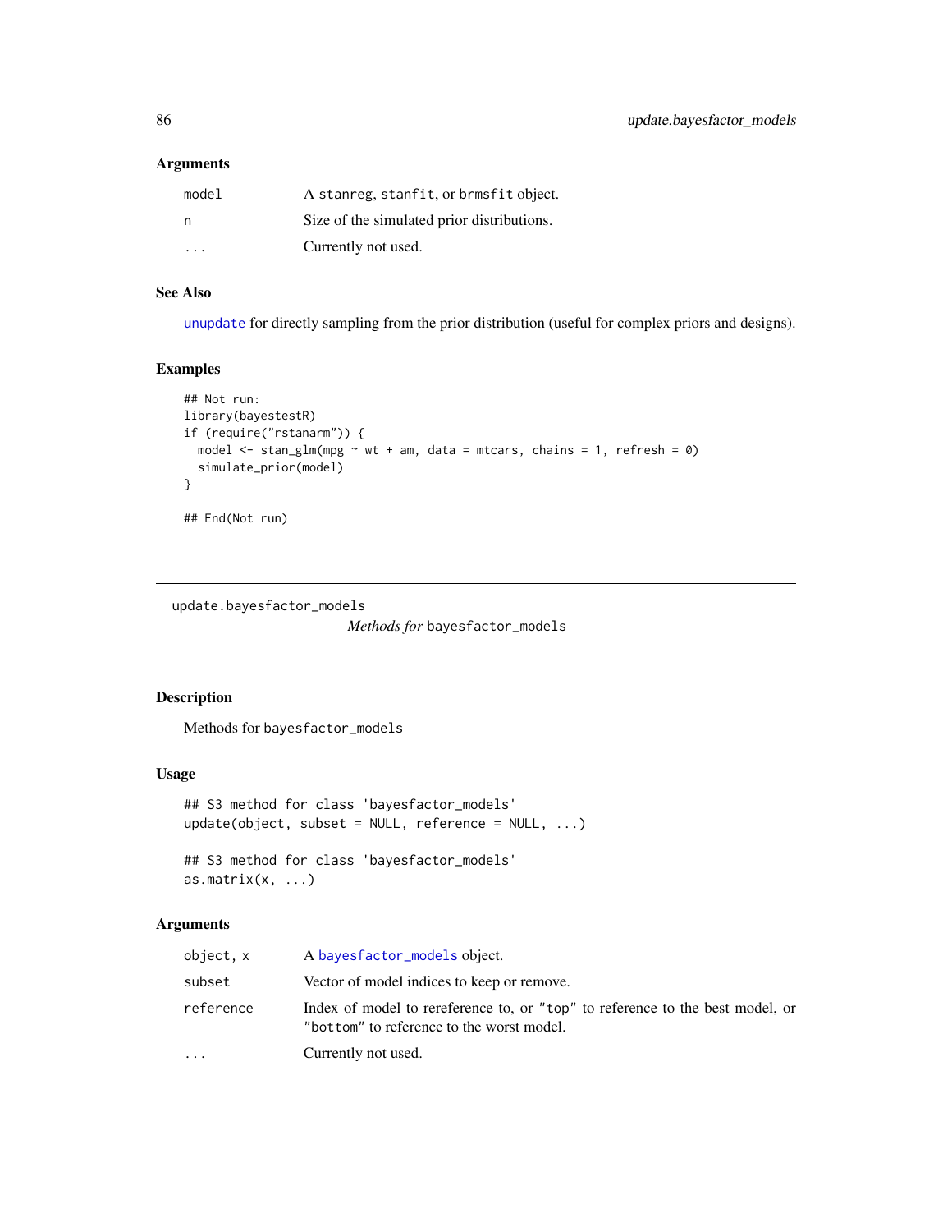### Arguments

| | |
|---|---|
| model | A stanreg, stanfit, or brmsfit object. |
| n | Size of the simulated prior distributions. |
| ... | Currently not used. |

### See Also

unupdate for directly sampling from the prior distribution (useful for complex priors and designs).

### Examples

```
## Not run:
library(bayestestR)
if (require("rstanarm")) {
  model <- stan_glm(mpg ~ wt + am, data = mtcars, chains = 1, refresh = 0)
  simulate_prior(model)
}

## End(Not run)
```

---

## update.bayesfactor_models &nbsp;&nbsp;&nbsp; *Methods for* bayesfactor_models

---

### Description

Methods for bayesfactor_models

### Usage

```
## S3 method for class 'bayesfactor_models'
update(object, subset = NULL, reference = NULL, ...)

## S3 method for class 'bayesfactor_models'
as.matrix(x, ...)
```

### Arguments

| | |
|---|---|
| object, x | A bayesfactor_models object. |
| subset | Vector of model indices to keep or remove. |
| reference | Index of model to rereference to, or "top" to reference to the best model, or "bottom" to reference to the worst model. |
| ... | Currently not used. |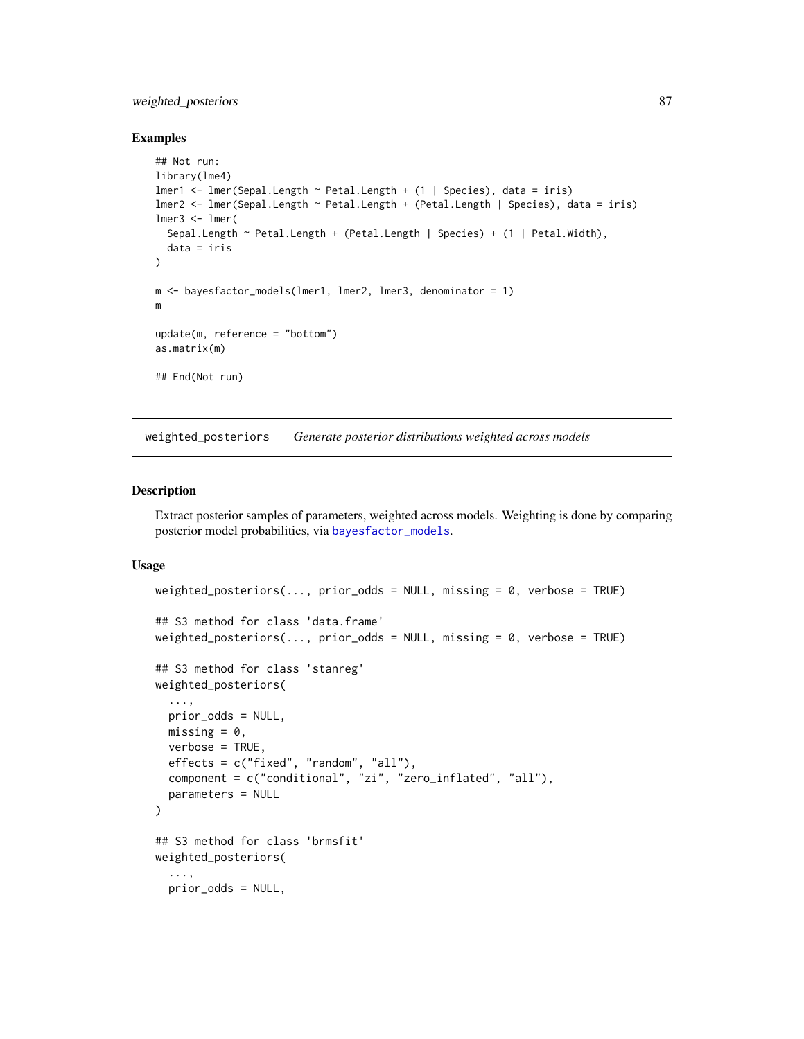### Examples

```
## Not run:
library(lme4)
lmer1 <- lmer(Sepal.Length ~ Petal.Length + (1 | Species), data = iris)
lmer2 <- lmer(Sepal.Length ~ Petal.Length + (Petal.Length | Species), data = iris)
lmer3 <- lmer(
  Sepal.Length ~ Petal.Length + (Petal.Length | Species) + (1 | Petal.Width),
  data = iris
)

m <- bayesfactor_models(lmer1, lmer2, lmer3, denominator = 1)
m

update(m, reference = "bottom")
as.matrix(m)

## End(Not run)
```

---

## weighted_posteriors *Generate posterior distributions weighted across models*

### Description

Extract posterior samples of parameters, weighted across models. Weighting is done by comparing posterior model probabilities, via `bayesfactor_models`.

### Usage

```
weighted_posteriors(..., prior_odds = NULL, missing = 0, verbose = TRUE)

## S3 method for class 'data.frame'
weighted_posteriors(..., prior_odds = NULL, missing = 0, verbose = TRUE)

## S3 method for class 'stanreg'
weighted_posteriors(
  ...,
  prior_odds = NULL,
  missing = 0,
  verbose = TRUE,
  effects = c("fixed", "random", "all"),
  component = c("conditional", "zi", "zero_inflated", "all"),
  parameters = NULL
)

## S3 method for class 'brmsfit'
weighted_posteriors(
  ...,
  prior_odds = NULL,
```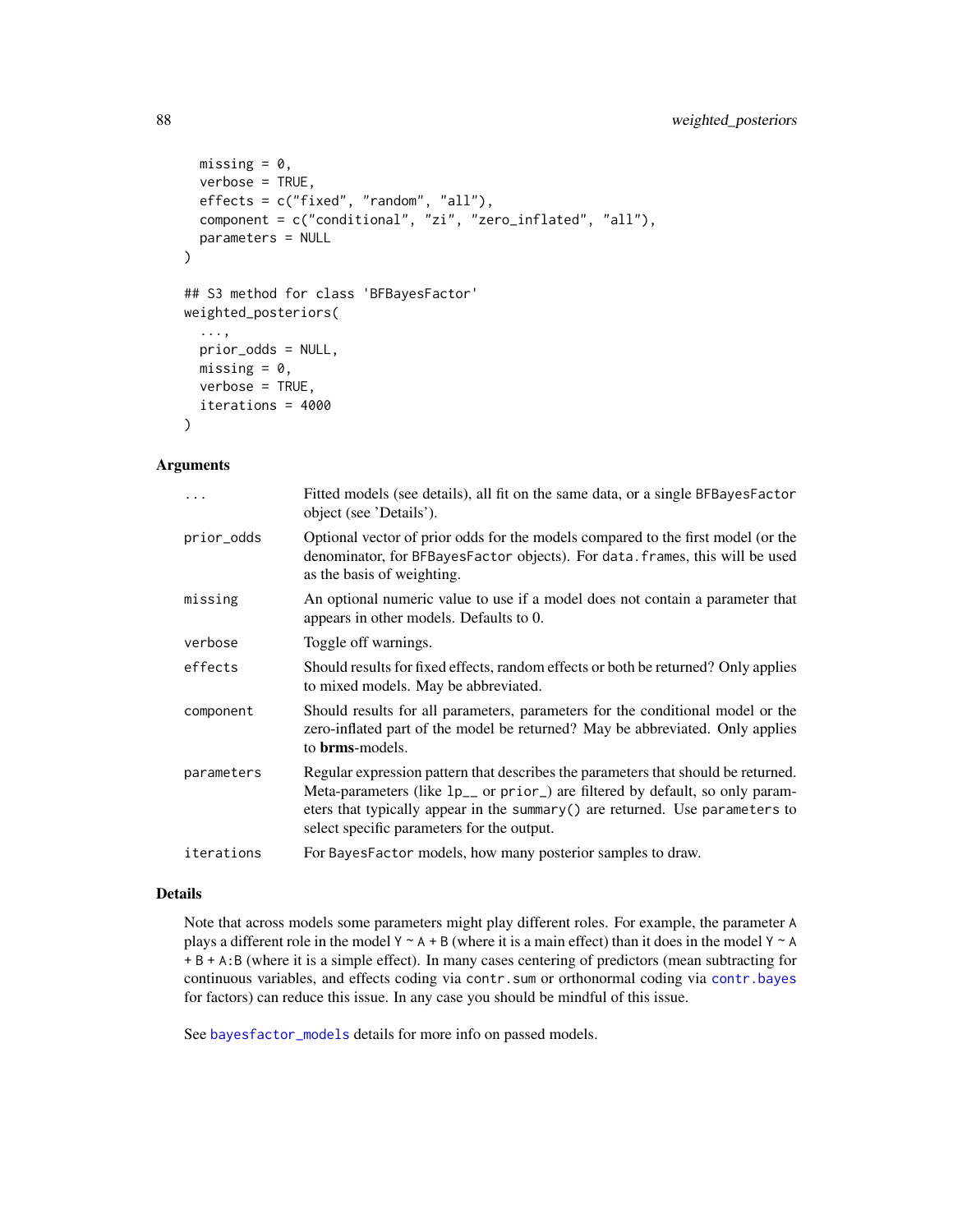```
  missing = 0,
  verbose = TRUE,
  effects = c("fixed", "random", "all"),
  component = c("conditional", "zi", "zero_inflated", "all"),
  parameters = NULL
)

## S3 method for class 'BFBayesFactor'
weighted_posteriors(
  ...,
  prior_odds = NULL,
  missing = 0,
  verbose = TRUE,
  iterations = 4000
)
```

### Arguments

| | |
|---|---|
| `...` | Fitted models (see details), all fit on the same data, or a single `BFBayesFactor` object (see 'Details'). |
| `prior_odds` | Optional vector of prior odds for the models compared to the first model (or the denominator, for `BFBayesFactor` objects). For `data.frame`s, this will be used as the basis of weighting. |
| `missing` | An optional numeric value to use if a model does not contain a parameter that appears in other models. Defaults to 0. |
| `verbose` | Toggle off warnings. |
| `effects` | Should results for fixed effects, random effects or both be returned? Only applies to mixed models. May be abbreviated. |
| `component` | Should results for all parameters, parameters for the conditional model or the zero-inflated part of the model be returned? May be abbreviated. Only applies to **brms**-models. |
| `parameters` | Regular expression pattern that describes the parameters that should be returned. Meta-parameters (like `lp__` or `prior_`) are filtered by default, so only parameters that typically appear in the `summary()` are returned. Use `parameters` to select specific parameters for the output. |
| `iterations` | For `BayesFactor` models, how many posterior samples to draw. |

### Details

Note that across models some parameters might play different roles. For example, the parameter `A` plays a different role in the model `Y ~ A + B` (where it is a main effect) than it does in the model `Y ~ A + B + A:B` (where it is a simple effect). In many cases centering of predictors (mean subtracting for continuous variables, and effects coding via `contr.sum` or orthonormal coding via `contr.bayes` for factors) can reduce this issue. In any case you should be mindful of this issue.

See `bayesfactor_models` details for more info on passed models.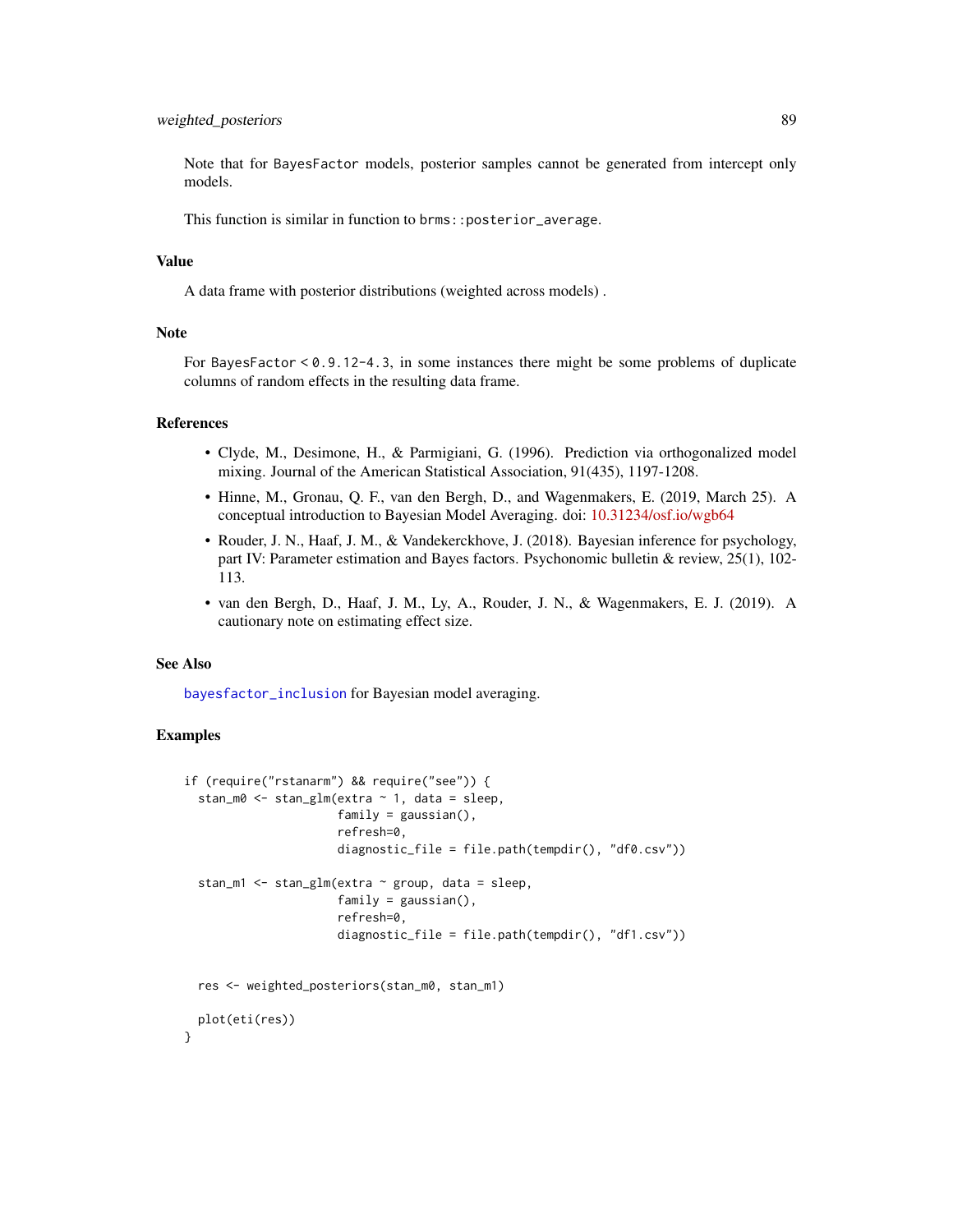Note that for `BayesFactor` models, posterior samples cannot be generated from intercept only models.

This function is similar in function to `brms::posterior_average`.

## Value

A data frame with posterior distributions (weighted across models) .

## Note

For `BayesFactor` < `0.9.12-4.3`, in some instances there might be some problems of duplicate columns of random effects in the resulting data frame.

## References

- Clyde, M., Desimone, H., & Parmigiani, G. (1996). Prediction via orthogonalized model mixing. Journal of the American Statistical Association, 91(435), 1197-1208.
- Hinne, M., Gronau, Q. F., van den Bergh, D., and Wagenmakers, E. (2019, March 25). A conceptual introduction to Bayesian Model Averaging. doi: 10.31234/osf.io/wgb64
- Rouder, J. N., Haaf, J. M., & Vandekerckhove, J. (2018). Bayesian inference for psychology, part IV: Parameter estimation and Bayes factors. Psychonomic bulletin & review, 25(1), 102-113.
- van den Bergh, D., Haaf, J. M., Ly, A., Rouder, J. N., & Wagenmakers, E. J. (2019). A cautionary note on estimating effect size.

## See Also

`bayesfactor_inclusion` for Bayesian model averaging.

## Examples

```
if (require("rstanarm") && require("see")) {
  stan_m0 <- stan_glm(extra ~ 1, data = sleep,
                      family = gaussian(),
                      refresh=0,
                      diagnostic_file = file.path(tempdir(), "df0.csv"))

  stan_m1 <- stan_glm(extra ~ group, data = sleep,
                      family = gaussian(),
                      refresh=0,
                      diagnostic_file = file.path(tempdir(), "df1.csv"))


  res <- weighted_posteriors(stan_m0, stan_m1)

  plot(eti(res))
}
```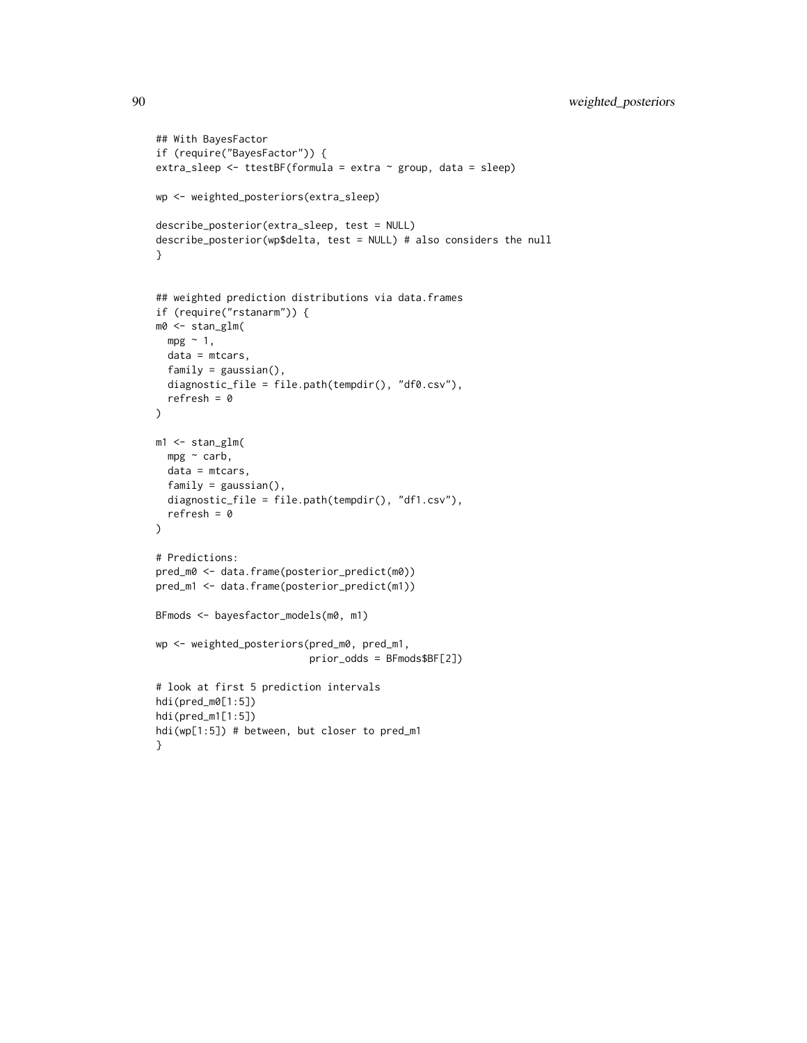```
## With BayesFactor
if (require("BayesFactor")) {
extra_sleep <- ttestBF(formula = extra ~ group, data = sleep)

wp <- weighted_posteriors(extra_sleep)

describe_posterior(extra_sleep, test = NULL)
describe_posterior(wp$delta, test = NULL) # also considers the null
}


## weighted prediction distributions via data.frames
if (require("rstanarm")) {
m0 <- stan_glm(
  mpg ~ 1,
  data = mtcars,
  family = gaussian(),
  diagnostic_file = file.path(tempdir(), "df0.csv"),
  refresh = 0
)

m1 <- stan_glm(
  mpg ~ carb,
  data = mtcars,
  family = gaussian(),
  diagnostic_file = file.path(tempdir(), "df1.csv"),
  refresh = 0
)

# Predictions:
pred_m0 <- data.frame(posterior_predict(m0))
pred_m1 <- data.frame(posterior_predict(m1))

BFmods <- bayesfactor_models(m0, m1)

wp <- weighted_posteriors(pred_m0, pred_m1,
                          prior_odds = BFmods$BF[2])

# look at first 5 prediction intervals
hdi(pred_m0[1:5])
hdi(pred_m1[1:5])
hdi(wp[1:5]) # between, but closer to pred_m1
}
```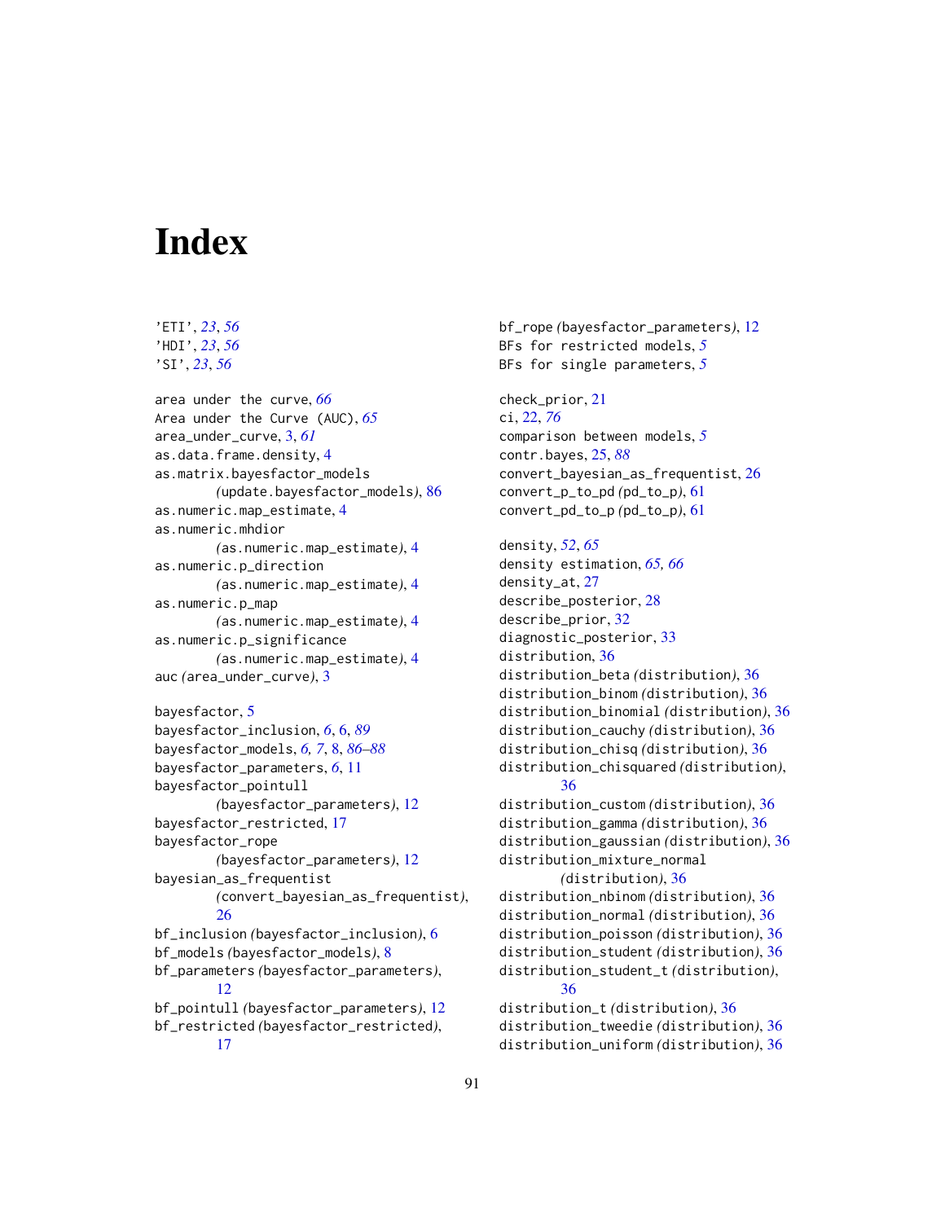# Index

'ETI', *23*, *56*
'HDI', *23*, *56*
'SI', *23*, *56*

area under the curve, *66*
Area under the Curve (AUC), *65*
area_under_curve, 3, *61*
as.data.frame.density, 4
as.matrix.bayesfactor_models *(update.bayesfactor_models)*, 86
as.numeric.map_estimate, 4
as.numeric.mhdior *(as.numeric.map_estimate)*, 4
as.numeric.p_direction *(as.numeric.map_estimate)*, 4
as.numeric.p_map *(as.numeric.map_estimate)*, 4
as.numeric.p_significance *(as.numeric.map_estimate)*, 4
auc *(area_under_curve)*, 3

bayesfactor, 5
bayesfactor_inclusion, *6*, 6, *89*
bayesfactor_models, *6, 7*, 8, *86–88*
bayesfactor_parameters, *6*, 11
bayesfactor_pointull *(bayesfactor_parameters)*, 12
bayesfactor_restricted, 17
bayesfactor_rope *(bayesfactor_parameters)*, 12
bayesian_as_frequentist *(convert_bayesian_as_frequentist)*, 26
bf_inclusion *(bayesfactor_inclusion)*, 6
bf_models *(bayesfactor_models)*, 8
bf_parameters *(bayesfactor_parameters)*, 12
bf_pointull *(bayesfactor_parameters)*, 12
bf_restricted *(bayesfactor_restricted)*, 17
bf_rope *(bayesfactor_parameters)*, 12
BFs for restricted models, *5*
BFs for single parameters, *5*

check_prior, 21
ci, 22, *76*
comparison between models, *5*
contr.bayes, 25, *88*
convert_bayesian_as_frequentist, 26
convert_p_to_pd *(pd_to_p)*, 61
convert_pd_to_p *(pd_to_p)*, 61

density, *52*, *65*
density estimation, *65, 66*
density_at, 27
describe_posterior, 28
describe_prior, 32
diagnostic_posterior, 33
distribution, 36
distribution_beta *(distribution)*, 36
distribution_binom *(distribution)*, 36
distribution_binomial *(distribution)*, 36
distribution_cauchy *(distribution)*, 36
distribution_chisq *(distribution)*, 36
distribution_chisquared *(distribution)*, 36
distribution_custom *(distribution)*, 36
distribution_gamma *(distribution)*, 36
distribution_gaussian *(distribution)*, 36
distribution_mixture_normal *(distribution)*, 36
distribution_nbinom *(distribution)*, 36
distribution_normal *(distribution)*, 36
distribution_poisson *(distribution)*, 36
distribution_student *(distribution)*, 36
distribution_student_t *(distribution)*, 36
distribution_t *(distribution)*, 36
distribution_tweedie *(distribution)*, 36
distribution_uniform *(distribution)*, 36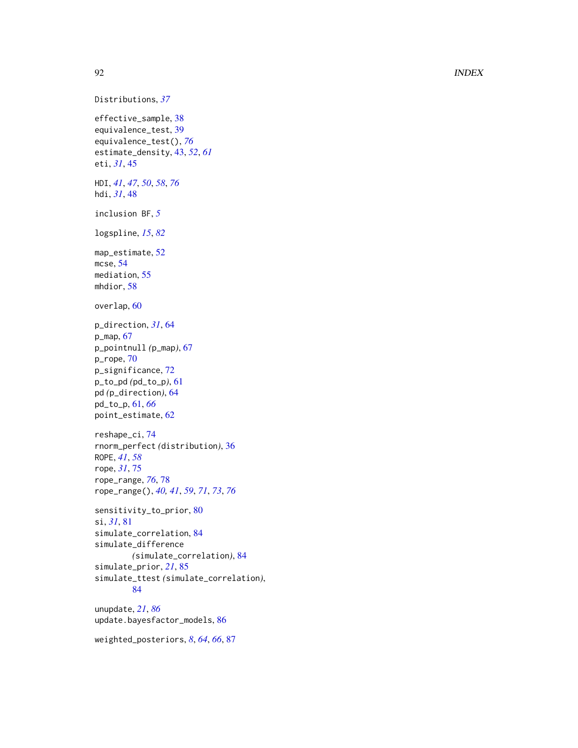Distributions, *37*

effective_sample, 38
equivalence_test, 39
equivalence_test(), *76*
estimate_density, 43, *52*, *61*
eti, *31*, 45

HDI, *41*, *47*, *50*, *58*, *76*
hdi, *31*, 48

inclusion BF, *5*

logspline, *15*, *82*

map_estimate, 52
mcse, 54
mediation, 55
mhdior, 58

overlap, 60

p_direction, *31*, 64
p_map, 67
p_pointnull *(*p_map*)*, 67
p_rope, 70
p_significance, 72
p_to_pd *(*pd_to_p*)*, 61
pd *(*p_direction*)*, 64
pd_to_p, 61, *66*
point_estimate, 62

reshape_ci, 74
rnorm_perfect *(*distribution*)*, 36
ROPE, *41*, *58*
rope, *31*, 75
rope_range, *76*, 78
rope_range(), *40, 41*, *59*, *71*, *73*, *76*

sensitivity_to_prior, 80
si, *31*, 81
simulate_correlation, 84
simulate_difference *(*simulate_correlation*)*, 84
simulate_prior, *21*, 85
simulate_ttest *(*simulate_correlation*)*, 84

unupdate, *21*, *86*
update.bayesfactor_models, 86

weighted_posteriors, *8*, *64*, *66*, 87